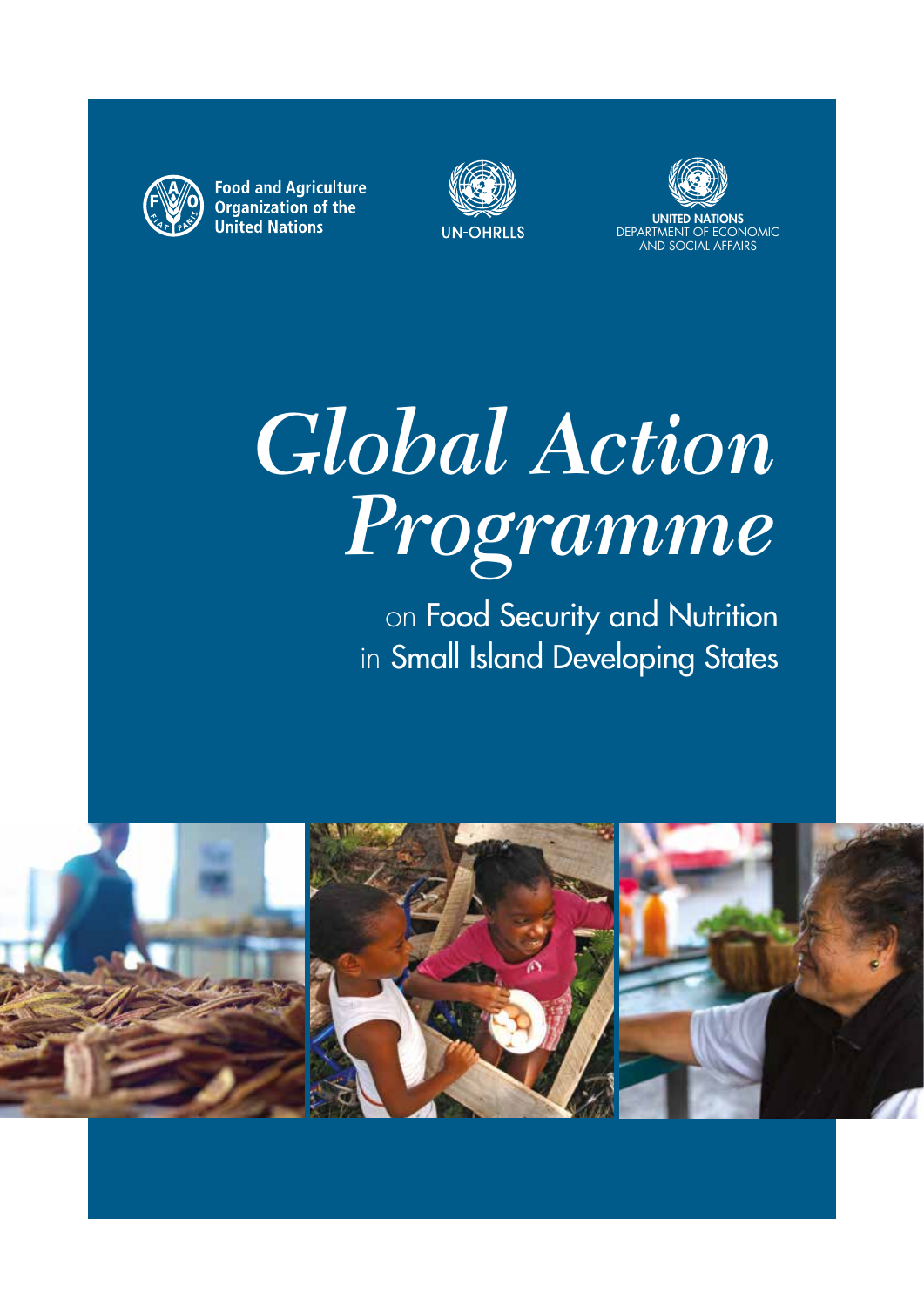Food and Agriculture Organization of the United Nations

UN-OHRLLS

UNITED NATIONS
DEPARTMENT OF ECONOMIC AND SOCIAL AFFAIRS

# *Global Action Programme*

## on Food Security and Nutrition in Small Island Developing States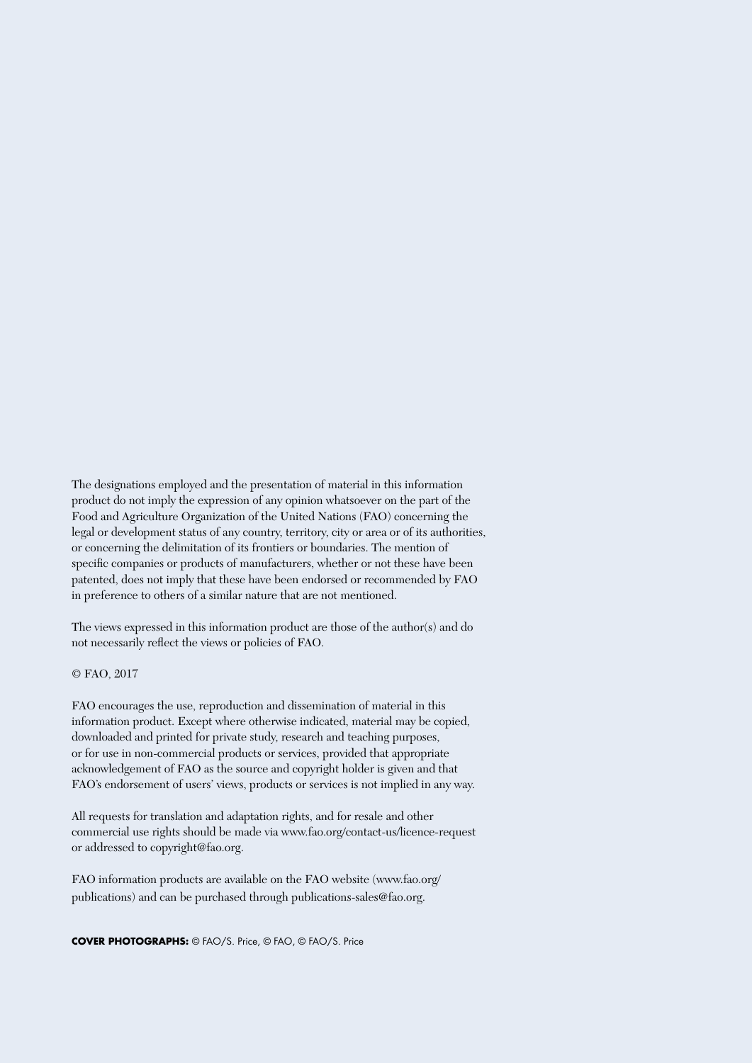The designations employed and the presentation of material in this information product do not imply the expression of any opinion whatsoever on the part of the Food and Agriculture Organization of the United Nations (FAO) concerning the legal or development status of any country, territory, city or area or of its authorities, or concerning the delimitation of its frontiers or boundaries. The mention of specific companies or products of manufacturers, whether or not these have been patented, does not imply that these have been endorsed or recommended by FAO in preference to others of a similar nature that are not mentioned.

The views expressed in this information product are those of the author(s) and do not necessarily reflect the views or policies of FAO.

© FAO, 2017

FAO encourages the use, reproduction and dissemination of material in this information product. Except where otherwise indicated, material may be copied, downloaded and printed for private study, research and teaching purposes, or for use in non-commercial products or services, provided that appropriate acknowledgement of FAO as the source and copyright holder is given and that FAO's endorsement of users' views, products or services is not implied in any way.

All requests for translation and adaptation rights, and for resale and other commercial use rights should be made via www.fao.org/contact-us/licence-request or addressed to copyright@fao.org.

FAO information products are available on the FAO website (www.fao.org/publications) and can be purchased through publications-sales@fao.org.

**COVER PHOTOGRAPHS:** © FAO/S. Price, © FAO, © FAO/S. Price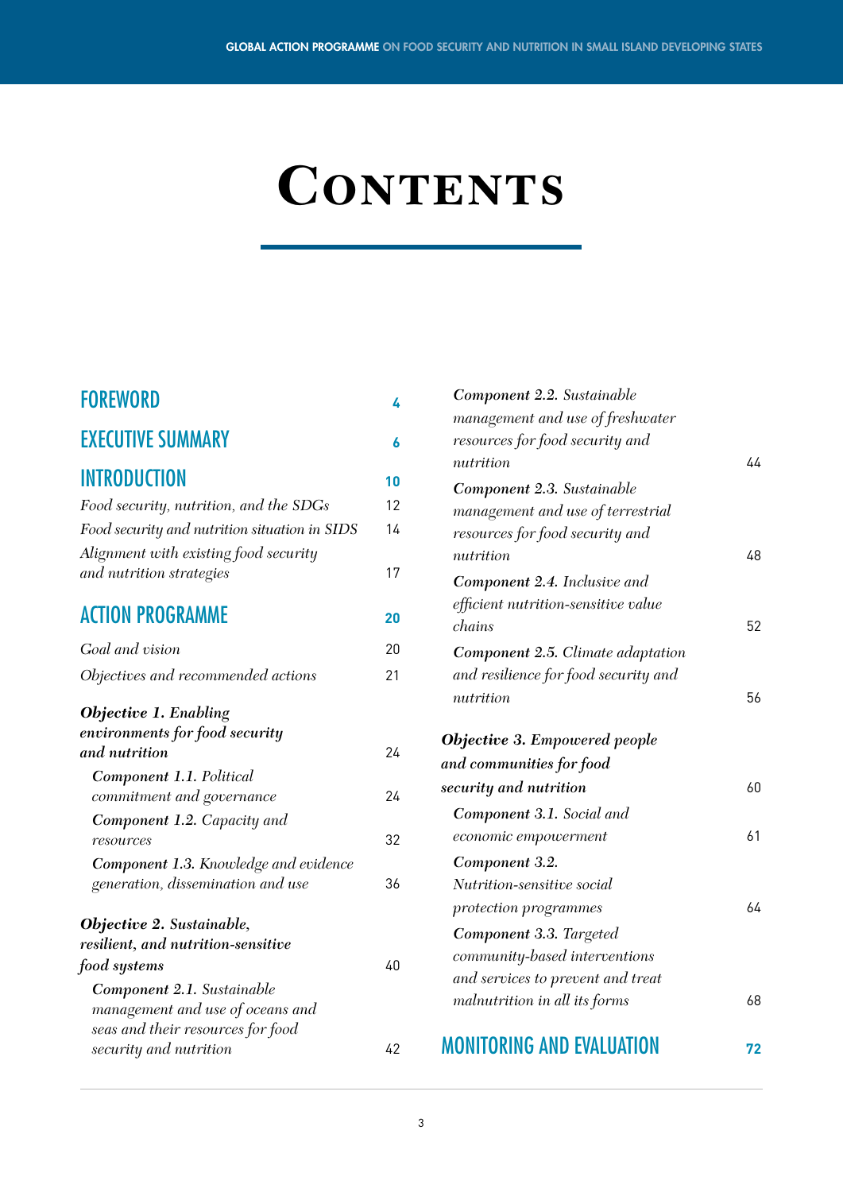# Contents

| | |
|---|---|
| **FOREWORD** | **4** |
| **EXECUTIVE SUMMARY** | **6** |
| **INTRODUCTION** | **10** |
| *Food security, nutrition, and the SDGs* | 12 |
| *Food security and nutrition situation in SIDS* | 14 |
| *Alignment with existing food security and nutrition strategies* | 17 |
| **ACTION PROGRAMME** | **20** |
| *Goal and vision* | 20 |
| *Objectives and recommended actions* | 21 |
| ***Objective 1. Enabling environments for food security and nutrition*** | 24 |
| ***Component 1.1.*** *Political commitment and governance* | 24 |
| ***Component 1.2.*** *Capacity and resources* | 32 |
| ***Component 1.3.*** *Knowledge and evidence generation, dissemination and use* | 36 |
| ***Objective 2. Sustainable, resilient, and nutrition-sensitive food systems*** | 40 |
| ***Component 2.1.*** *Sustainable management and use of oceans and seas and their resources for food security and nutrition* | 42 |
| ***Component 2.2.*** *Sustainable management and use of freshwater resources for food security and nutrition* | 44 |
| ***Component 2.3.*** *Sustainable management and use of terrestrial resources for food security and nutrition* | 48 |
| ***Component 2.4.*** *Inclusive and efficient nutrition-sensitive value chains* | 52 |
| ***Component 2.5.*** *Climate adaptation and resilience for food security and nutrition* | 56 |
| ***Objective 3. Empowered people and communities for food security and nutrition*** | 60 |
| ***Component 3.1.*** *Social and economic empowerment* | 61 |
| ***Component 3.2.*** *Nutrition-sensitive social protection programmes* | 64 |
| ***Component 3.3.*** *Targeted community-based interventions and services to prevent and treat malnutrition in all its forms* | 68 |
| **MONITORING AND EVALUATION** | **72** |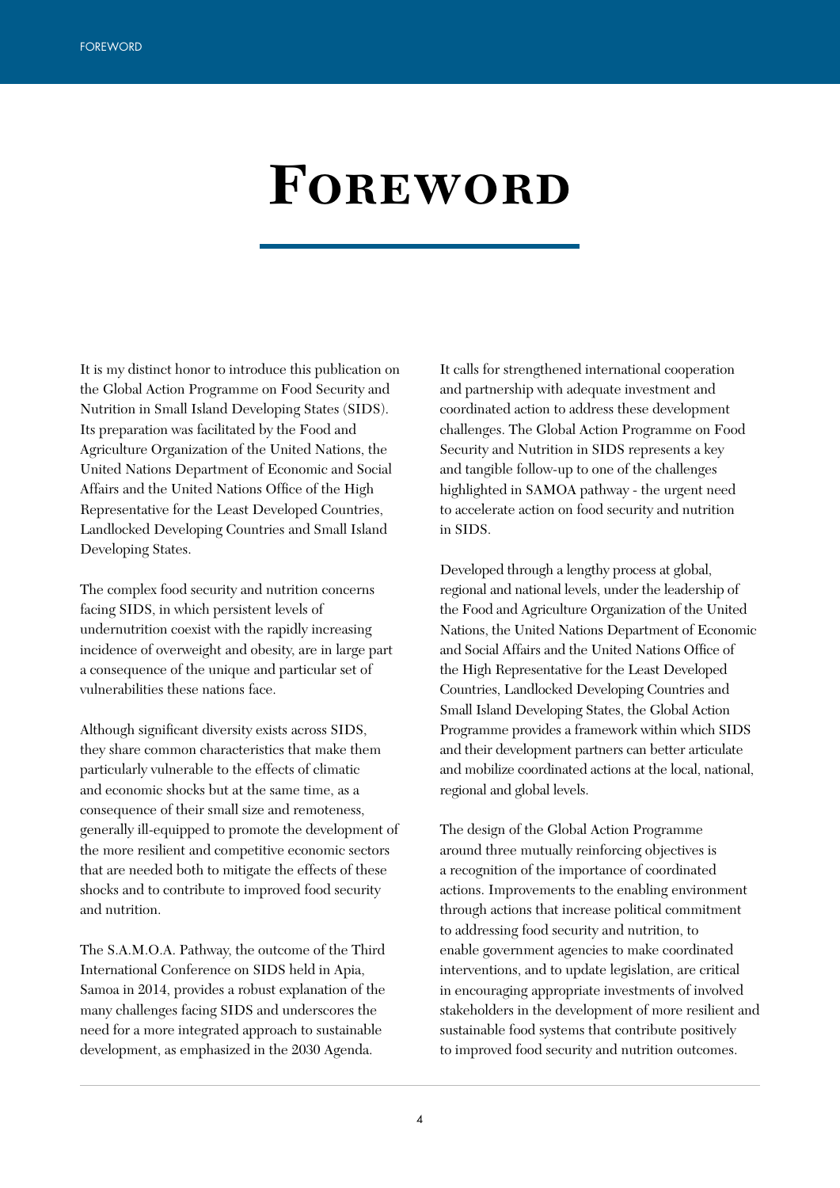# Foreword

It is my distinct honor to introduce this publication on the Global Action Programme on Food Security and Nutrition in Small Island Developing States (SIDS). Its preparation was facilitated by the Food and Agriculture Organization of the United Nations, the United Nations Department of Economic and Social Affairs and the United Nations Office of the High Representative for the Least Developed Countries, Landlocked Developing Countries and Small Island Developing States.

The complex food security and nutrition concerns facing SIDS, in which persistent levels of undernutrition coexist with the rapidly increasing incidence of overweight and obesity, are in large part a consequence of the unique and particular set of vulnerabilities these nations face.

Although significant diversity exists across SIDS, they share common characteristics that make them particularly vulnerable to the effects of climatic and economic shocks but at the same time, as a consequence of their small size and remoteness, generally ill-equipped to promote the development of the more resilient and competitive economic sectors that are needed both to mitigate the effects of these shocks and to contribute to improved food security and nutrition.

The S.A.M.O.A. Pathway, the outcome of the Third International Conference on SIDS held in Apia, Samoa in 2014, provides a robust explanation of the many challenges facing SIDS and underscores the need for a more integrated approach to sustainable development, as emphasized in the 2030 Agenda.

It calls for strengthened international cooperation and partnership with adequate investment and coordinated action to address these development challenges. The Global Action Programme on Food Security and Nutrition in SIDS represents a key and tangible follow-up to one of the challenges highlighted in SAMOA pathway - the urgent need to accelerate action on food security and nutrition in SIDS.

Developed through a lengthy process at global, regional and national levels, under the leadership of the Food and Agriculture Organization of the United Nations, the United Nations Department of Economic and Social Affairs and the United Nations Office of the High Representative for the Least Developed Countries, Landlocked Developing Countries and Small Island Developing States, the Global Action Programme provides a framework within which SIDS and their development partners can better articulate and mobilize coordinated actions at the local, national, regional and global levels.

The design of the Global Action Programme around three mutually reinforcing objectives is a recognition of the importance of coordinated actions. Improvements to the enabling environment through actions that increase political commitment to addressing food security and nutrition, to enable government agencies to make coordinated interventions, and to update legislation, are critical in encouraging appropriate investments of involved stakeholders in the development of more resilient and sustainable food systems that contribute positively to improved food security and nutrition outcomes.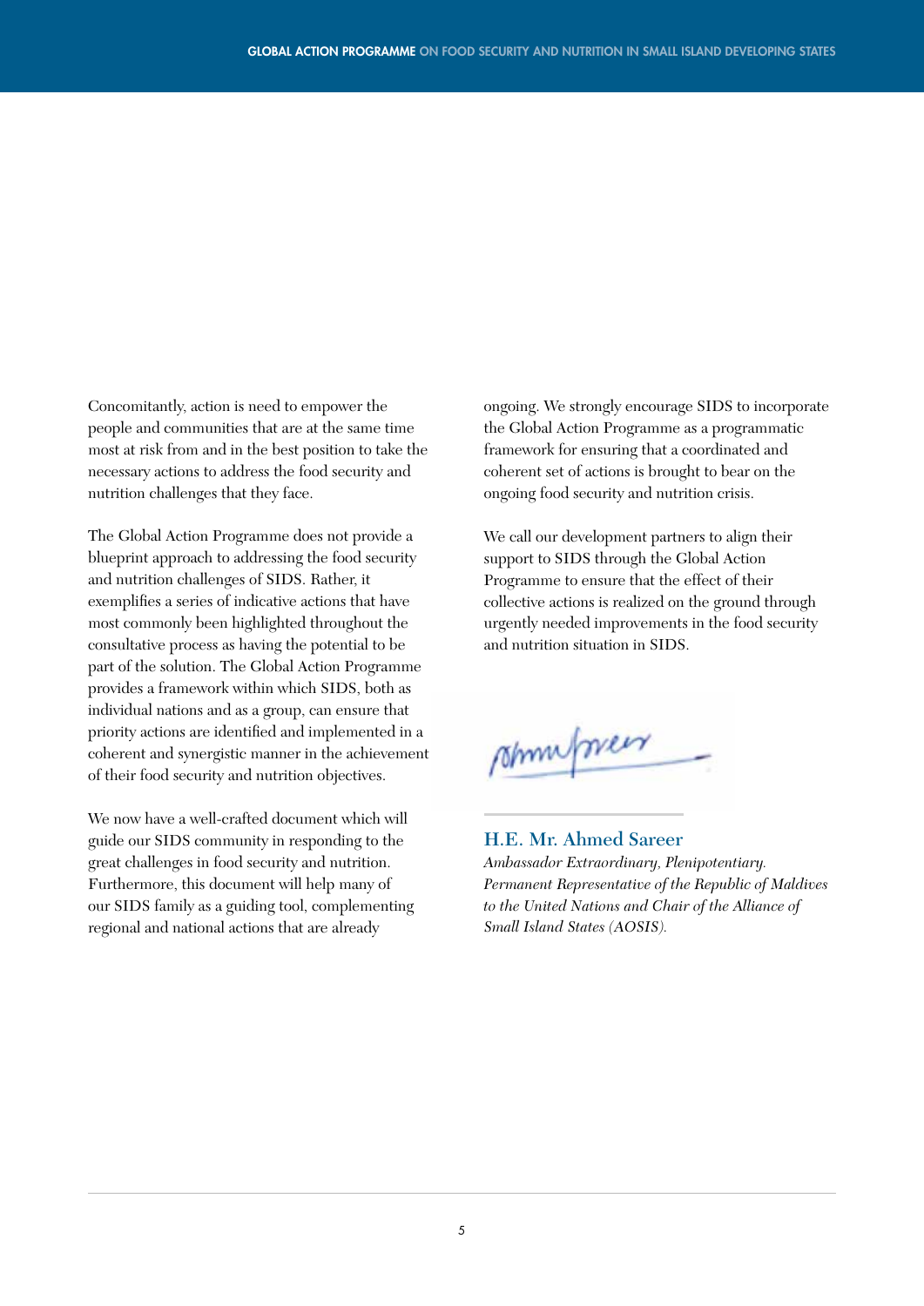Concomitantly, action is need to empower the people and communities that are at the same time most at risk from and in the best position to take the necessary actions to address the food security and nutrition challenges that they face.

The Global Action Programme does not provide a blueprint approach to addressing the food security and nutrition challenges of SIDS. Rather, it exemplifies a series of indicative actions that have most commonly been highlighted throughout the consultative process as having the potential to be part of the solution. The Global Action Programme provides a framework within which SIDS, both as individual nations and as a group, can ensure that priority actions are identified and implemented in a coherent and synergistic manner in the achievement of their food security and nutrition objectives.

We now have a well-crafted document which will guide our SIDS community in responding to the great challenges in food security and nutrition. Furthermore, this document will help many of our SIDS family as a guiding tool, complementing regional and national actions that are already ongoing. We strongly encourage SIDS to incorporate the Global Action Programme as a programmatic framework for ensuring that a coordinated and coherent set of actions is brought to bear on the ongoing food security and nutrition crisis.

We call our development partners to align their support to SIDS through the Global Action Programme to ensure that the effect of their collective actions is realized on the ground through urgently needed improvements in the food security and nutrition situation in SIDS.

**H.E. Mr. Ahmed Sareer**

*Ambassador Extraordinary, Plenipotentiary. Permanent Representative of the Republic of Maldives to the United Nations and Chair of the Alliance of Small Island States (AOSIS).*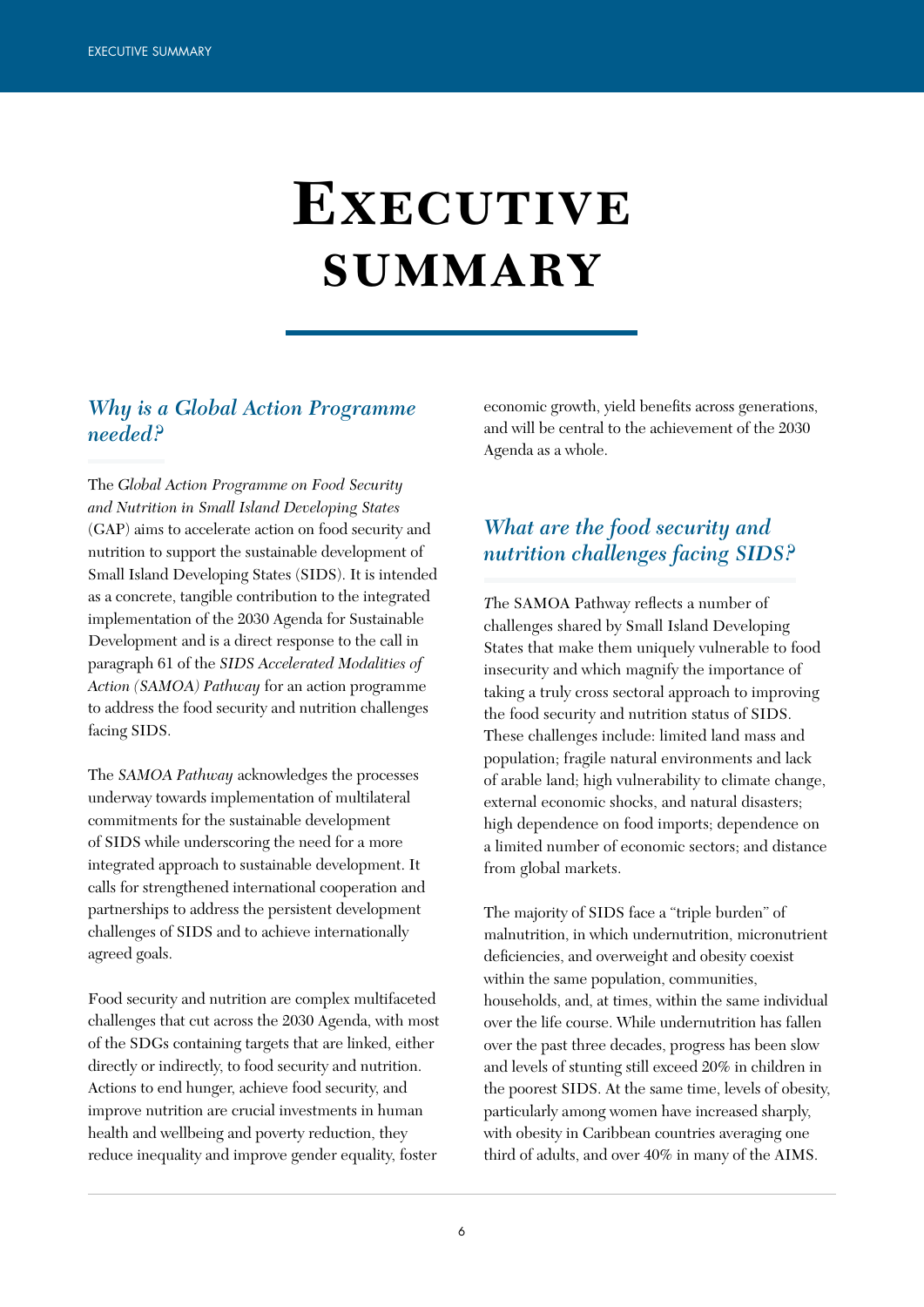# Executive summary

## *Why is a Global Action Programme needed?*

The *Global Action Programme on Food Security and Nutrition in Small Island Developing States* (GAP) aims to accelerate action on food security and nutrition to support the sustainable development of Small Island Developing States (SIDS). It is intended as a concrete, tangible contribution to the integrated implementation of the 2030 Agenda for Sustainable Development and is a direct response to the call in paragraph 61 of the *SIDS Accelerated Modalities of Action (SAMOA) Pathway* for an action programme to address the food security and nutrition challenges facing SIDS.

The *SAMOA Pathway* acknowledges the processes underway towards implementation of multilateral commitments for the sustainable development of SIDS while underscoring the need for a more integrated approach to sustainable development. It calls for strengthened international cooperation and partnerships to address the persistent development challenges of SIDS and to achieve internationally agreed goals.

Food security and nutrition are complex multifaceted challenges that cut across the 2030 Agenda, with most of the SDGs containing targets that are linked, either directly or indirectly, to food security and nutrition. Actions to end hunger, achieve food security, and improve nutrition are crucial investments in human health and wellbeing and poverty reduction, they reduce inequality and improve gender equality, foster economic growth, yield benefits across generations, and will be central to the achievement of the 2030 Agenda as a whole.

## *What are the food security and nutrition challenges facing SIDS?*

The SAMOA Pathway reflects a number of challenges shared by Small Island Developing States that make them uniquely vulnerable to food insecurity and which magnify the importance of taking a truly cross sectoral approach to improving the food security and nutrition status of SIDS. These challenges include: limited land mass and population; fragile natural environments and lack of arable land; high vulnerability to climate change, external economic shocks, and natural disasters; high dependence on food imports; dependence on a limited number of economic sectors; and distance from global markets.

The majority of SIDS face a "triple burden" of malnutrition, in which undernutrition, micronutrient deficiencies, and overweight and obesity coexist within the same population, communities, households, and, at times, within the same individual over the life course. While undernutrition has fallen over the past three decades, progress has been slow and levels of stunting still exceed 20% in children in the poorest SIDS. At the same time, levels of obesity, particularly among women have increased sharply, with obesity in Caribbean countries averaging one third of adults, and over 40% in many of the AIMS.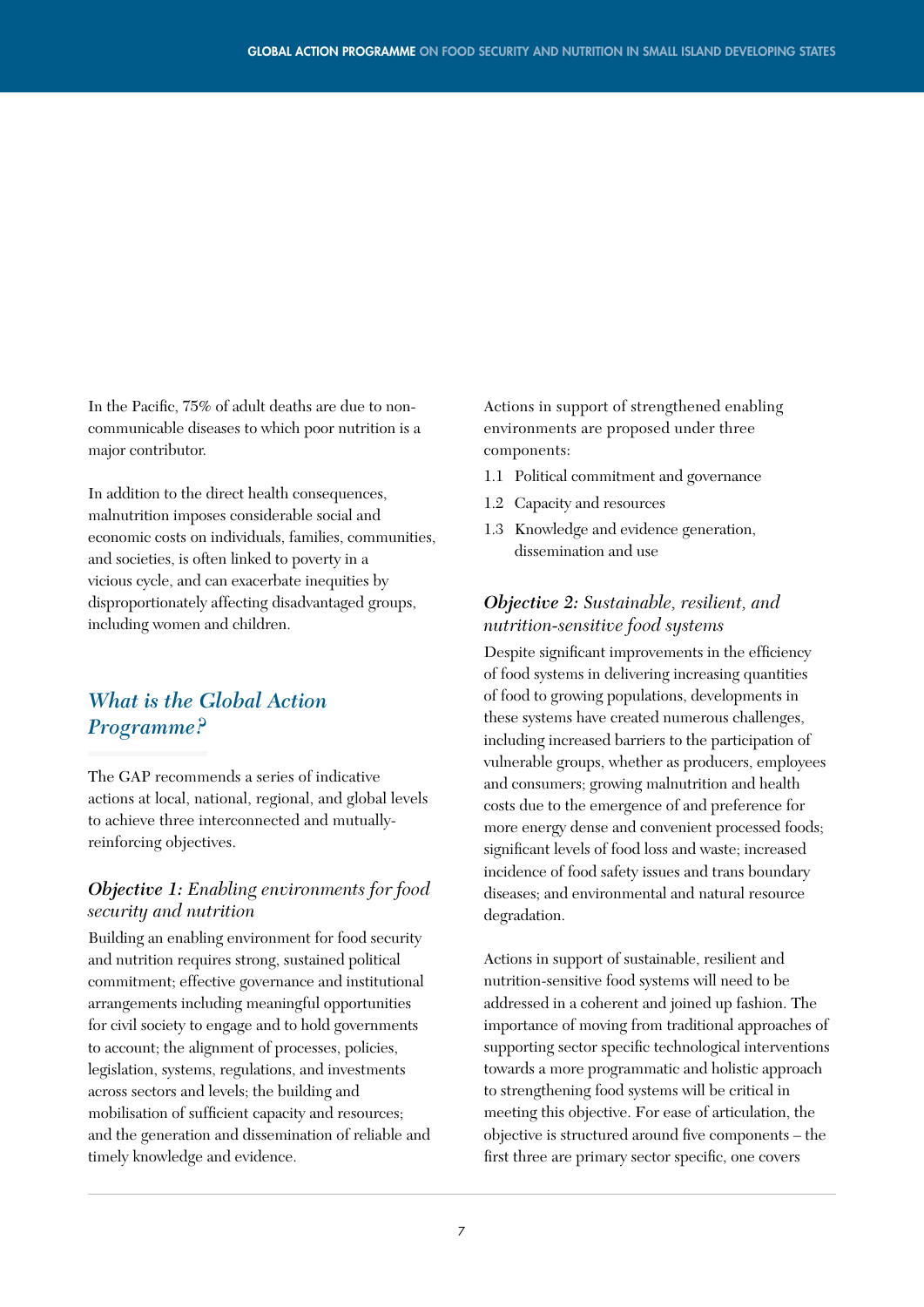In the Pacific, 75% of adult deaths are due to non-communicable diseases to which poor nutrition is a major contributor.

In addition to the direct health consequences, malnutrition imposes considerable social and economic costs on individuals, families, communities, and societies, is often linked to poverty in a vicious cycle, and can exacerbate inequities by disproportionately affecting disadvantaged groups, including women and children.

## *What is the Global Action Programme?*

The GAP recommends a series of indicative actions at local, national, regional, and global levels to achieve three interconnected and mutually-reinforcing objectives.

### ***Objective 1:*** *Enabling environments for food security and nutrition*

Building an enabling environment for food security and nutrition requires strong, sustained political commitment; effective governance and institutional arrangements including meaningful opportunities for civil society to engage and to hold governments to account; the alignment of processes, policies, legislation, systems, regulations, and investments across sectors and levels; the building and mobilisation of sufficient capacity and resources; and the generation and dissemination of reliable and timely knowledge and evidence.

Actions in support of strengthened enabling environments are proposed under three components:

1.1 Political commitment and governance

1.2 Capacity and resources

1.3 Knowledge and evidence generation, dissemination and use

### ***Objective 2:*** *Sustainable, resilient, and nutrition-sensitive food systems*

Despite significant improvements in the efficiency of food systems in delivering increasing quantities of food to growing populations, developments in these systems have created numerous challenges, including increased barriers to the participation of vulnerable groups, whether as producers, employees and consumers; growing malnutrition and health costs due to the emergence of and preference for more energy dense and convenient processed foods; significant levels of food loss and waste; increased incidence of food safety issues and trans boundary diseases; and environmental and natural resource degradation.

Actions in support of sustainable, resilient and nutrition-sensitive food systems will need to be addressed in a coherent and joined up fashion. The importance of moving from traditional approaches of supporting sector specific technological interventions towards a more programmatic and holistic approach to strengthening food systems will be critical in meeting this objective. For ease of articulation, the objective is structured around five components – the first three are primary sector specific, one covers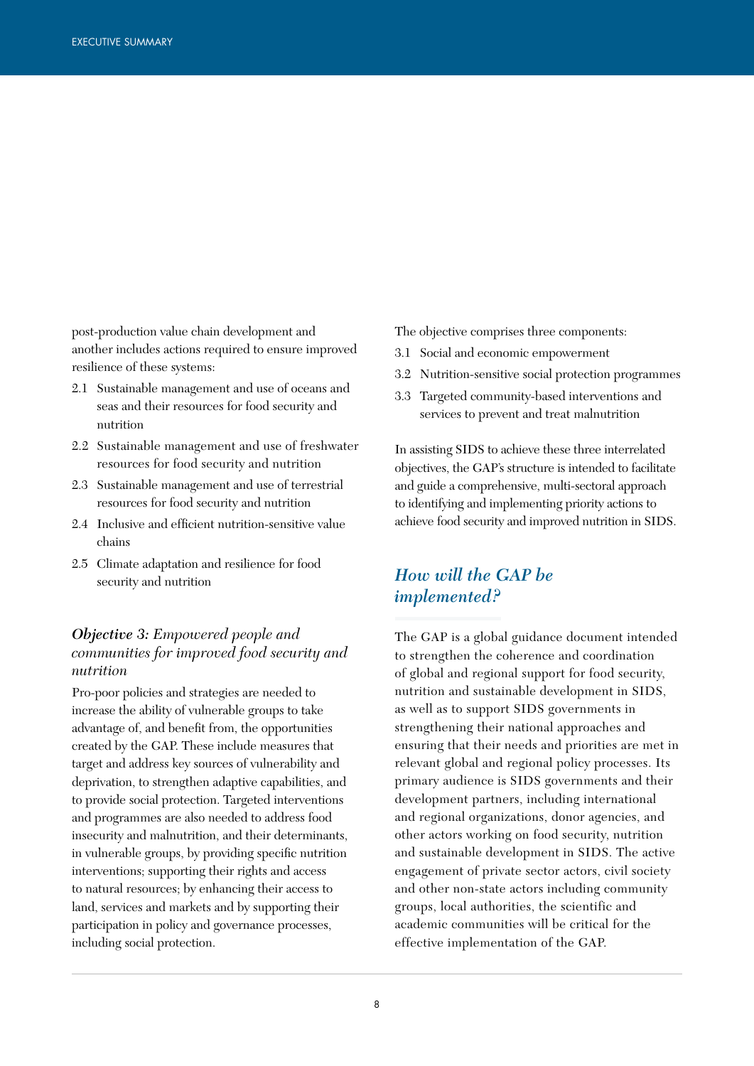post-production value chain development and another includes actions required to ensure improved resilience of these systems:

2.1 Sustainable management and use of oceans and seas and their resources for food security and nutrition

2.2 Sustainable management and use of freshwater resources for food security and nutrition

2.3 Sustainable management and use of terrestrial resources for food security and nutrition

2.4 Inclusive and efficient nutrition-sensitive value chains

2.5 Climate adaptation and resilience for food security and nutrition

### *Objective 3: Empowered people and communities for improved food security and nutrition*

Pro-poor policies and strategies are needed to increase the ability of vulnerable groups to take advantage of, and benefit from, the opportunities created by the GAP. These include measures that target and address key sources of vulnerability and deprivation, to strengthen adaptive capabilities, and to provide social protection. Targeted interventions and programmes are also needed to address food insecurity and malnutrition, and their determinants, in vulnerable groups, by providing specific nutrition interventions; supporting their rights and access to natural resources; by enhancing their access to land, services and markets and by supporting their participation in policy and governance processes, including social protection.

The objective comprises three components:

3.1 Social and economic empowerment

3.2 Nutrition-sensitive social protection programmes

3.3 Targeted community-based interventions and services to prevent and treat malnutrition

In assisting SIDS to achieve these three interrelated objectives, the GAP's structure is intended to facilitate and guide a comprehensive, multi-sectoral approach to identifying and implementing priority actions to achieve food security and improved nutrition in SIDS.

## *How will the GAP be implemented?*

The GAP is a global guidance document intended to strengthen the coherence and coordination of global and regional support for food security, nutrition and sustainable development in SIDS, as well as to support SIDS governments in strengthening their national approaches and ensuring that their needs and priorities are met in relevant global and regional policy processes. Its primary audience is SIDS governments and their development partners, including international and regional organizations, donor agencies, and other actors working on food security, nutrition and sustainable development in SIDS. The active engagement of private sector actors, civil society and other non-state actors including community groups, local authorities, the scientific and academic communities will be critical for the effective implementation of the GAP.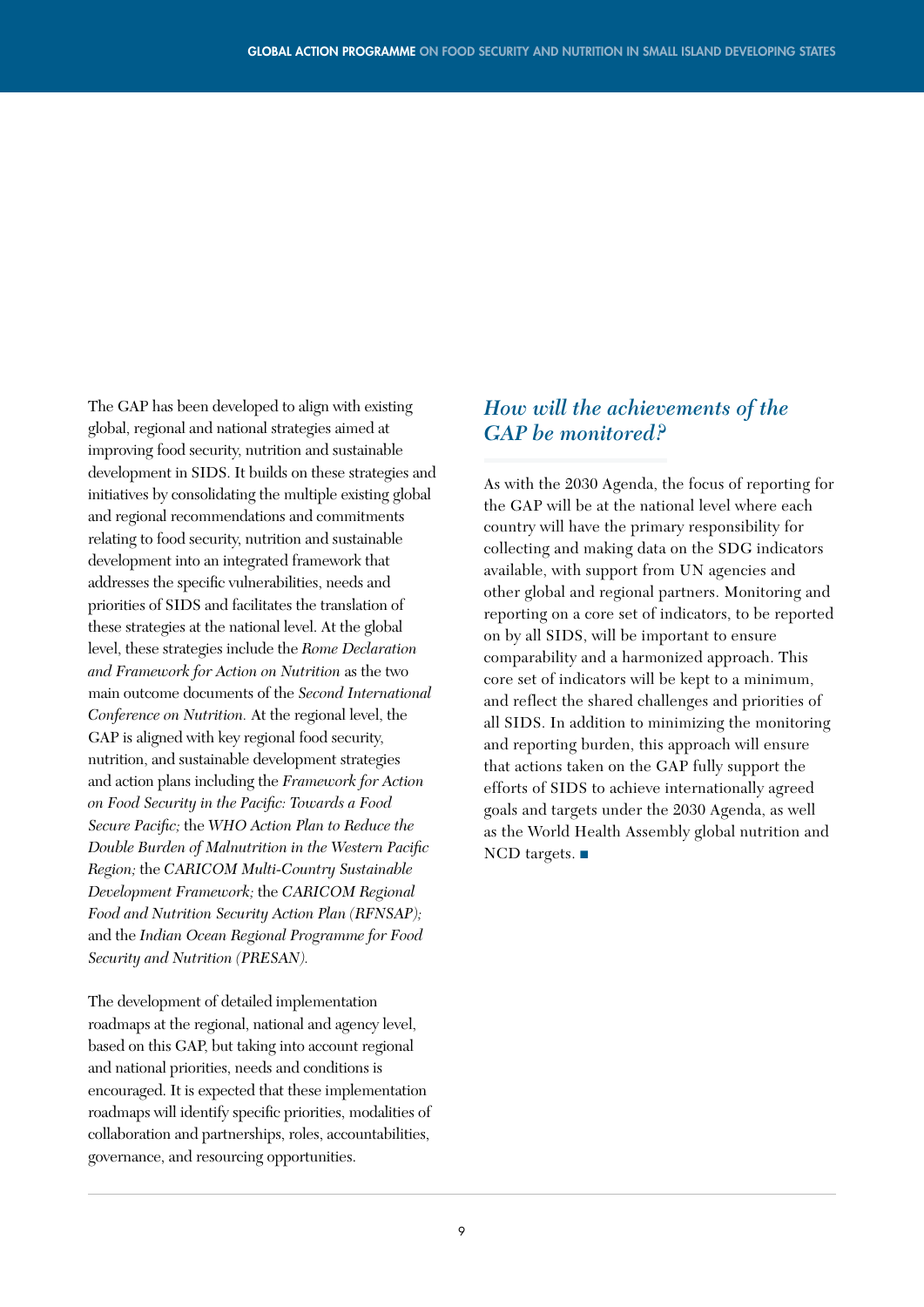The GAP has been developed to align with existing global, regional and national strategies aimed at improving food security, nutrition and sustainable development in SIDS. It builds on these strategies and initiatives by consolidating the multiple existing global and regional recommendations and commitments relating to food security, nutrition and sustainable development into an integrated framework that addresses the specific vulnerabilities, needs and priorities of SIDS and facilitates the translation of these strategies at the national level. At the global level, these strategies include the *Rome Declaration and Framework for Action on Nutrition* as the two main outcome documents of the *Second International Conference on Nutrition.* At the regional level, the GAP is aligned with key regional food security, nutrition, and sustainable development strategies and action plans including the *Framework for Action on Food Security in the Pacific: Towards a Food Secure Pacific;* the *WHO Action Plan to Reduce the Double Burden of Malnutrition in the Western Pacific Region;* the *CARICOM Multi-Country Sustainable Development Framework;* the *CARICOM Regional Food and Nutrition Security Action Plan (RFNSAP);* and the *Indian Ocean Regional Programme for Food Security and Nutrition (PRESAN).*

The development of detailed implementation roadmaps at the regional, national and agency level, based on this GAP, but taking into account regional and national priorities, needs and conditions is encouraged. It is expected that these implementation roadmaps will identify specific priorities, modalities of collaboration and partnerships, roles, accountabilities, governance, and resourcing opportunities.

## *How will the achievements of the GAP be monitored?*

As with the 2030 Agenda, the focus of reporting for the GAP will be at the national level where each country will have the primary responsibility for collecting and making data on the SDG indicators available, with support from UN agencies and other global and regional partners. Monitoring and reporting on a core set of indicators, to be reported on by all SIDS, will be important to ensure comparability and a harmonized approach. This core set of indicators will be kept to a minimum, and reflect the shared challenges and priorities of all SIDS. In addition to minimizing the monitoring and reporting burden, this approach will ensure that actions taken on the GAP fully support the efforts of SIDS to achieve internationally agreed goals and targets under the 2030 Agenda, as well as the World Health Assembly global nutrition and NCD targets. ■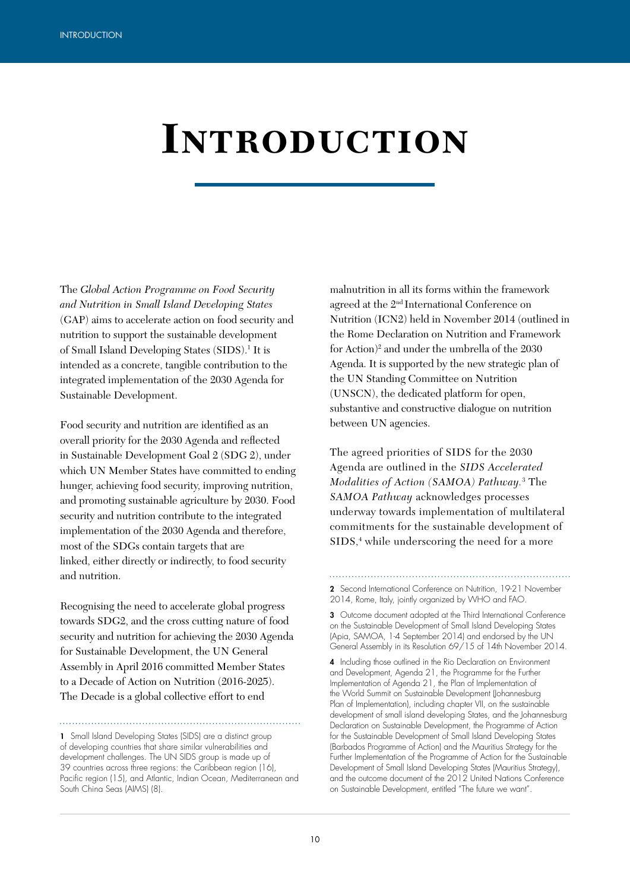# Introduction

The *Global Action Programme on Food Security and Nutrition in Small Island Developing States* (GAP) aims to accelerate action on food security and nutrition to support the sustainable development of Small Island Developing States (SIDS).[1] It is intended as a concrete, tangible contribution to the integrated implementation of the 2030 Agenda for Sustainable Development.

Food security and nutrition are identified as an overall priority for the 2030 Agenda and reflected in Sustainable Development Goal 2 (SDG 2), under which UN Member States have committed to ending hunger, achieving food security, improving nutrition, and promoting sustainable agriculture by 2030. Food security and nutrition contribute to the integrated implementation of the 2030 Agenda and therefore, most of the SDGs contain targets that are linked, either directly or indirectly, to food security and nutrition.

Recognising the need to accelerate global progress towards SDG2, and the cross cutting nature of food security and nutrition for achieving the 2030 Agenda for Sustainable Development, the UN General Assembly in April 2016 committed Member States to a Decade of Action on Nutrition (2016-2025). The Decade is a global collective effort to end malnutrition in all its forms within the framework agreed at the 2nd International Conference on Nutrition (ICN2) held in November 2014 (outlined in the Rome Declaration on Nutrition and Framework for Action)[2] and under the umbrella of the 2030 Agenda. It is supported by the new strategic plan of the UN Standing Committee on Nutrition (UNSCN), the dedicated platform for open, substantive and constructive dialogue on nutrition between UN agencies.

The agreed priorities of SIDS for the 2030 Agenda are outlined in the *SIDS Accelerated Modalities of Action (SAMOA) Pathway*.[3] The *SAMOA Pathway* acknowledges processes underway towards implementation of multilateral commitments for the sustainable development of SIDS,[4] while underscoring the need for a more

---

**1** Small Island Developing States (SIDS) are a distinct group of developing countries that share similar vulnerabilities and development challenges. The UN SIDS group is made up of 39 countries across three regions: the Caribbean region (16), Pacific region (15), and Atlantic, Indian Ocean, Mediterranean and South China Seas (AIMS) (8).

**2** Second International Conference on Nutrition, 19-21 November 2014, Rome, Italy, jointly organized by WHO and FAO.

**3** Outcome document adopted at the Third International Conference on the Sustainable Development of Small Island Developing States (Apia, SAMOA, 1-4 September 2014) and endorsed by the UN General Assembly in its Resolution 69/15 of 14th November 2014.

**4** Including those outlined in the Rio Declaration on Environment and Development, Agenda 21, the Programme for the Further Implementation of Agenda 21, the Plan of Implementation of the World Summit on Sustainable Development (Johannesburg Plan of Implementation), including chapter VII, on the sustainable development of small island developing States, and the Johannesburg Declaration on Sustainable Development, the Programme of Action for the Sustainable Development of Small Island Developing States (Barbados Programme of Action) and the Mauritius Strategy for the Further Implementation of the Programme of Action for the Sustainable Development of Small Island Developing States (Mauritius Strategy), and the outcome document of the 2012 United Nations Conference on Sustainable Development, entitled "The future we want".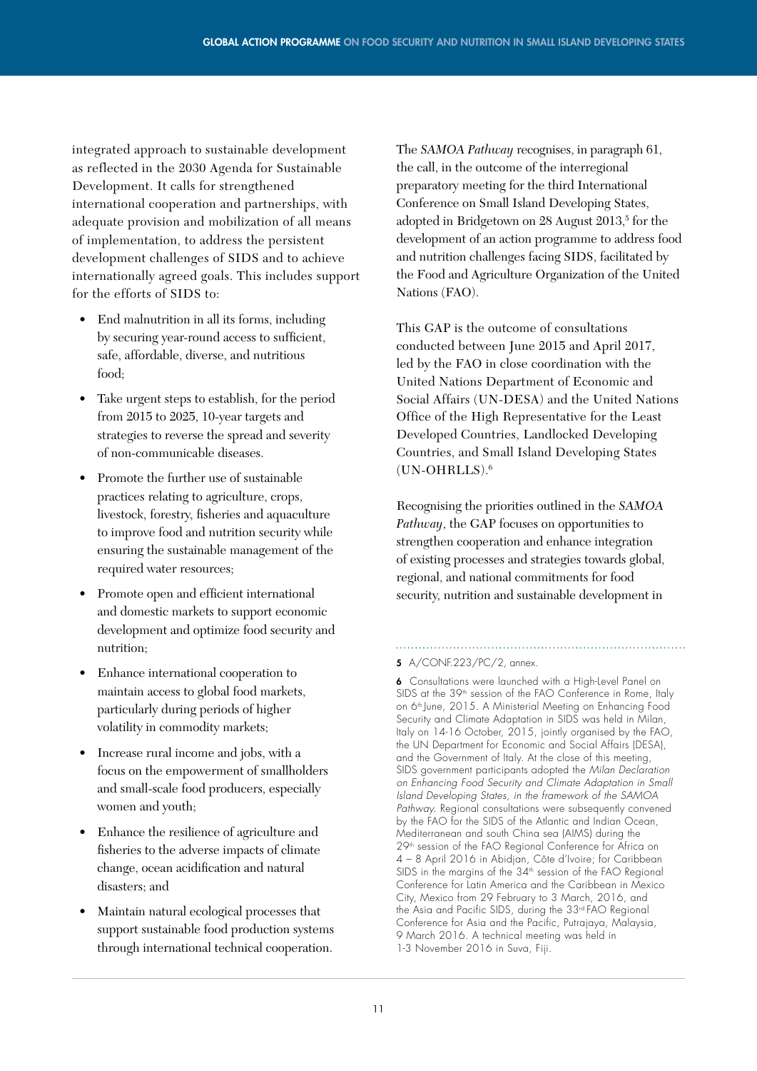integrated approach to sustainable development as reflected in the 2030 Agenda for Sustainable Development. It calls for strengthened international cooperation and partnerships, with adequate provision and mobilization of all means of implementation, to address the persistent development challenges of SIDS and to achieve internationally agreed goals. This includes support for the efforts of SIDS to:

- End malnutrition in all its forms, including by securing year-round access to sufficient, safe, affordable, diverse, and nutritious food;
- Take urgent steps to establish, for the period from 2015 to 2025, 10-year targets and strategies to reverse the spread and severity of non-communicable diseases.
- Promote the further use of sustainable practices relating to agriculture, crops, livestock, forestry, fisheries and aquaculture to improve food and nutrition security while ensuring the sustainable management of the required water resources;
- Promote open and efficient international and domestic markets to support economic development and optimize food security and nutrition;
- Enhance international cooperation to maintain access to global food markets, particularly during periods of higher volatility in commodity markets;
- Increase rural income and jobs, with a focus on the empowerment of smallholders and small-scale food producers, especially women and youth;
- Enhance the resilience of agriculture and fisheries to the adverse impacts of climate change, ocean acidification and natural disasters; and
- Maintain natural ecological processes that support sustainable food production systems through international technical cooperation.

The *SAMOA Pathway* recognises, in paragraph 61, the call, in the outcome of the interregional preparatory meeting for the third International Conference on Small Island Developing States, adopted in Bridgetown on 28 August 2013,[5] for the development of an action programme to address food and nutrition challenges facing SIDS, facilitated by the Food and Agriculture Organization of the United Nations (FAO).

This GAP is the outcome of consultations conducted between June 2015 and April 2017, led by the FAO in close coordination with the United Nations Department of Economic and Social Affairs (UN-DESA) and the United Nations Office of the High Representative for the Least Developed Countries, Landlocked Developing Countries, and Small Island Developing States (UN-OHRLLS).[6]

Recognising the priorities outlined in the *SAMOA Pathway*, the GAP focuses on opportunities to strengthen cooperation and enhance integration of existing processes and strategies towards global, regional, and national commitments for food security, nutrition and sustainable development in

---

**5** A/CONF.223/PC/2, annex.

**6** Consultations were launched with a High-Level Panel on SIDS at the 39th session of the FAO Conference in Rome, Italy on 6th June, 2015. A Ministerial Meeting on Enhancing Food Security and Climate Adaptation in SIDS was held in Milan, Italy on 14-16 October, 2015, jointly organised by the FAO, the UN Department for Economic and Social Affairs (DESA), and the Government of Italy. At the close of this meeting, SIDS government participants adopted the *Milan Declaration on Enhancing Food Security and Climate Adaptation in Small Island Developing States, in the framework of the SAMOA Pathway*. Regional consultations were subsequently convened by the FAO for the SIDS of the Atlantic and Indian Ocean, Mediterranean and south China sea (AIMS) during the 29th session of the FAO Regional Conference for Africa on 4 – 8 April 2016 in Abidjan, Côte d'Ivoire; for Caribbean SIDS in the margins of the 34th session of the FAO Regional Conference for Latin America and the Caribbean in Mexico City, Mexico from 29 February to 3 March, 2016, and the Asia and Pacific SIDS, during the 33rd FAO Regional Conference for Asia and the Pacific, Putrajaya, Malaysia, 9 March 2016. A technical meeting was held in 1-3 November 2016 in Suva, Fiji.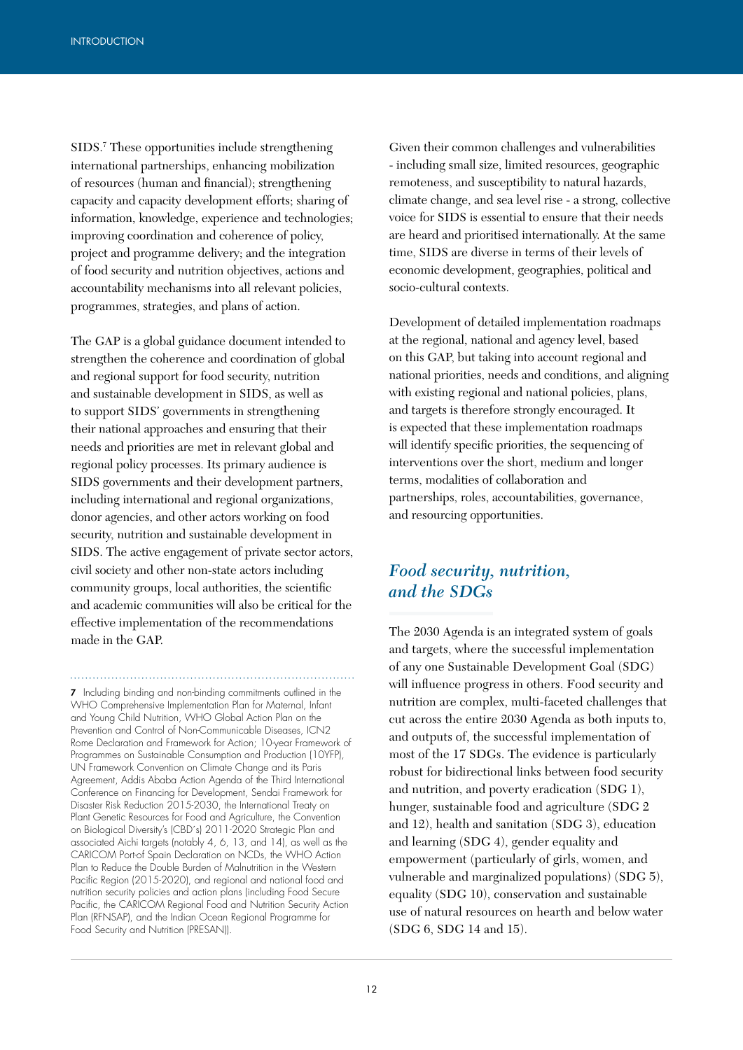SIDS.[7] These opportunities include strengthening international partnerships, enhancing mobilization of resources (human and financial); strengthening capacity and capacity development efforts; sharing of information, knowledge, experience and technologies; improving coordination and coherence of policy, project and programme delivery; and the integration of food security and nutrition objectives, actions and accountability mechanisms into all relevant policies, programmes, strategies, and plans of action.

The GAP is a global guidance document intended to strengthen the coherence and coordination of global and regional support for food security, nutrition and sustainable development in SIDS, as well as to support SIDS' governments in strengthening their national approaches and ensuring that their needs and priorities are met in relevant global and regional policy processes. Its primary audience is SIDS governments and their development partners, including international and regional organizations, donor agencies, and other actors working on food security, nutrition and sustainable development in SIDS. The active engagement of private sector actors, civil society and other non-state actors including community groups, local authorities, the scientific and academic communities will also be critical for the effective implementation of the recommendations made in the GAP.

Given their common challenges and vulnerabilities - including small size, limited resources, geographic remoteness, and susceptibility to natural hazards, climate change, and sea level rise - a strong, collective voice for SIDS is essential to ensure that their needs are heard and prioritised internationally. At the same time, SIDS are diverse in terms of their levels of economic development, geographies, political and socio-cultural contexts.

Development of detailed implementation roadmaps at the regional, national and agency level, based on this GAP, but taking into account regional and national priorities, needs and conditions, and aligning with existing regional and national policies, plans, and targets is therefore strongly encouraged. It is expected that these implementation roadmaps will identify specific priorities, the sequencing of interventions over the short, medium and longer terms, modalities of collaboration and partnerships, roles, accountabilities, governance, and resourcing opportunities.

## *Food security, nutrition, and the SDGs*

The 2030 Agenda is an integrated system of goals and targets, where the successful implementation of any one Sustainable Development Goal (SDG) will influence progress in others. Food security and nutrition are complex, multi-faceted challenges that cut across the entire 2030 Agenda as both inputs to, and outputs of, the successful implementation of most of the 17 SDGs. The evidence is particularly robust for bidirectional links between food security and nutrition, and poverty eradication (SDG 1), hunger, sustainable food and agriculture (SDG 2 and 12), health and sanitation (SDG 3), education and learning (SDG 4), gender equality and empowerment (particularly of girls, women, and vulnerable and marginalized populations) (SDG 5), equality (SDG 10), conservation and sustainable use of natural resources on hearth and below water (SDG 6, SDG 14 and 15).

---

[7] Including binding and non-binding commitments outlined in the WHO Comprehensive Implementation Plan for Maternal, Infant and Young Child Nutrition, WHO Global Action Plan on the Prevention and Control of Non-Communicable Diseases, ICN2 Rome Declaration and Framework for Action; 10-year Framework of Programmes on Sustainable Consumption and Production (10YFP), UN Framework Convention on Climate Change and its Paris Agreement, Addis Ababa Action Agenda of the Third International Conference on Financing for Development, Sendai Framework for Disaster Risk Reduction 2015-2030, the International Treaty on Plant Genetic Resources for Food and Agriculture, the Convention on Biological Diversity's (CBD's) 2011-2020 Strategic Plan and associated Aichi targets (notably 4, 6, 13, and 14), as well as the CARICOM Port-of Spain Declaration on NCDs, the WHO Action Plan to Reduce the Double Burden of Malnutrition in the Western Pacific Region (2015-2020), and regional and national food and nutrition security policies and action plans (including Food Secure Pacific, the CARICOM Regional Food and Nutrition Security Action Plan (RFNSAP), and the Indian Ocean Regional Programme for Food Security and Nutrition (PRESAN)).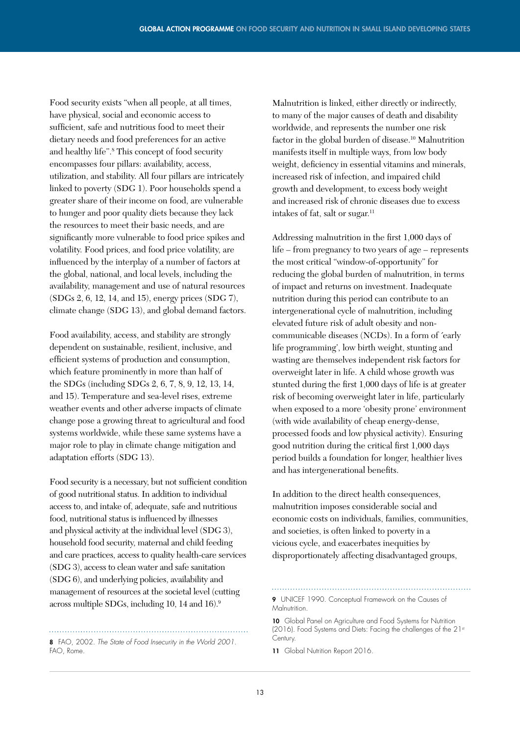Food security exists “when all people, at all times, have physical, social and economic access to sufficient, safe and nutritious food to meet their dietary needs and food preferences for an active and healthy life”.[8] This concept of food security encompasses four pillars: availability, access, utilization, and stability. All four pillars are intricately linked to poverty (SDG 1). Poor households spend a greater share of their income on food, are vulnerable to hunger and poor quality diets because they lack the resources to meet their basic needs, and are significantly more vulnerable to food price spikes and volatility. Food prices, and food price volatility, are influenced by the interplay of a number of factors at the global, national, and local levels, including the availability, management and use of natural resources (SDGs 2, 6, 12, 14, and 15), energy prices (SDG 7), climate change (SDG 13), and global demand factors.

Food availability, access, and stability are strongly dependent on sustainable, resilient, inclusive, and efficient systems of production and consumption, which feature prominently in more than half of the SDGs (including SDGs 2, 6, 7, 8, 9, 12, 13, 14, and 15). Temperature and sea-level rises, extreme weather events and other adverse impacts of climate change pose a growing threat to agricultural and food systems worldwide, while these same systems have a major role to play in climate change mitigation and adaptation efforts (SDG 13).

Food security is a necessary, but not sufficient condition of good nutritional status. In addition to individual access to, and intake of, adequate, safe and nutritious food, nutritional status is influenced by illnesses and physical activity at the individual level (SDG 3), household food security, maternal and child feeding and care practices, access to quality health-care services (SDG 3), access to clean water and safe sanitation (SDG 6), and underlying policies, availability and management of resources at the societal level (cutting across multiple SDGs, including 10, 14 and 16).[9]

Malnutrition is linked, either directly or indirectly, to many of the major causes of death and disability worldwide, and represents the number one risk factor in the global burden of disease.[10] Malnutrition manifests itself in multiple ways, from low body weight, deficiency in essential vitamins and minerals, increased risk of infection, and impaired child growth and development, to excess body weight and increased risk of chronic diseases due to excess intakes of fat, salt or sugar.[11]

Addressing malnutrition in the first 1,000 days of life – from pregnancy to two years of age – represents the most critical “window-of-opportunity” for reducing the global burden of malnutrition, in terms of impact and returns on investment. Inadequate nutrition during this period can contribute to an intergenerational cycle of malnutrition, including elevated future risk of adult obesity and non-communicable diseases (NCDs). In a form of ´early life programming’, low birth weight, stunting and wasting are themselves independent risk factors for overweight later in life. A child whose growth was stunted during the first 1,000 days of life is at greater risk of becoming overweight later in life, particularly when exposed to a more ‘obesity prone’ environment (with wide availability of cheap energy-dense, processed foods and low physical activity). Ensuring good nutrition during the critical first 1,000 days period builds a foundation for longer, healthier lives and has intergenerational benefits.

In addition to the direct health consequences, malnutrition imposes considerable social and economic costs on individuals, families, communities, and societies, is often linked to poverty in a vicious cycle, and exacerbates inequities by disproportionately affecting disadvantaged groups,

---

**8** FAO, 2002. *The State of Food Insecurity in the World 2001*. FAO, Rome.

**9** UNICEF 1990. Conceptual Framework on the Causes of Malnutrition.

**10** Global Panel on Agriculture and Food Systems for Nutrition (2016). Food Systems and Diets: Facing the challenges of the 21st Century.

**11** Global Nutrition Report 2016.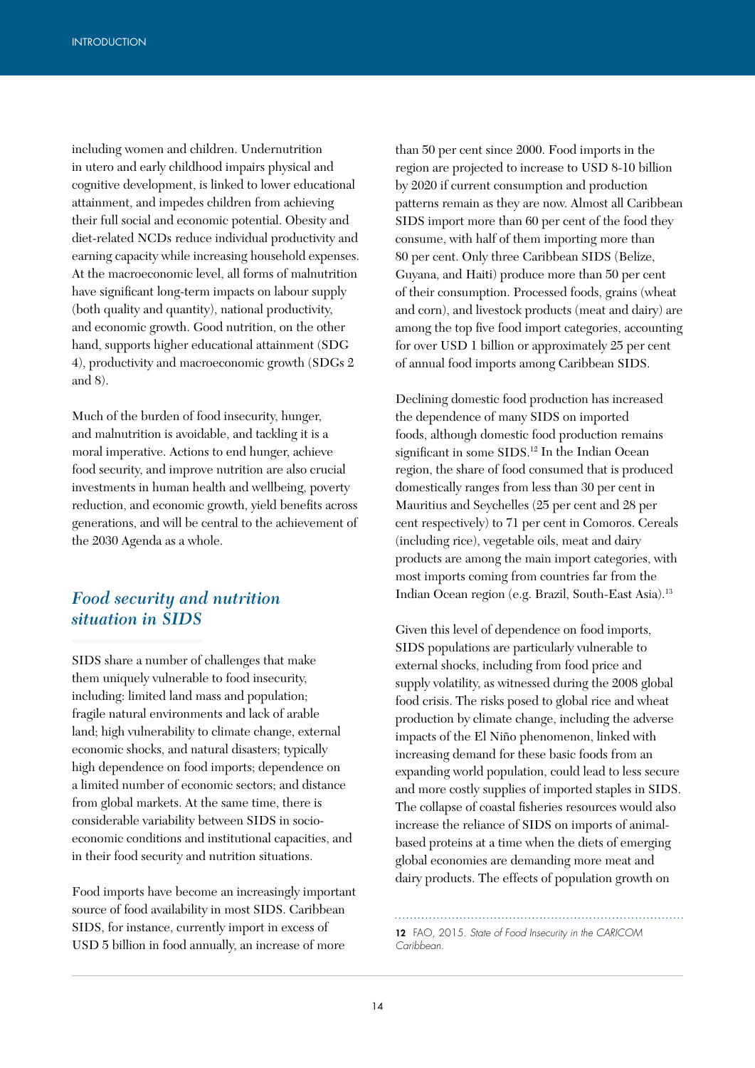including women and children. Undernutrition in utero and early childhood impairs physical and cognitive development, is linked to lower educational attainment, and impedes children from achieving their full social and economic potential. Obesity and diet-related NCDs reduce individual productivity and earning capacity while increasing household expenses. At the macroeconomic level, all forms of malnutrition have significant long-term impacts on labour supply (both quality and quantity), national productivity, and economic growth. Good nutrition, on the other hand, supports higher educational attainment (SDG 4), productivity and macroeconomic growth (SDGs 2 and 8).

Much of the burden of food insecurity, hunger, and malnutrition is avoidable, and tackling it is a moral imperative. Actions to end hunger, achieve food security, and improve nutrition are also crucial investments in human health and wellbeing, poverty reduction, and economic growth, yield benefits across generations, and will be central to the achievement of the 2030 Agenda as a whole.

## *Food security and nutrition situation in SIDS*

SIDS share a number of challenges that make them uniquely vulnerable to food insecurity, including: limited land mass and population; fragile natural environments and lack of arable land; high vulnerability to climate change, external economic shocks, and natural disasters; typically high dependence on food imports; dependence on a limited number of economic sectors; and distance from global markets. At the same time, there is considerable variability between SIDS in socio-economic conditions and institutional capacities, and in their food security and nutrition situations.

Food imports have become an increasingly important source of food availability in most SIDS. Caribbean SIDS, for instance, currently import in excess of USD 5 billion in food annually, an increase of more than 50 per cent since 2000. Food imports in the region are projected to increase to USD 8-10 billion by 2020 if current consumption and production patterns remain as they are now. Almost all Caribbean SIDS import more than 60 per cent of the food they consume, with half of them importing more than 80 per cent. Only three Caribbean SIDS (Belize, Guyana, and Haiti) produce more than 50 per cent of their consumption. Processed foods, grains (wheat and corn), and livestock products (meat and dairy) are among the top five food import categories, accounting for over USD 1 billion or approximately 25 per cent of annual food imports among Caribbean SIDS.

Declining domestic food production has increased the dependence of many SIDS on imported foods, although domestic food production remains significant in some SIDS.[12] In the Indian Ocean region, the share of food consumed that is produced domestically ranges from less than 30 per cent in Mauritius and Seychelles (25 per cent and 28 per cent respectively) to 71 per cent in Comoros. Cereals (including rice), vegetable oils, meat and dairy products are among the main import categories, with most imports coming from countries far from the Indian Ocean region (e.g. Brazil, South-East Asia).[13]

Given this level of dependence on food imports, SIDS populations are particularly vulnerable to external shocks, including from food price and supply volatility, as witnessed during the 2008 global food crisis. The risks posed to global rice and wheat production by climate change, including the adverse impacts of the El Niño phenomenon, linked with increasing demand for these basic foods from an expanding world population, could lead to less secure and more costly supplies of imported staples in SIDS. The collapse of coastal fisheries resources would also increase the reliance of SIDS on imports of animal-based proteins at a time when the diets of emerging global economies are demanding more meat and dairy products. The effects of population growth on

**12** FAO, 2015. *State of Food Insecurity in the CARICOM Caribbean.*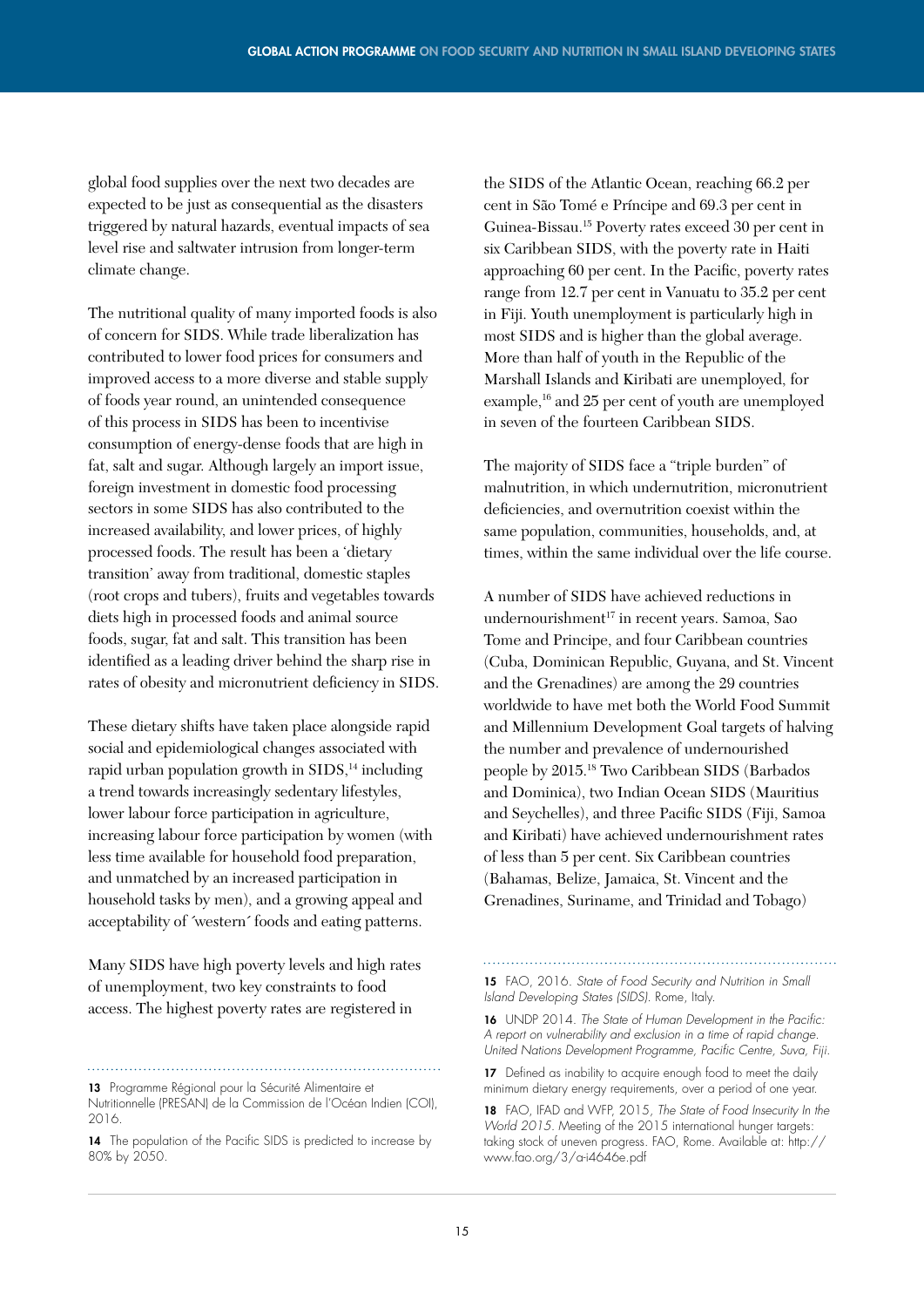global food supplies over the next two decades are expected to be just as consequential as the disasters triggered by natural hazards, eventual impacts of sea level rise and saltwater intrusion from longer-term climate change.

The nutritional quality of many imported foods is also of concern for SIDS. While trade liberalization has contributed to lower food prices for consumers and improved access to a more diverse and stable supply of foods year round, an unintended consequence of this process in SIDS has been to incentivise consumption of energy-dense foods that are high in fat, salt and sugar. Although largely an import issue, foreign investment in domestic food processing sectors in some SIDS has also contributed to the increased availability, and lower prices, of highly processed foods. The result has been a 'dietary transition' away from traditional, domestic staples (root crops and tubers), fruits and vegetables towards diets high in processed foods and animal source foods, sugar, fat and salt. This transition has been identified as a leading driver behind the sharp rise in rates of obesity and micronutrient deficiency in SIDS.

These dietary shifts have taken place alongside rapid social and epidemiological changes associated with rapid urban population growth in SIDS,[14] including a trend towards increasingly sedentary lifestyles, lower labour force participation in agriculture, increasing labour force participation by women (with less time available for household food preparation, and unmatched by an increased participation in household tasks by men), and a growing appeal and acceptability of ´western´ foods and eating patterns.

Many SIDS have high poverty levels and high rates of unemployment, two key constraints to food access. The highest poverty rates are registered in the SIDS of the Atlantic Ocean, reaching 66.2 per cent in São Tomé e Príncipe and 69.3 per cent in Guinea-Bissau.[15] Poverty rates exceed 30 per cent in six Caribbean SIDS, with the poverty rate in Haiti approaching 60 per cent. In the Pacific, poverty rates range from 12.7 per cent in Vanuatu to 35.2 per cent in Fiji. Youth unemployment is particularly high in most SIDS and is higher than the global average. More than half of youth in the Republic of the Marshall Islands and Kiribati are unemployed, for example,[16] and 25 per cent of youth are unemployed in seven of the fourteen Caribbean SIDS.

The majority of SIDS face a "triple burden" of malnutrition, in which undernutrition, micronutrient deficiencies, and overnutrition coexist within the same population, communities, households, and, at times, within the same individual over the life course.

A number of SIDS have achieved reductions in undernourishment[17] in recent years. Samoa, Sao Tome and Principe, and four Caribbean countries (Cuba, Dominican Republic, Guyana, and St. Vincent and the Grenadines) are among the 29 countries worldwide to have met both the World Food Summit and Millennium Development Goal targets of halving the number and prevalence of undernourished people by 2015.[18] Two Caribbean SIDS (Barbados and Dominica), two Indian Ocean SIDS (Mauritius and Seychelles), and three Pacific SIDS (Fiji, Samoa and Kiribati) have achieved undernourishment rates of less than 5 per cent. Six Caribbean countries (Bahamas, Belize, Jamaica, St. Vincent and the Grenadines, Suriname, and Trinidad and Tobago)

---

13 Programme Régional pour la Sécurité Alimentaire et Nutritionnelle (PRESAN) de la Commission de l'Océan Indien (COI), 2016.

14 The population of the Pacific SIDS is predicted to increase by 80% by 2050.

15 FAO, 2016. *State of Food Security and Nutrition in Small Island Developing States (SIDS)*. Rome, Italy.

16 UNDP 2014. *The State of Human Development in the Pacific: A report on vulnerability and exclusion in a time of rapid change. United Nations Development Programme, Pacific Centre, Suva, Fiji.*

17 Defined as inability to acquire enough food to meet the daily minimum dietary energy requirements, over a period of one year.

18 FAO, IFAD and WFP, 2015, *The State of Food Insecurity In the World 2015*. Meeting of the 2015 international hunger targets: taking stock of uneven progress. FAO, Rome. Available at: http://www.fao.org/3/a-i4646e.pdf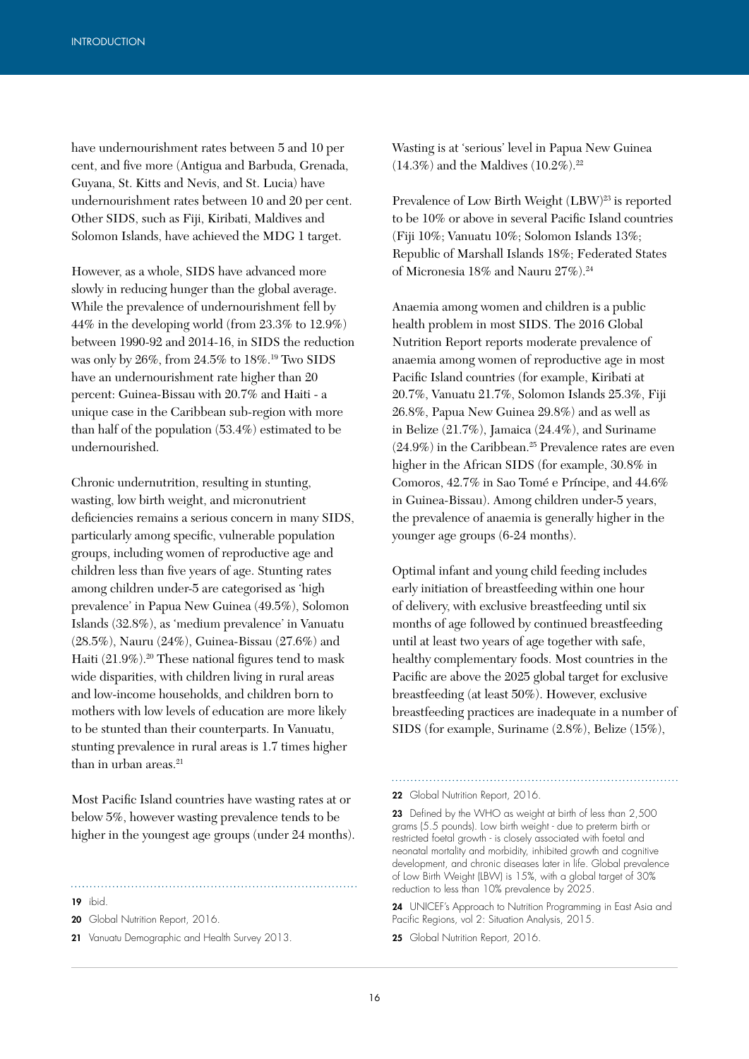have undernourishment rates between 5 and 10 per cent, and five more (Antigua and Barbuda, Grenada, Guyana, St. Kitts and Nevis, and St. Lucia) have undernourishment rates between 10 and 20 per cent. Other SIDS, such as Fiji, Kiribati, Maldives and Solomon Islands, have achieved the MDG 1 target.

However, as a whole, SIDS have advanced more slowly in reducing hunger than the global average. While the prevalence of undernourishment fell by 44% in the developing world (from 23.3% to 12.9%) between 1990-92 and 2014-16, in SIDS the reduction was only by 26%, from 24.5% to 18%.[19] Two SIDS have an undernourishment rate higher than 20 percent: Guinea-Bissau with 20.7% and Haiti - a unique case in the Caribbean sub-region with more than half of the population (53.4%) estimated to be undernourished.

Chronic undernutrition, resulting in stunting, wasting, low birth weight, and micronutrient deficiencies remains a serious concern in many SIDS, particularly among specific, vulnerable population groups, including women of reproductive age and children less than five years of age. Stunting rates among children under-5 are categorised as 'high prevalence' in Papua New Guinea (49.5%), Solomon Islands (32.8%), as 'medium prevalence' in Vanuatu (28.5%), Nauru (24%), Guinea-Bissau (27.6%) and Haiti (21.9%).[20] These national figures tend to mask wide disparities, with children living in rural areas and low-income households, and children born to mothers with low levels of education are more likely to be stunted than their counterparts. In Vanuatu, stunting prevalence in rural areas is 1.7 times higher than in urban areas.[21]

Most Pacific Island countries have wasting rates at or below 5%, however wasting prevalence tends to be higher in the youngest age groups (under 24 months). Wasting is at 'serious' level in Papua New Guinea (14.3%) and the Maldives (10.2%).[22]

Prevalence of Low Birth Weight (LBW)[23] is reported to be 10% or above in several Pacific Island countries (Fiji 10%; Vanuatu 10%; Solomon Islands 13%; Republic of Marshall Islands 18%; Federated States of Micronesia 18% and Nauru 27%).[24]

Anaemia among women and children is a public health problem in most SIDS. The 2016 Global Nutrition Report reports moderate prevalence of anaemia among women of reproductive age in most Pacific Island countries (for example, Kiribati at 20.7%, Vanuatu 21.7%, Solomon Islands 25.3%, Fiji 26.8%, Papua New Guinea 29.8%) and as well as in Belize (21.7%), Jamaica (24.4%), and Suriname (24.9%) in the Caribbean.[25] Prevalence rates are even higher in the African SIDS (for example, 30.8% in Comoros, 42.7% in Sao Tomé e Príncipe, and 44.6% in Guinea-Bissau). Among children under-5 years, the prevalence of anaemia is generally higher in the younger age groups (6-24 months).

Optimal infant and young child feeding includes early initiation of breastfeeding within one hour of delivery, with exclusive breastfeeding until six months of age followed by continued breastfeeding until at least two years of age together with safe, healthy complementary foods. Most countries in the Pacific are above the 2025 global target for exclusive breastfeeding (at least 50%). However, exclusive breastfeeding practices are inadequate in a number of SIDS (for example, Suriname (2.8%), Belize (15%),

---

19 ibid.

20 Global Nutrition Report, 2016.

21 Vanuatu Demographic and Health Survey 2013.

22 Global Nutrition Report, 2016.

23 Defined by the WHO as weight at birth of less than 2,500 grams (5.5 pounds). Low birth weight - due to preterm birth or restricted foetal growth - is closely associated with foetal and neonatal mortality and morbidity, inhibited growth and cognitive development, and chronic diseases later in life. Global prevalence of Low Birth Weight (LBW) is 15%, with a global target of 30% reduction to less than 10% prevalence by 2025.

24 UNICEF's Approach to Nutrition Programming in East Asia and Pacific Regions, vol 2: Situation Analysis, 2015.

25 Global Nutrition Report, 2016.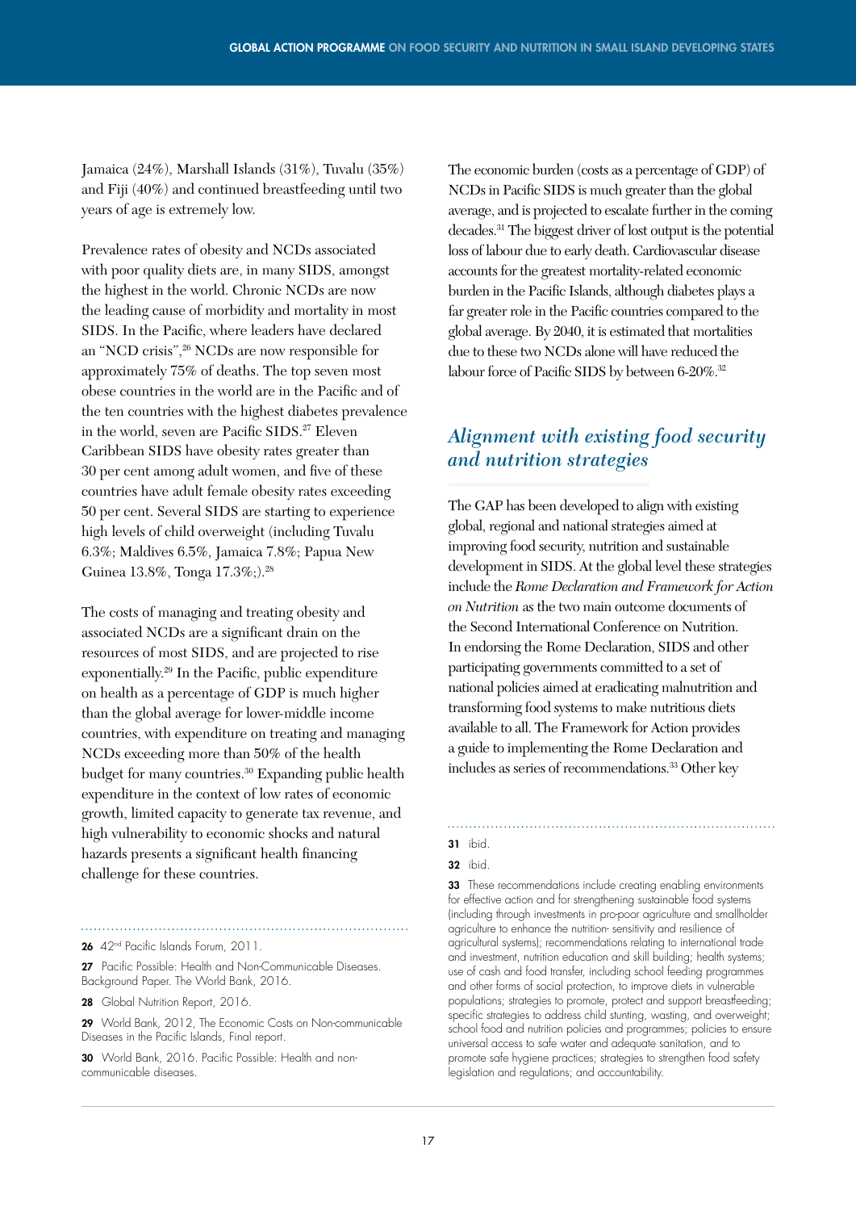Jamaica (24%), Marshall Islands (31%), Tuvalu (35%) and Fiji (40%) and continued breastfeeding until two years of age is extremely low.

Prevalence rates of obesity and NCDs associated with poor quality diets are, in many SIDS, amongst the highest in the world. Chronic NCDs are now the leading cause of morbidity and mortality in most SIDS. In the Pacific, where leaders have declared an "NCD crisis",[26] NCDs are now responsible for approximately 75% of deaths. The top seven most obese countries in the world are in the Pacific and of the ten countries with the highest diabetes prevalence in the world, seven are Pacific SIDS.[27] Eleven Caribbean SIDS have obesity rates greater than 30 per cent among adult women, and five of these countries have adult female obesity rates exceeding 50 per cent. Several SIDS are starting to experience high levels of child overweight (including Tuvalu 6.3%; Maldives 6.5%, Jamaica 7.8%; Papua New Guinea 13.8%, Tonga 17.3%;).[28]

The costs of managing and treating obesity and associated NCDs are a significant drain on the resources of most SIDS, and are projected to rise exponentially.[29] In the Pacific, public expenditure on health as a percentage of GDP is much higher than the global average for lower-middle income countries, with expenditure on treating and managing NCDs exceeding more than 50% of the health budget for many countries.[30] Expanding public health expenditure in the context of low rates of economic growth, limited capacity to generate tax revenue, and high vulnerability to economic shocks and natural hazards presents a significant health financing challenge for these countries.

The economic burden (costs as a percentage of GDP) of NCDs in Pacific SIDS is much greater than the global average, and is projected to escalate further in the coming decades.[31] The biggest driver of lost output is the potential loss of labour due to early death. Cardiovascular disease accounts for the greatest mortality-related economic burden in the Pacific Islands, although diabetes plays a far greater role in the Pacific countries compared to the global average. By 2040, it is estimated that mortalities due to these two NCDs alone will have reduced the labour force of Pacific SIDS by between 6-20%.[32]

## *Alignment with existing food security and nutrition strategies*

The GAP has been developed to align with existing global, regional and national strategies aimed at improving food security, nutrition and sustainable development in SIDS. At the global level these strategies include the *Rome Declaration and Framework for Action on Nutrition* as the two main outcome documents of the Second International Conference on Nutrition. In endorsing the Rome Declaration, SIDS and other participating governments committed to a set of national policies aimed at eradicating malnutrition and transforming food systems to make nutritious diets available to all. The Framework for Action provides a guide to implementing the Rome Declaration and includes as series of recommendations.[33] Other key

---

**26** 42nd Pacific Islands Forum, 2011.

**27** Pacific Possible: Health and Non-Communicable Diseases. Background Paper. The World Bank, 2016.

**28** Global Nutrition Report, 2016.

**29** World Bank, 2012, The Economic Costs on Non-communicable Diseases in the Pacific Islands, Final report.

**30** World Bank, 2016. Pacific Possible: Health and non-communicable diseases.

**31** ibid.

**32** ibid.

**33** These recommendations include creating enabling environments for effective action and for strengthening sustainable food systems (including through investments in pro-poor agriculture and smallholder agriculture to enhance the nutrition- sensitivity and resilience of agricultural systems); recommendations relating to international trade and investment, nutrition education and skill building; health systems; use of cash and food transfer, including school feeding programmes and other forms of social protection, to improve diets in vulnerable populations; strategies to promote, protect and support breastfeeding; specific strategies to address child stunting, wasting, and overweight; school food and nutrition policies and programmes; policies to ensure universal access to safe water and adequate sanitation, and to promote safe hygiene practices; strategies to strengthen food safety legislation and regulations; and accountability.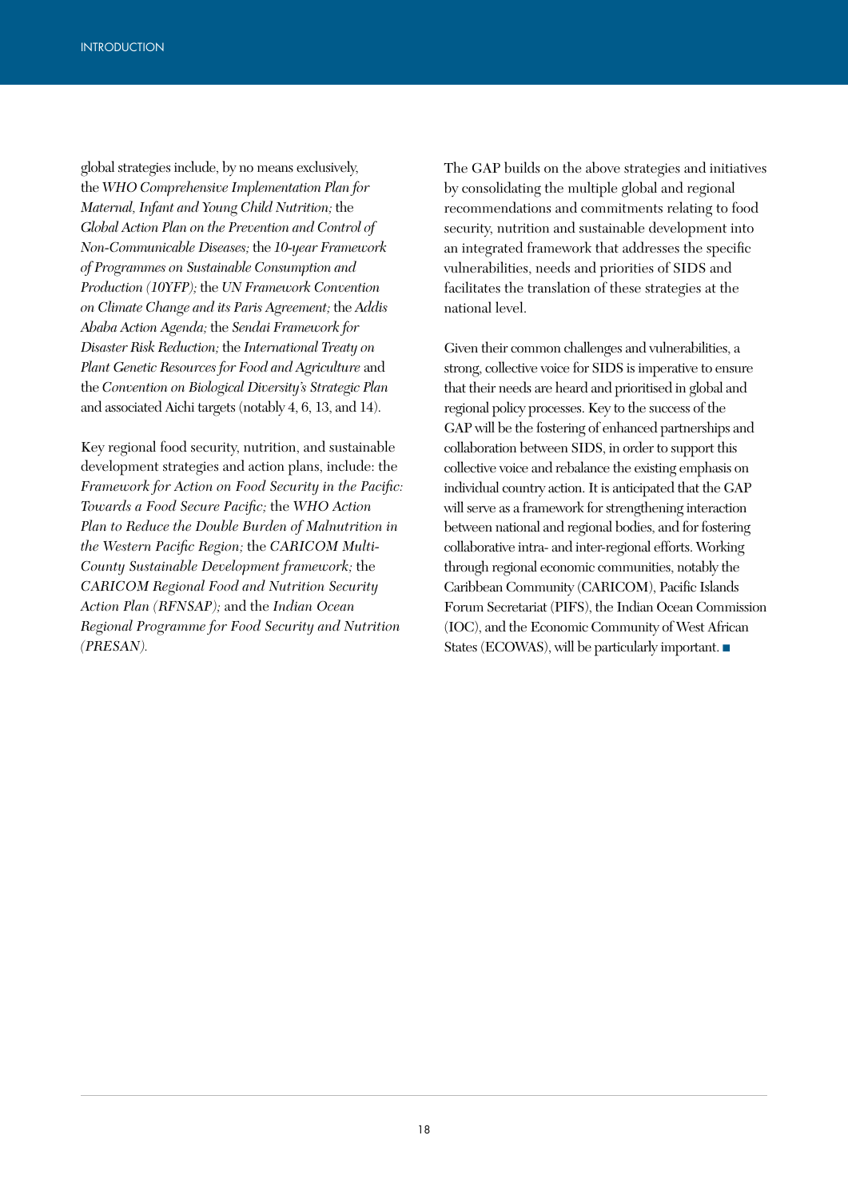global strategies include, by no means exclusively, the *WHO Comprehensive Implementation Plan for Maternal, Infant and Young Child Nutrition;* the *Global Action Plan on the Prevention and Control of Non-Communicable Diseases;* the *10-year Framework of Programmes on Sustainable Consumption and Production (10YFP);* the *UN Framework Convention on Climate Change and its Paris Agreement;* the *Addis Ababa Action Agenda;* the *Sendai Framework for Disaster Risk Reduction;* the *International Treaty on Plant Genetic Resources for Food and Agriculture* and the *Convention on Biological Diversity's Strategic Plan* and associated Aichi targets (notably 4, 6, 13, and 14).

Key regional food security, nutrition, and sustainable development strategies and action plans, include: the *Framework for Action on Food Security in the Pacific: Towards a Food Secure Pacific;* the *WHO Action Plan to Reduce the Double Burden of Malnutrition in the Western Pacific Region;* the *CARICOM Multi-County Sustainable Development framework;* the *CARICOM Regional Food and Nutrition Security Action Plan (RFNSAP);* and the *Indian Ocean Regional Programme for Food Security and Nutrition (PRESAN).*

The GAP builds on the above strategies and initiatives by consolidating the multiple global and regional recommendations and commitments relating to food security, nutrition and sustainable development into an integrated framework that addresses the specific vulnerabilities, needs and priorities of SIDS and facilitates the translation of these strategies at the national level.

Given their common challenges and vulnerabilities, a strong, collective voice for SIDS is imperative to ensure that their needs are heard and prioritised in global and regional policy processes. Key to the success of the GAP will be the fostering of enhanced partnerships and collaboration between SIDS, in order to support this collective voice and rebalance the existing emphasis on individual country action. It is anticipated that the GAP will serve as a framework for strengthening interaction between national and regional bodies, and for fostering collaborative intra- and inter-regional efforts. Working through regional economic communities, notably the Caribbean Community (CARICOM), Pacific Islands Forum Secretariat (PIFS), the Indian Ocean Commission (IOC), and the Economic Community of West African States (ECOWAS), will be particularly important. ■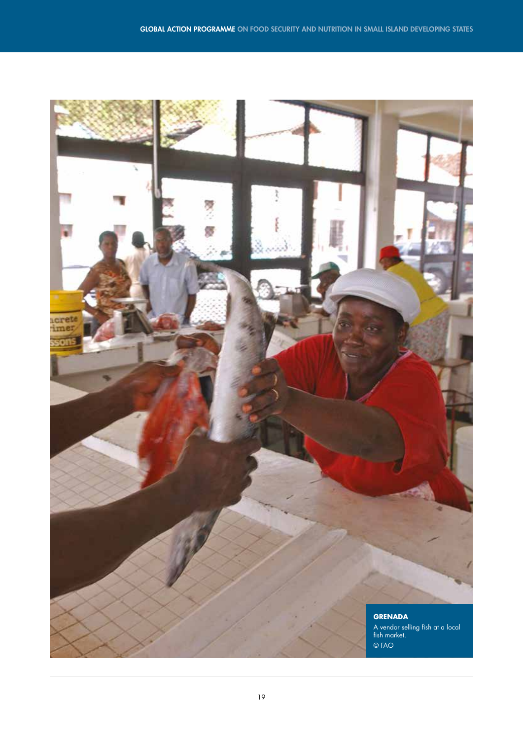**GRENADA**

A vendor selling fish at a local fish market.

© FAO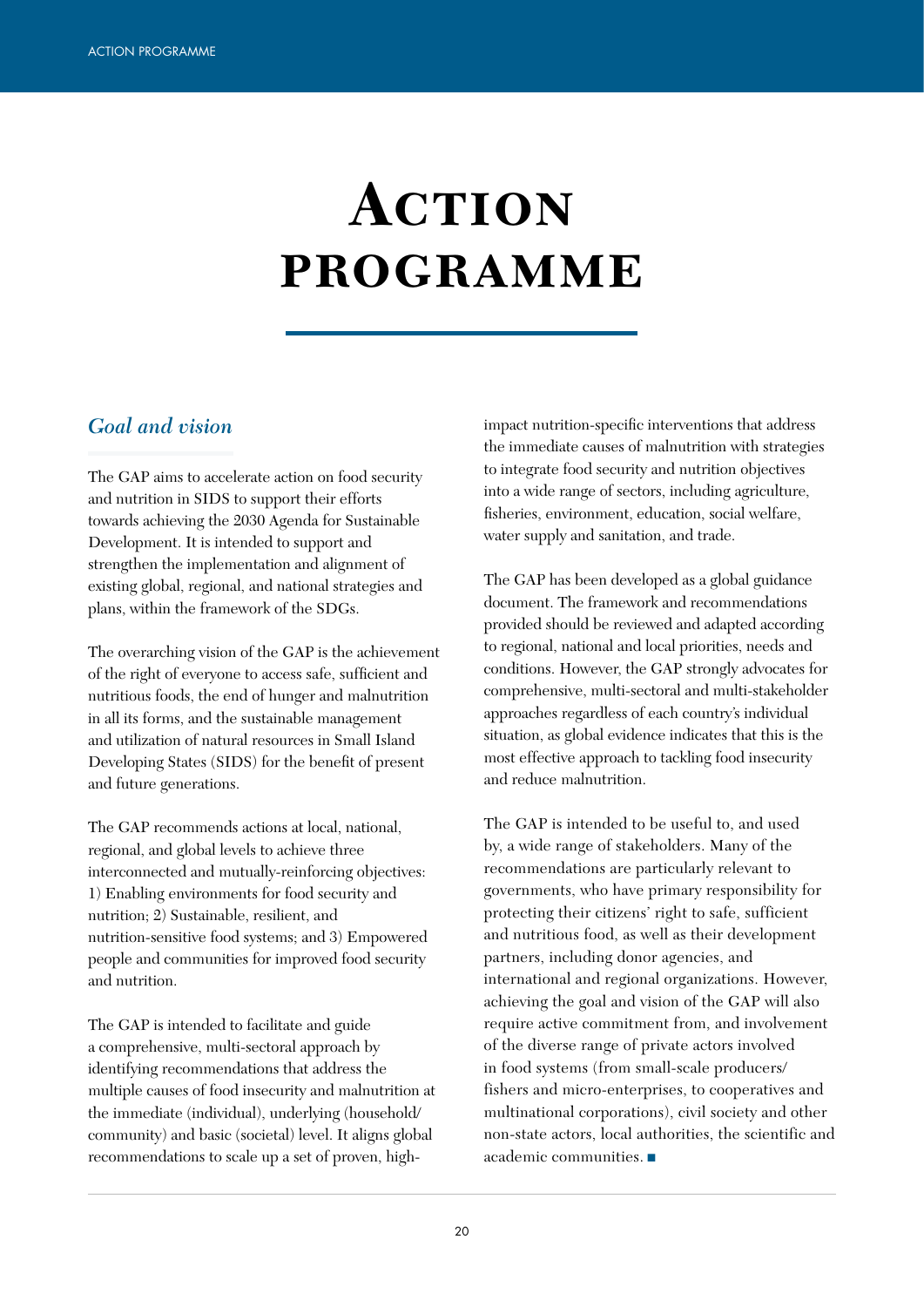# Action programme

## *Goal and vision*

The GAP aims to accelerate action on food security and nutrition in SIDS to support their efforts towards achieving the 2030 Agenda for Sustainable Development. It is intended to support and strengthen the implementation and alignment of existing global, regional, and national strategies and plans, within the framework of the SDGs.

The overarching vision of the GAP is the achievement of the right of everyone to access safe, sufficient and nutritious foods, the end of hunger and malnutrition in all its forms, and the sustainable management and utilization of natural resources in Small Island Developing States (SIDS) for the benefit of present and future generations.

The GAP recommends actions at local, national, regional, and global levels to achieve three interconnected and mutually-reinforcing objectives: 1) Enabling environments for food security and nutrition; 2) Sustainable, resilient, and nutrition-sensitive food systems; and 3) Empowered people and communities for improved food security and nutrition.

The GAP is intended to facilitate and guide a comprehensive, multi-sectoral approach by identifying recommendations that address the multiple causes of food insecurity and malnutrition at the immediate (individual), underlying (household/community) and basic (societal) level. It aligns global recommendations to scale up a set of proven, high-impact nutrition-specific interventions that address the immediate causes of malnutrition with strategies to integrate food security and nutrition objectives into a wide range of sectors, including agriculture, fisheries, environment, education, social welfare, water supply and sanitation, and trade.

The GAP has been developed as a global guidance document. The framework and recommendations provided should be reviewed and adapted according to regional, national and local priorities, needs and conditions. However, the GAP strongly advocates for comprehensive, multi-sectoral and multi-stakeholder approaches regardless of each country's individual situation, as global evidence indicates that this is the most effective approach to tackling food insecurity and reduce malnutrition.

The GAP is intended to be useful to, and used by, a wide range of stakeholders. Many of the recommendations are particularly relevant to governments, who have primary responsibility for protecting their citizens' right to safe, sufficient and nutritious food, as well as their development partners, including donor agencies, and international and regional organizations. However, achieving the goal and vision of the GAP will also require active commitment from, and involvement of the diverse range of private actors involved in food systems (from small-scale producers/fishers and micro-enterprises, to cooperatives and multinational corporations), civil society and other non-state actors, local authorities, the scientific and academic communities. ■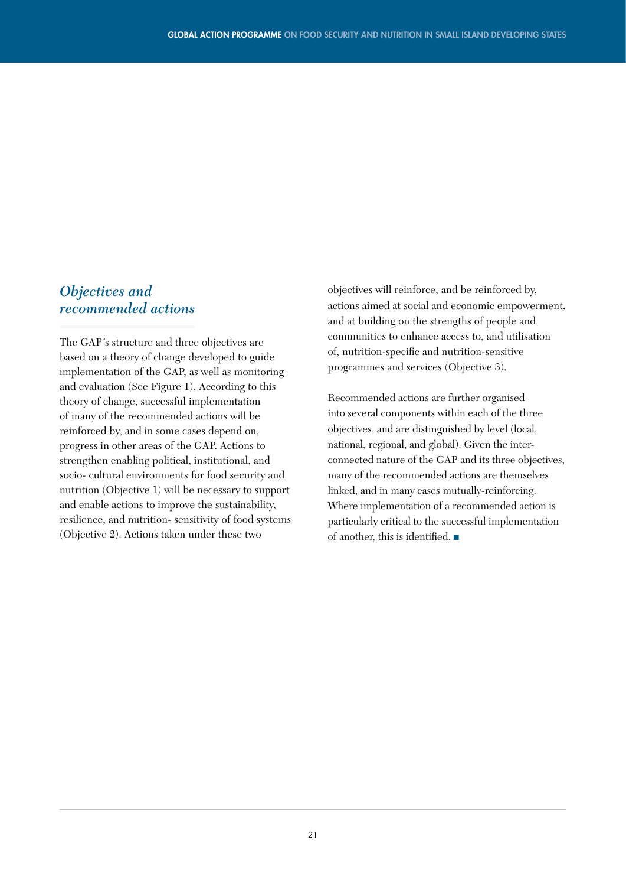## *Objectives and recommended actions*

The GAP´s structure and three objectives are based on a theory of change developed to guide implementation of the GAP, as well as monitoring and evaluation (See Figure 1). According to this theory of change, successful implementation of many of the recommended actions will be reinforced by, and in some cases depend on, progress in other areas of the GAP. Actions to strengthen enabling political, institutional, and socio- cultural environments for food security and nutrition (Objective 1) will be necessary to support and enable actions to improve the sustainability, resilience, and nutrition- sensitivity of food systems (Objective 2). Actions taken under these two objectives will reinforce, and be reinforced by, actions aimed at social and economic empowerment, and at building on the strengths of people and communities to enhance access to, and utilisation of, nutrition-specific and nutrition-sensitive programmes and services (Objective 3).

Recommended actions are further organised into several components within each of the three objectives, and are distinguished by level (local, national, regional, and global). Given the inter-connected nature of the GAP and its three objectives, many of the recommended actions are themselves linked, and in many cases mutually-reinforcing. Where implementation of a recommended action is particularly critical to the successful implementation of another, this is identified. ■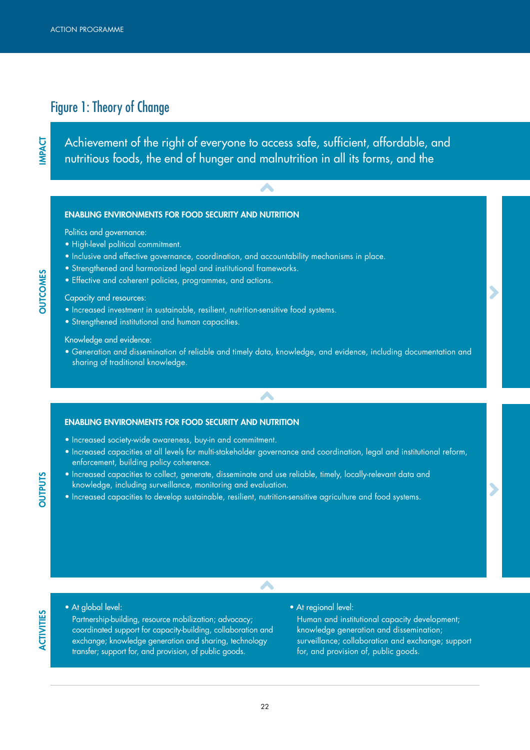# Figure 1: Theory of Change

**IMPACT**

Achievement of the right of everyone to access safe, sufficient, affordable, and nutritious foods, the end of hunger and malnutrition in all its forms, and the

**OUTCOMES**

**ENABLING ENVIRONMENTS FOR FOOD SECURITY AND NUTRITION**

Politics and governance:

- High-level political commitment.
- Inclusive and effective governance, coordination, and accountability mechanisms in place.
- Strengthened and harmonized legal and institutional frameworks.
- Effective and coherent policies, programmes, and actions.

Capacity and resources:

- Increased investment in sustainable, resilient, nutrition-sensitive food systems.
- Strengthened institutional and human capacities.

Knowledge and evidence:

- Generation and dissemination of reliable and timely data, knowledge, and evidence, including documentation and sharing of traditional knowledge.

**OUTPUTS**

**ENABLING ENVIRONMENTS FOR FOOD SECURITY AND NUTRITION**

- Increased society-wide awareness, buy-in and commitment.
- Increased capacities at all levels for multi-stakeholder governance and coordination, legal and institutional reform, enforcement, building policy coherence.
- Increased capacities to collect, generate, disseminate and use reliable, timely, locally-relevant data and knowledge, including surveillance, monitoring and evaluation.
- Increased capacities to develop sustainable, resilient, nutrition-sensitive agriculture and food systems.

**ACTIVITIES**

- At global level:
  Partnership-building, resource mobilization; advocacy; coordinated support for capacity-building, collaboration and exchange; knowledge generation and sharing, technology transfer; support for, and provision, of public goods.
- At regional level:
  Human and institutional capacity development; knowledge generation and dissemination; surveillance; collaboration and exchange; support for, and provision of, public goods.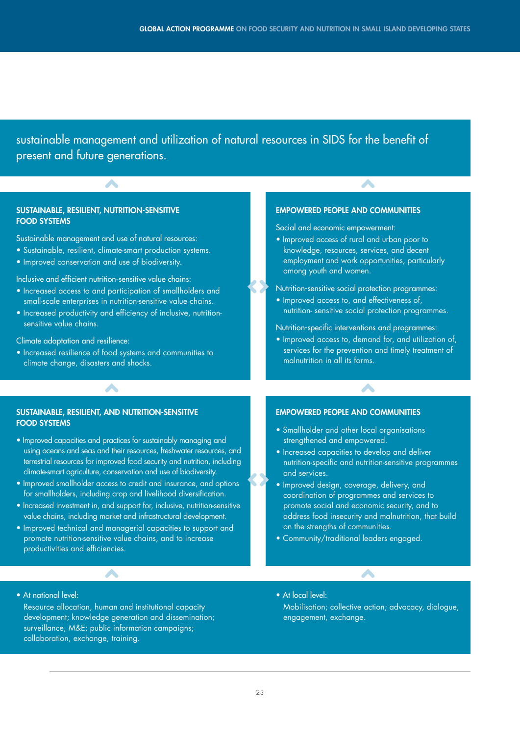sustainable management and utilization of natural resources in SIDS for the benefit of present and future generations.

### SUSTAINABLE, RESILIENT, NUTRITION-SENSITIVE FOOD SYSTEMS

Sustainable management and use of natural resources:

- Sustainable, resilient, climate-smart production systems.
- Improved conservation and use of biodiversity.

Inclusive and efficient nutrition-sensitive value chains:

- Increased access to and participation of smallholders and small-scale enterprises in nutrition-sensitive value chains.
- Increased productivity and efficiency of inclusive, nutrition-sensitive value chains.

Climate adaptation and resilience:

- Increased resilience of food systems and communities to climate change, disasters and shocks.

### EMPOWERED PEOPLE AND COMMUNITIES

Social and economic empowerment:

- Improved access of rural and urban poor to knowledge, resources, services, and decent employment and work opportunities, particularly among youth and women.

Nutrition-sensitive social protection programmes:

- Improved access to, and effectiveness of, nutrition- sensitive social protection programmes.

Nutrition-specific interventions and programmes:

- Improved access to, demand for, and utilization of, services for the prevention and timely treatment of malnutrition in all its forms.

### SUSTAINABLE, RESILIENT, AND NUTRITION-SENSITIVE FOOD SYSTEMS

- Improved capacities and practices for sustainably managing and using oceans and seas and their resources, freshwater resources, and terrestrial resources for improved food security and nutrition, including climate-smart agriculture, conservation and use of biodiversity.
- Improved smallholder access to credit and insurance, and options for smallholders, including crop and livelihood diversification.
- Increased investment in, and support for, inclusive, nutrition-sensitive value chains, including market and infrastructural development.
- Improved technical and managerial capacities to support and promote nutrition-sensitive value chains, and to increase productivities and efficiencies.

### EMPOWERED PEOPLE AND COMMUNITIES

- Smallholder and other local organisations strengthened and empowered.
- Increased capacities to develop and deliver nutrition-specific and nutrition-sensitive programmes and services.
- Improved design, coverage, delivery, and coordination of programmes and services to promote social and economic security, and to address food insecurity and malnutrition, that build on the strengths of communities.
- Community/traditional leaders engaged.

- At national level:
  Resource allocation, human and institutional capacity development; knowledge generation and dissemination; surveillance, M&E; public information campaigns; collaboration, exchange, training.

- At local level:
  Mobilisation; collective action; advocacy, dialogue, engagement, exchange.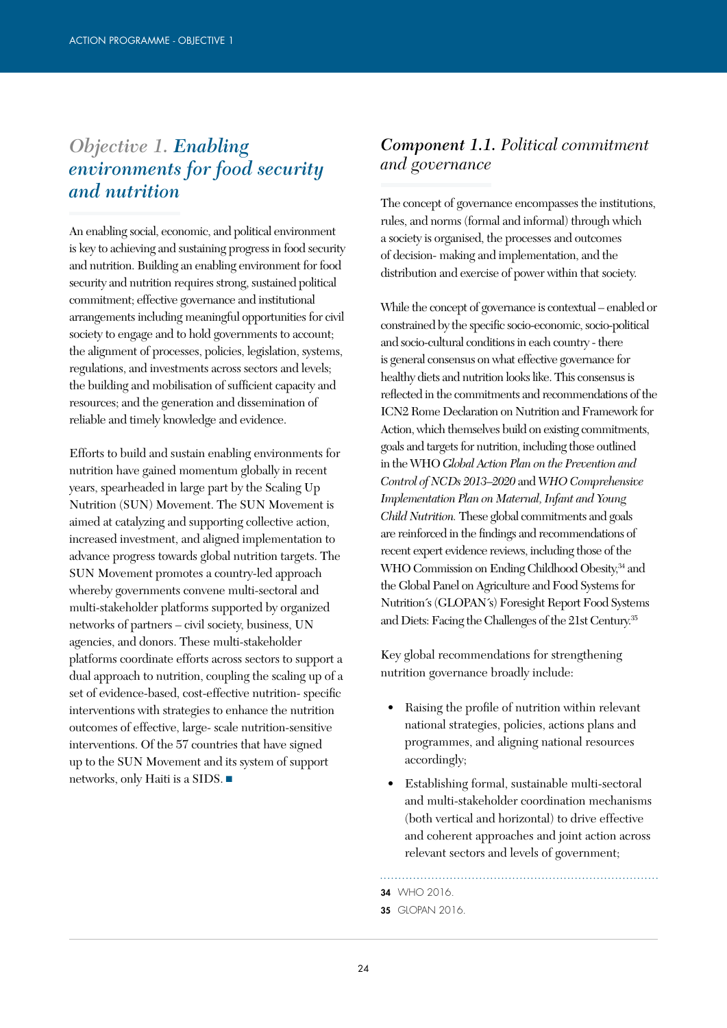## *Objective 1.* ***Enabling environments for food security and nutrition***

An enabling social, economic, and political environment is key to achieving and sustaining progress in food security and nutrition. Building an enabling environment for food security and nutrition requires strong, sustained political commitment; effective governance and institutional arrangements including meaningful opportunities for civil society to engage and to hold governments to account; the alignment of processes, policies, legislation, systems, regulations, and investments across sectors and levels; the building and mobilisation of sufficient capacity and resources; and the generation and dissemination of reliable and timely knowledge and evidence.

Efforts to build and sustain enabling environments for nutrition have gained momentum globally in recent years, spearheaded in large part by the Scaling Up Nutrition (SUN) Movement. The SUN Movement is aimed at catalyzing and supporting collective action, increased investment, and aligned implementation to advance progress towards global nutrition targets. The SUN Movement promotes a country-led approach whereby governments convene multi-sectoral and multi-stakeholder platforms supported by organized networks of partners – civil society, business, UN agencies, and donors. These multi-stakeholder platforms coordinate efforts across sectors to support a dual approach to nutrition, coupling the scaling up of a set of evidence-based, cost-effective nutrition- specific interventions with strategies to enhance the nutrition outcomes of effective, large- scale nutrition-sensitive interventions. Of the 57 countries that have signed up to the SUN Movement and its system of support networks, only Haiti is a SIDS. ■

### ***Component 1.1.*** *Political commitment and governance*

The concept of governance encompasses the institutions, rules, and norms (formal and informal) through which a society is organised, the processes and outcomes of decision- making and implementation, and the distribution and exercise of power within that society.

While the concept of governance is contextual – enabled or constrained by the specific socio-economic, socio-political and socio-cultural conditions in each country - there is general consensus on what effective governance for healthy diets and nutrition looks like. This consensus is reflected in the commitments and recommendations of the ICN2 Rome Declaration on Nutrition and Framework for Action, which themselves build on existing commitments, goals and targets for nutrition, including those outlined in the WHO *Global Action Plan on the Prevention and Control of NCDs 2013–2020* and *WHO Comprehensive Implementation Plan on Maternal, Infant and Young Child Nutrition.* These global commitments and goals are reinforced in the findings and recommendations of recent expert evidence reviews, including those of the WHO Commission on Ending Childhood Obesity,[34] and the Global Panel on Agriculture and Food Systems for Nutrition´s (GLOPAN´s) Foresight Report Food Systems and Diets: Facing the Challenges of the 21st Century.[35]

Key global recommendations for strengthening nutrition governance broadly include:

- Raising the profile of nutrition within relevant national strategies, policies, actions plans and programmes, and aligning national resources accordingly;
- Establishing formal, sustainable multi-sectoral and multi-stakeholder coordination mechanisms (both vertical and horizontal) to drive effective and coherent approaches and joint action across relevant sectors and levels of government;

---

**34** WHO 2016.

**35** GLOPAN 2016.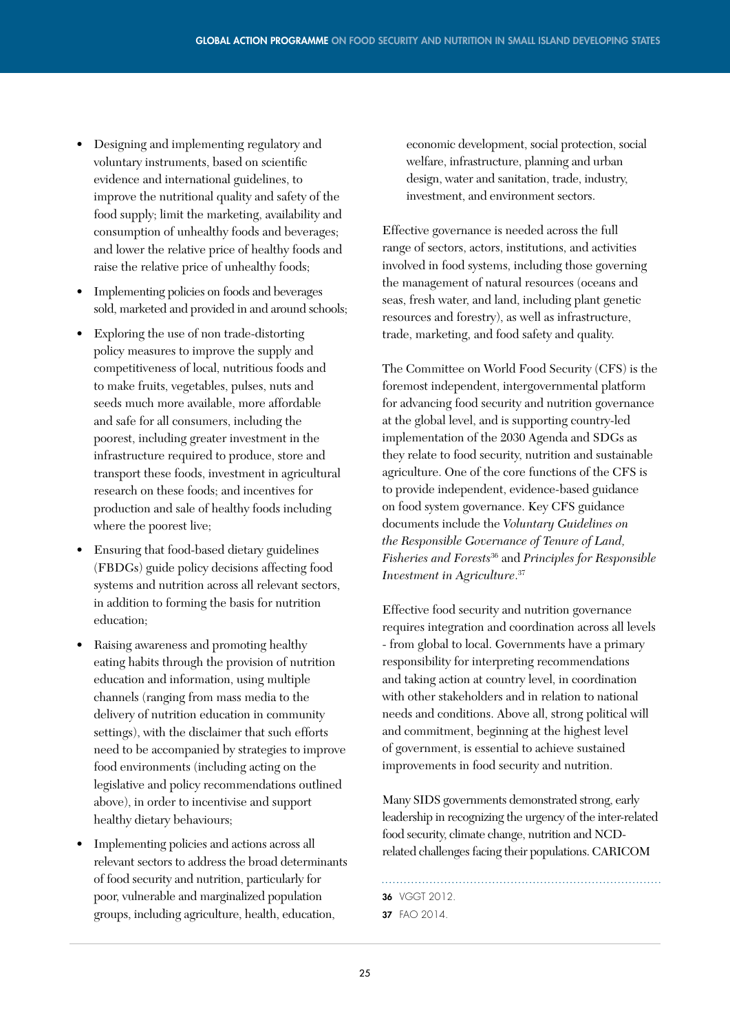- Designing and implementing regulatory and voluntary instruments, based on scientific evidence and international guidelines, to improve the nutritional quality and safety of the food supply; limit the marketing, availability and consumption of unhealthy foods and beverages; and lower the relative price of healthy foods and raise the relative price of unhealthy foods;
- Implementing policies on foods and beverages sold, marketed and provided in and around schools;
- Exploring the use of non trade-distorting policy measures to improve the supply and competitiveness of local, nutritious foods and to make fruits, vegetables, pulses, nuts and seeds much more available, more affordable and safe for all consumers, including the poorest, including greater investment in the infrastructure required to produce, store and transport these foods, investment in agricultural research on these foods; and incentives for production and sale of healthy foods including where the poorest live;
- Ensuring that food-based dietary guidelines (FBDGs) guide policy decisions affecting food systems and nutrition across all relevant sectors, in addition to forming the basis for nutrition education;
- Raising awareness and promoting healthy eating habits through the provision of nutrition education and information, using multiple channels (ranging from mass media to the delivery of nutrition education in community settings), with the disclaimer that such efforts need to be accompanied by strategies to improve food environments (including acting on the legislative and policy recommendations outlined above), in order to incentivise and support healthy dietary behaviours;
- Implementing policies and actions across all relevant sectors to address the broad determinants of food security and nutrition, particularly for poor, vulnerable and marginalized population groups, including agriculture, health, education, economic development, social protection, social welfare, infrastructure, planning and urban design, water and sanitation, trade, industry, investment, and environment sectors.

Effective governance is needed across the full range of sectors, actors, institutions, and activities involved in food systems, including those governing the management of natural resources (oceans and seas, fresh water, and land, including plant genetic resources and forestry), as well as infrastructure, trade, marketing, and food safety and quality.

The Committee on World Food Security (CFS) is the foremost independent, intergovernmental platform for advancing food security and nutrition governance at the global level, and is supporting country-led implementation of the 2030 Agenda and SDGs as they relate to food security, nutrition and sustainable agriculture. One of the core functions of the CFS is to provide independent, evidence-based guidance on food system governance. Key CFS guidance documents include the *Voluntary Guidelines on the Responsible Governance of Tenure of Land, Fisheries and Forests*[36] and *Principles for Responsible Investment in Agriculture*.[37]

Effective food security and nutrition governance requires integration and coordination across all levels - from global to local. Governments have a primary responsibility for interpreting recommendations and taking action at country level, in coordination with other stakeholders and in relation to national needs and conditions. Above all, strong political will and commitment, beginning at the highest level of government, is essential to achieve sustained improvements in food security and nutrition.

Many SIDS governments demonstrated strong, early leadership in recognizing the urgency of the inter-related food security, climate change, nutrition and NCD-related challenges facing their populations. CARICOM

---

**36** VGGT 2012.
**37** FAO 2014.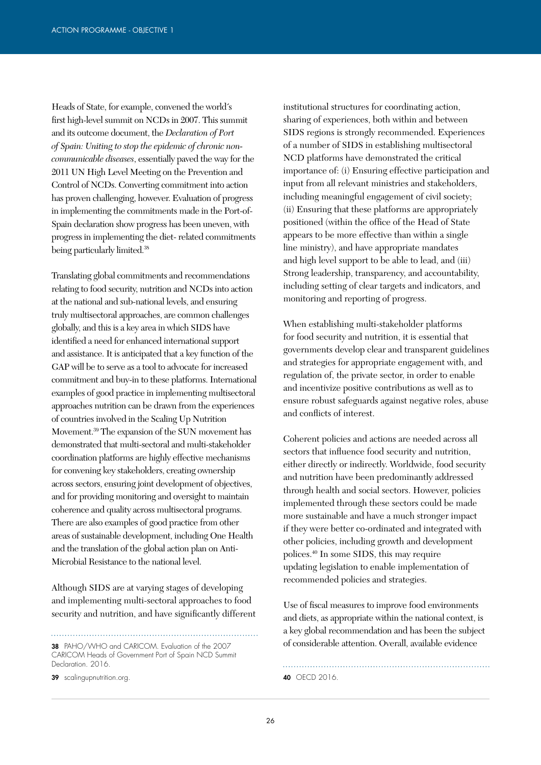Heads of State, for example, convened the world´s first high-level summit on NCDs in 2007. This summit and its outcome document, the *Declaration of Port of Spain: Uniting to stop the epidemic of chronic non-communicable diseases*, essentially paved the way for the 2011 UN High Level Meeting on the Prevention and Control of NCDs. Converting commitment into action has proven challenging, however. Evaluation of progress in implementing the commitments made in the Port-of-Spain declaration show progress has been uneven, with progress in implementing the diet- related commitments being particularly limited.[38]

Translating global commitments and recommendations relating to food security, nutrition and NCDs into action at the national and sub-national levels, and ensuring truly multisectoral approaches, are common challenges globally, and this is a key area in which SIDS have identified a need for enhanced international support and assistance. It is anticipated that a key function of the GAP will be to serve as a tool to advocate for increased commitment and buy-in to these platforms. International examples of good practice in implementing multisectoral approaches nutrition can be drawn from the experiences of countries involved in the Scaling Up Nutrition Movement.[39] The expansion of the SUN movement has demonstrated that multi-sectoral and multi-stakeholder coordination platforms are highly effective mechanisms for convening key stakeholders, creating ownership across sectors, ensuring joint development of objectives, and for providing monitoring and oversight to maintain coherence and quality across multisectoral programs. There are also examples of good practice from other areas of sustainable development, including One Health and the translation of the global action plan on Anti-Microbial Resistance to the national level.

Although SIDS are at varying stages of developing and implementing multi-sectoral approaches to food security and nutrition, and have significantly different institutional structures for coordinating action, sharing of experiences, both within and between SIDS regions is strongly recommended. Experiences of a number of SIDS in establishing multisectoral NCD platforms have demonstrated the critical importance of: (i) Ensuring effective participation and input from all relevant ministries and stakeholders, including meaningful engagement of civil society; (ii) Ensuring that these platforms are appropriately positioned (within the office of the Head of State appears to be more effective than within a single line ministry), and have appropriate mandates and high level support to be able to lead, and (iii) Strong leadership, transparency, and accountability, including setting of clear targets and indicators, and monitoring and reporting of progress.

When establishing multi-stakeholder platforms for food security and nutrition, it is essential that governments develop clear and transparent guidelines and strategies for appropriate engagement with, and regulation of, the private sector, in order to enable and incentivize positive contributions as well as to ensure robust safeguards against negative roles, abuse and conflicts of interest.

Coherent policies and actions are needed across all sectors that influence food security and nutrition, either directly or indirectly. Worldwide, food security and nutrition have been predominantly addressed through health and social sectors. However, policies implemented through these sectors could be made more sustainable and have a much stronger impact if they were better co-ordinated and integrated with other policies, including growth and development polices.[40] In some SIDS, this may require updating legislation to enable implementation of recommended policies and strategies.

Use of fiscal measures to improve food environments and diets, as appropriate within the national context, is a key global recommendation and has been the subject of considerable attention. Overall, available evidence

---

**38** PAHO/WHO and CARICOM. Evaluation of the 2007 CARICOM Heads of Government Port of Spain NCD Summit Declaration. 2016.

**39** scalingupnutrition.org.

**40** OECD 2016.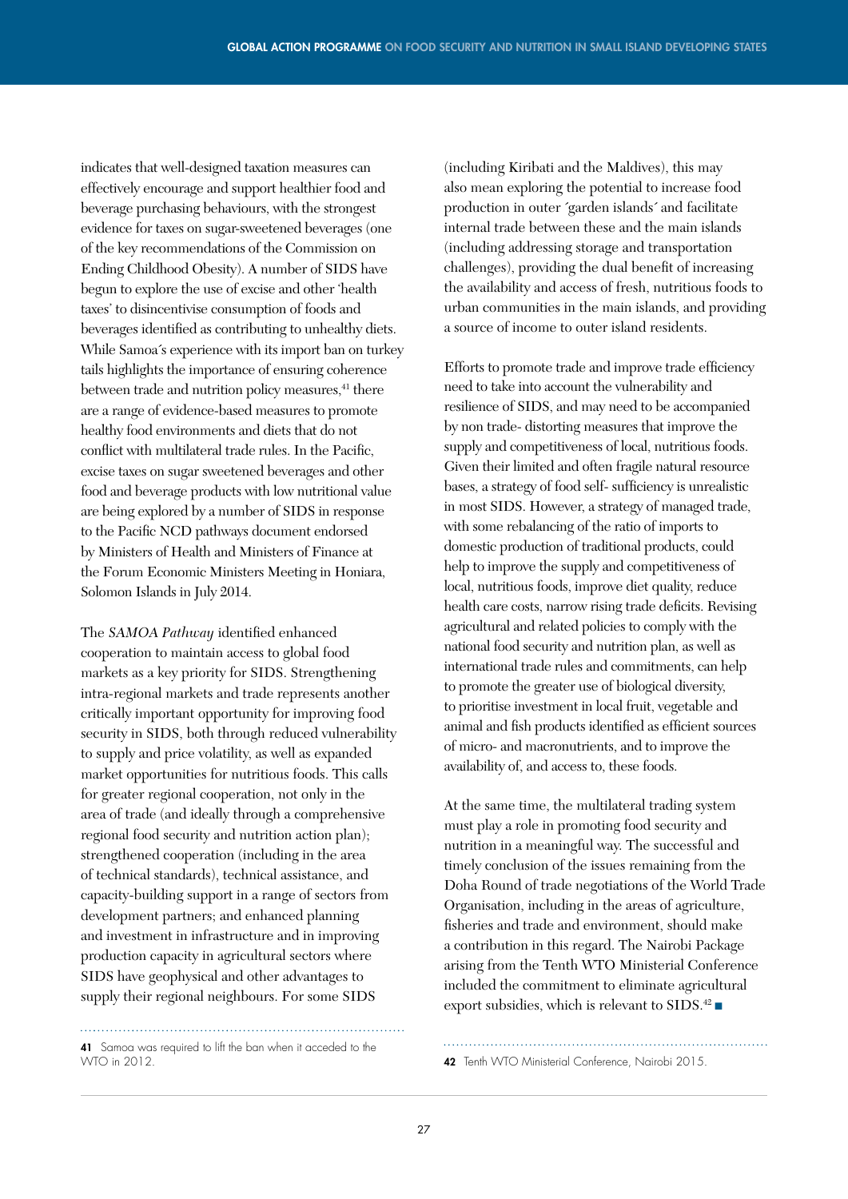indicates that well-designed taxation measures can effectively encourage and support healthier food and beverage purchasing behaviours, with the strongest evidence for taxes on sugar-sweetened beverages (one of the key recommendations of the Commission on Ending Childhood Obesity). A number of SIDS have begun to explore the use of excise and other 'health taxes' to disincentivise consumption of foods and beverages identified as contributing to unhealthy diets. While Samoa´s experience with its import ban on turkey tails highlights the importance of ensuring coherence between trade and nutrition policy measures,[41] there are a range of evidence-based measures to promote healthy food environments and diets that do not conflict with multilateral trade rules. In the Pacific, excise taxes on sugar sweetened beverages and other food and beverage products with low nutritional value are being explored by a number of SIDS in response to the Pacific NCD pathways document endorsed by Ministers of Health and Ministers of Finance at the Forum Economic Ministers Meeting in Honiara, Solomon Islands in July 2014.

The *SAMOA Pathway* identified enhanced cooperation to maintain access to global food markets as a key priority for SIDS. Strengthening intra-regional markets and trade represents another critically important opportunity for improving food security in SIDS, both through reduced vulnerability to supply and price volatility, as well as expanded market opportunities for nutritious foods. This calls for greater regional cooperation, not only in the area of trade (and ideally through a comprehensive regional food security and nutrition action plan); strengthened cooperation (including in the area of technical standards), technical assistance, and capacity-building support in a range of sectors from development partners; and enhanced planning and investment in infrastructure and in improving production capacity in agricultural sectors where SIDS have geophysical and other advantages to supply their regional neighbours. For some SIDS (including Kiribati and the Maldives), this may also mean exploring the potential to increase food production in outer ´garden islands´ and facilitate internal trade between these and the main islands (including addressing storage and transportation challenges), providing the dual benefit of increasing the availability and access of fresh, nutritious foods to urban communities in the main islands, and providing a source of income to outer island residents.

Efforts to promote trade and improve trade efficiency need to take into account the vulnerability and resilience of SIDS, and may need to be accompanied by non trade- distorting measures that improve the supply and competitiveness of local, nutritious foods. Given their limited and often fragile natural resource bases, a strategy of food self- sufficiency is unrealistic in most SIDS. However, a strategy of managed trade, with some rebalancing of the ratio of imports to domestic production of traditional products, could help to improve the supply and competitiveness of local, nutritious foods, improve diet quality, reduce health care costs, narrow rising trade deficits. Revising agricultural and related policies to comply with the national food security and nutrition plan, as well as international trade rules and commitments, can help to promote the greater use of biological diversity, to prioritise investment in local fruit, vegetable and animal and fish products identified as efficient sources of micro- and macronutrients, and to improve the availability of, and access to, these foods.

At the same time, the multilateral trading system must play a role in promoting food security and nutrition in a meaningful way. The successful and timely conclusion of the issues remaining from the Doha Round of trade negotiations of the World Trade Organisation, including in the areas of agriculture, fisheries and trade and environment, should make a contribution in this regard. The Nairobi Package arising from the Tenth WTO Ministerial Conference included the commitment to eliminate agricultural export subsidies, which is relevant to SIDS.[42] ■

---

**41** Samoa was required to lift the ban when it acceded to the WTO in 2012.

**42** Tenth WTO Ministerial Conference, Nairobi 2015.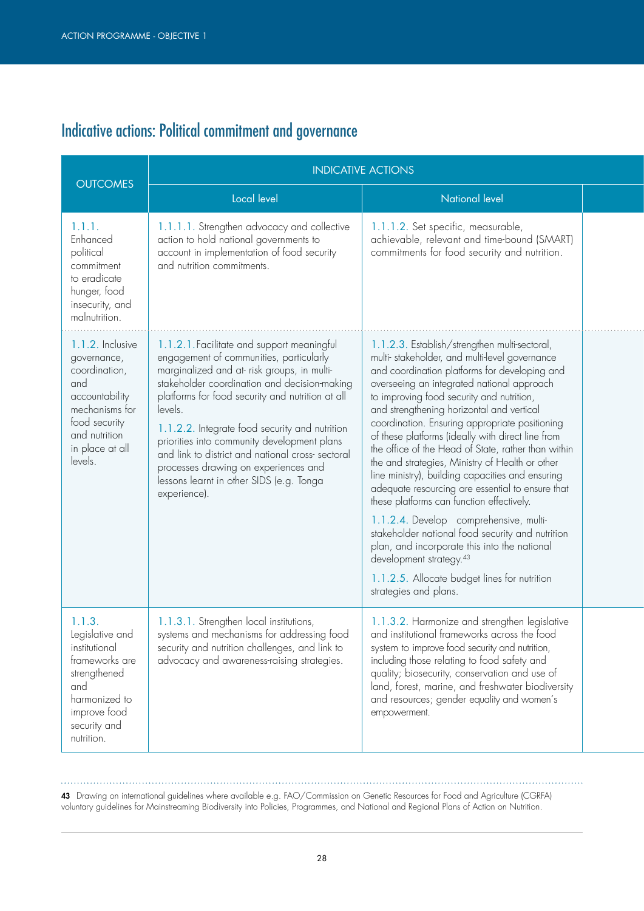## Indicative actions: Political commitment and governance

| OUTCOMES | INDICATIVE ACTIONS | |
|---|---|---|
| | Local level | National level |
| 1.1.1. Enhanced political commitment to eradicate hunger, food insecurity, and malnutrition. | 1.1.1.1. Strengthen advocacy and collective action to hold national governments to account in implementation of food security and nutrition commitments. | 1.1.1.2. Set specific, measurable, achievable, relevant and time-bound (SMART) commitments for food security and nutrition. |
| 1.1.2. Inclusive governance, coordination, and accountability mechanisms for food security and nutrition in place at all levels. | 1.1.2.1. Facilitate and support meaningful engagement of communities, particularly marginalized and at- risk groups, in multi-stakeholder coordination and decision-making platforms for food security and nutrition at all levels.<br><br>1.1.2.2. Integrate food security and nutrition priorities into community development plans and link to district and national cross- sectoral processes drawing on experiences and lessons learnt in other SIDS (e.g. Tonga experience). | 1.1.2.3. Establish/strengthen multi-sectoral, multi- stakeholder, and multi-level governance and coordination platforms for developing and overseeing an integrated national approach to improving food security and nutrition, and strengthening horizontal and vertical coordination. Ensuring appropriate positioning of these platforms (ideally with direct line from the office of the Head of State, rather than within the and strategies, Ministry of Health or other line ministry), building capacities and ensuring adequate resourcing are essential to ensure that these platforms can function effectively.<br><br>1.1.2.4. Develop comprehensive, multi-stakeholder national food security and nutrition plan, and incorporate this into the national development strategy.[43]<br><br>1.1.2.5. Allocate budget lines for nutrition strategies and plans. |
| 1.1.3. Legislative and institutional frameworks are strengthened and harmonized to improve food security and nutrition. | 1.1.3.1. Strengthen local institutions, systems and mechanisms for addressing food security and nutrition challenges, and link to advocacy and awareness-raising strategies. | 1.1.3.2. Harmonize and strengthen legislative and institutional frameworks across the food system to improve food security and nutrition, including those relating to food safety and quality; biosecurity, conservation and use of land, forest, marine, and freshwater biodiversity and resources; gender equality and women's empowerment. |

---

**43** Drawing on international guidelines where available e.g. FAO/Commission on Genetic Resources for Food and Agriculture (CGRFA) voluntary guidelines for Mainstreaming Biodiversity into Policies, Programmes, and National and Regional Plans of Action on Nutrition.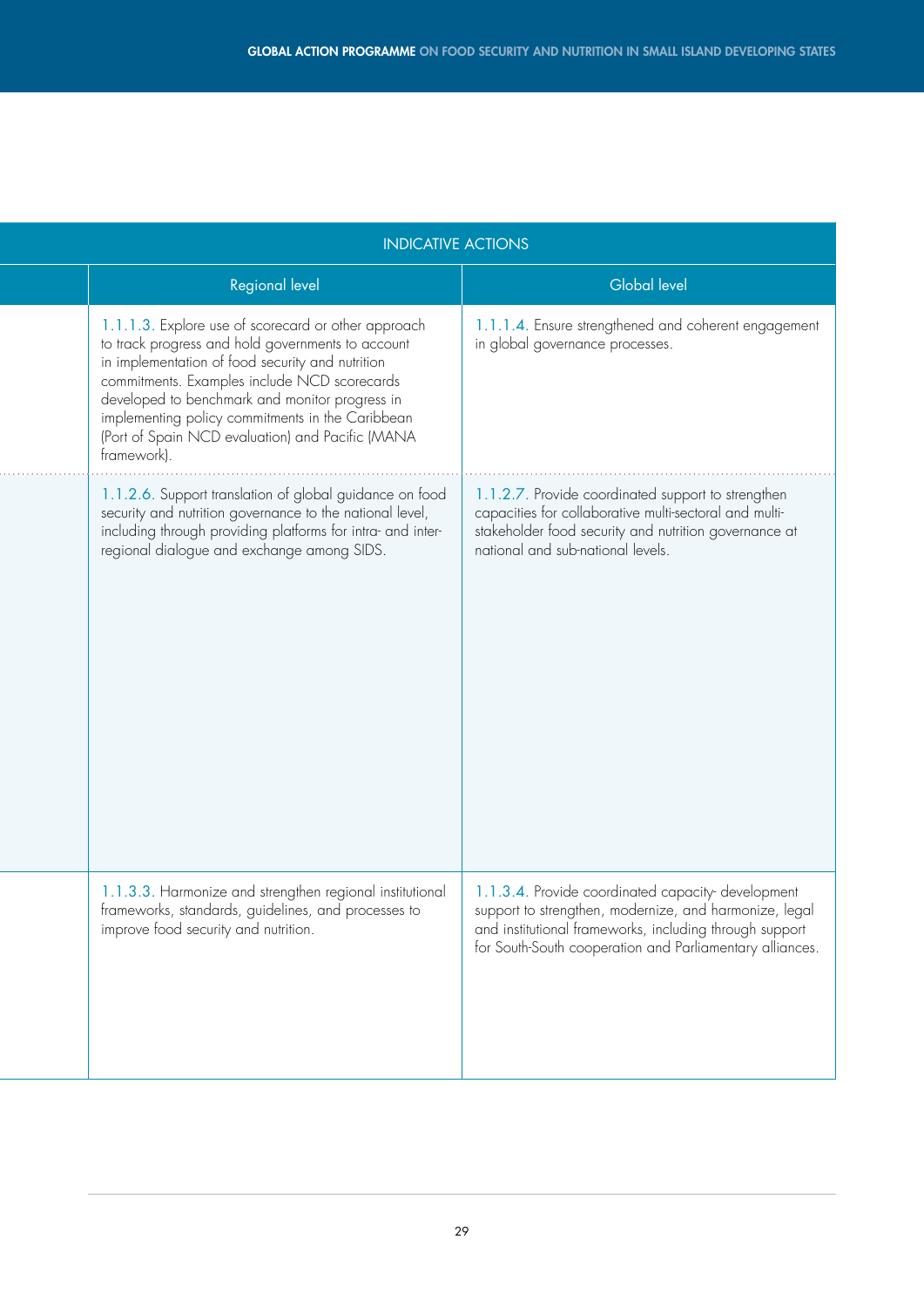| INDICATIVE ACTIONS | | |
|---|---|---|
| | Regional level | Global level |
| | 1.1.1.3. Explore use of scorecard or other approach to track progress and hold governments to account in implementation of food security and nutrition commitments. Examples include NCD scorecards developed to benchmark and monitor progress in implementing policy commitments in the Caribbean (Port of Spain NCD evaluation) and Pacific (MANA framework). | 1.1.1.4. Ensure strengthened and coherent engagement in global governance processes. |
| | 1.1.2.6. Support translation of global guidance on food security and nutrition governance to the national level, including through providing platforms for intra- and inter-regional dialogue and exchange among SIDS. | 1.1.2.7. Provide coordinated support to strengthen capacities for collaborative multi-sectoral and multi-stakeholder food security and nutrition governance at national and sub-national levels. |
| | 1.1.3.3. Harmonize and strengthen regional institutional frameworks, standards, guidelines, and processes to improve food security and nutrition. | 1.1.3.4. Provide coordinated capacity- development support to strengthen, modernize, and harmonize, legal and institutional frameworks, including through support for South-South cooperation and Parliamentary alliances. |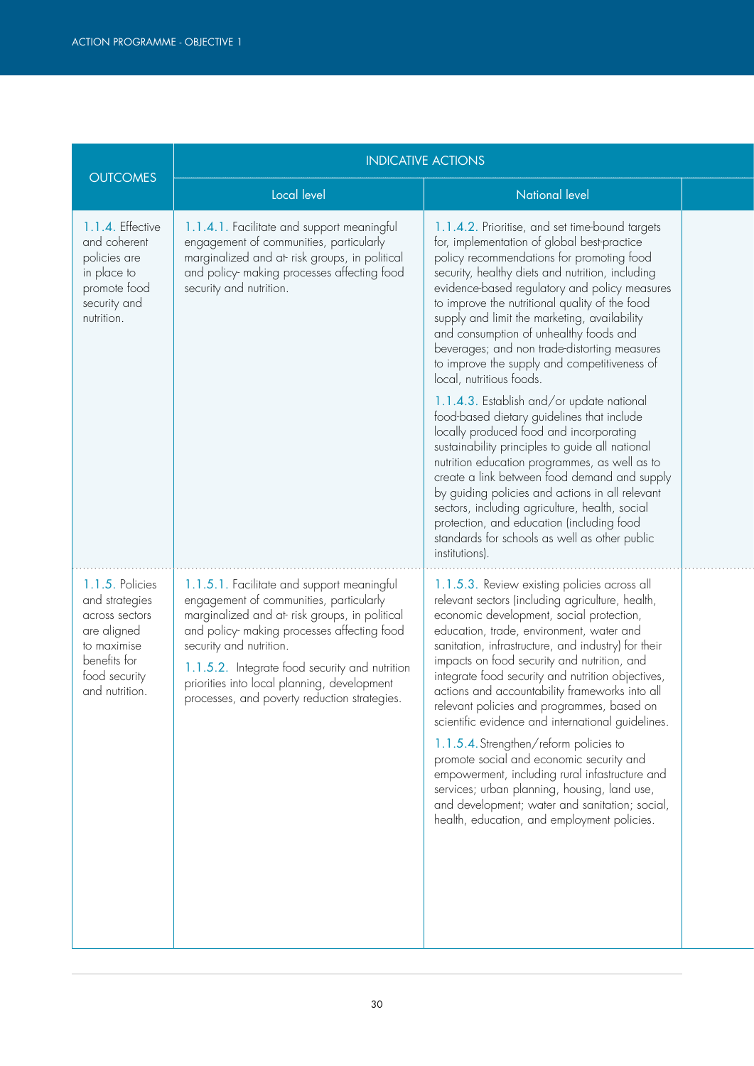| OUTCOMES | INDICATIVE ACTIONS | | |
|---|---|---|---|
| | Local level | National level | |
| 1.1.4. Effective and coherent policies are in place to promote food security and nutrition. | 1.1.4.1. Facilitate and support meaningful engagement of communities, particularly marginalized and at- risk groups, in political and policy- making processes affecting food security and nutrition. | 1.1.4.2. Prioritise, and set time-bound targets for, implementation of global best-practice policy recommendations for promoting food security, healthy diets and nutrition, including evidence-based regulatory and policy measures to improve the nutritional quality of the food supply and limit the marketing, availability and consumption of unhealthy foods and beverages; and non trade-distorting measures to improve the supply and competitiveness of local, nutritious foods.<br><br>1.1.4.3. Establish and/or update national food-based dietary guidelines that include locally produced food and incorporating sustainability principles to guide all national nutrition education programmes, as well as to create a link between food demand and supply by guiding policies and actions in all relevant sectors, including agriculture, health, social protection, and education (including food standards for schools as well as other public institutions). | |
| 1.1.5. Policies and strategies across sectors are aligned to maximise benefits for food security and nutrition. | 1.1.5.1. Facilitate and support meaningful engagement of communities, particularly marginalized and at- risk groups, in political and policy- making processes affecting food security and nutrition.<br><br>1.1.5.2. Integrate food security and nutrition priorities into local planning, development processes, and poverty reduction strategies. | 1.1.5.3. Review existing policies across all relevant sectors (including agriculture, health, economic development, social protection, education, trade, environment, water and sanitation, infrastructure, and industry) for their impacts on food security and nutrition, and integrate food security and nutrition objectives, actions and accountability frameworks into all relevant policies and programmes, based on scientific evidence and international guidelines.<br><br>1.1.5.4. Strengthen/reform policies to promote social and economic security and empowerment, including rural infrastructure and services; urban planning, housing, land use, and development; water and sanitation; social, health, education, and employment policies. | |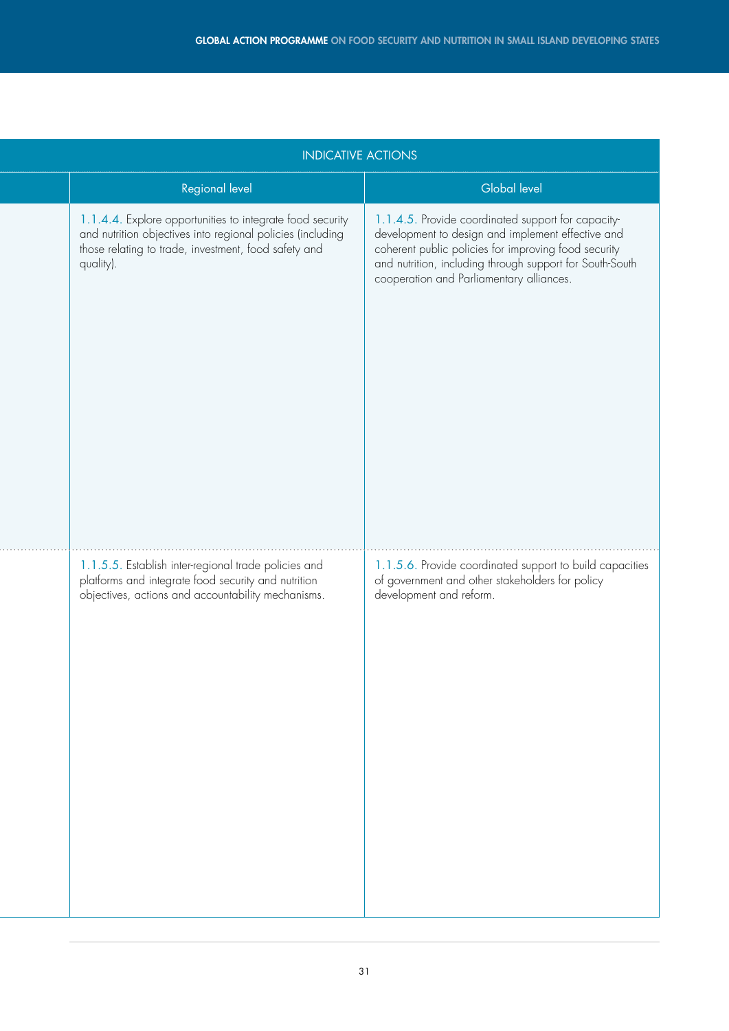| INDICATIVE ACTIONS | |
|---|---|
| Regional level | Global level |
| 1.1.4.4. Explore opportunities to integrate food security and nutrition objectives into regional policies (including those relating to trade, investment, food safety and quality). | 1.1.4.5. Provide coordinated support for capacity-development to design and implement effective and coherent public policies for improving food security and nutrition, including through support for South-South cooperation and Parliamentary alliances. |
| 1.1.5.5. Establish inter-regional trade policies and platforms and integrate food security and nutrition objectives, actions and accountability mechanisms. | 1.1.5.6. Provide coordinated support to build capacities of government and other stakeholders for policy development and reform. |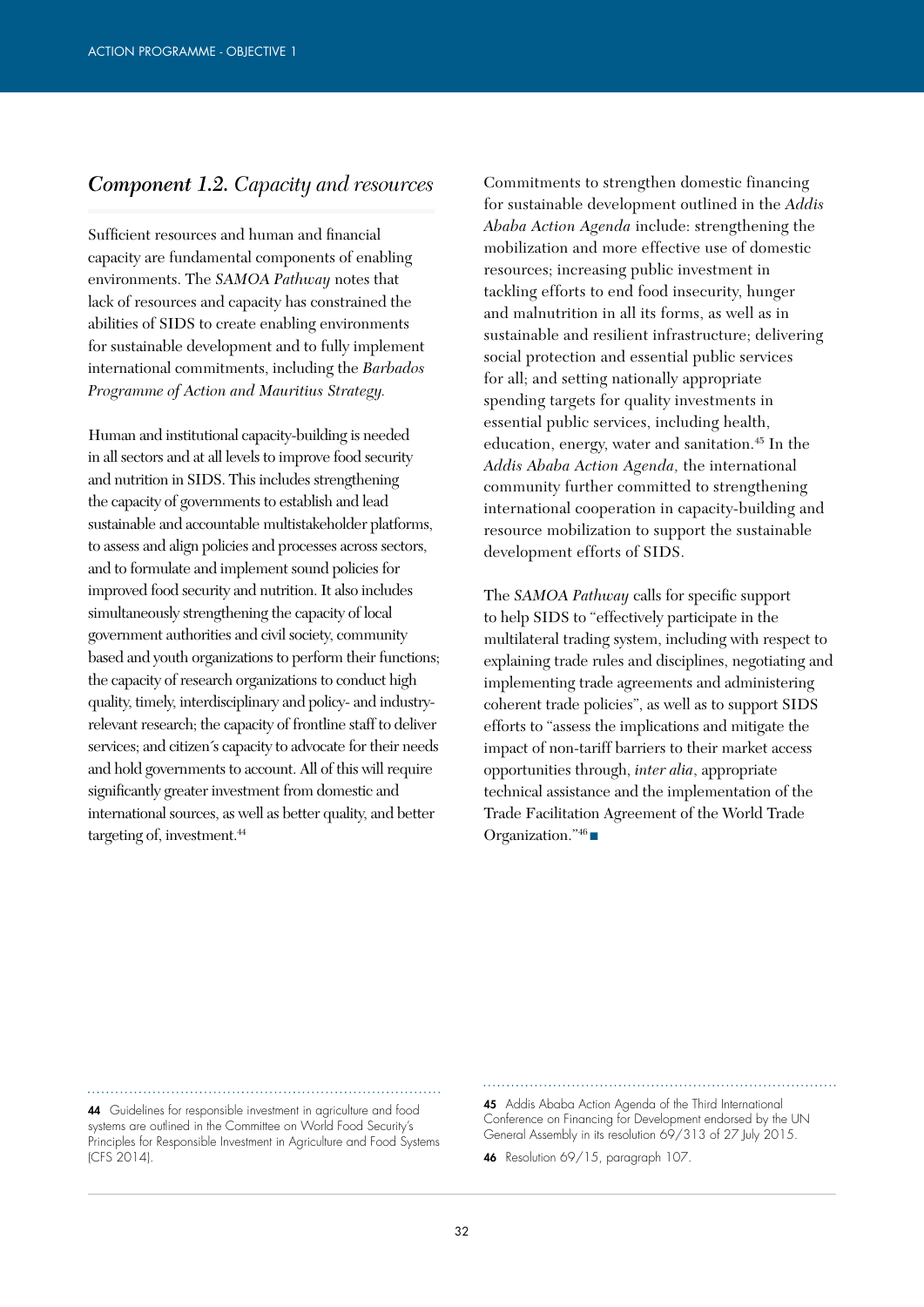## *Component 1.2. Capacity and resources*

Sufficient resources and human and financial capacity are fundamental components of enabling environments. The *SAMOA Pathway* notes that lack of resources and capacity has constrained the abilities of SIDS to create enabling environments for sustainable development and to fully implement international commitments, including the *Barbados Programme of Action and Mauritius Strategy.*

Human and institutional capacity-building is needed in all sectors and at all levels to improve food security and nutrition in SIDS. This includes strengthening the capacity of governments to establish and lead sustainable and accountable multistakeholder platforms, to assess and align policies and processes across sectors, and to formulate and implement sound policies for improved food security and nutrition. It also includes simultaneously strengthening the capacity of local government authorities and civil society, community based and youth organizations to perform their functions; the capacity of research organizations to conduct high quality, timely, interdisciplinary and policy- and industry-relevant research; the capacity of frontline staff to deliver services; and citizen´s capacity to advocate for their needs and hold governments to account. All of this will require significantly greater investment from domestic and international sources, as well as better quality, and better targeting of, investment.[44]

Commitments to strengthen domestic financing for sustainable development outlined in the *Addis Ababa Action Agenda* include: strengthening the mobilization and more effective use of domestic resources; increasing public investment in tackling efforts to end food insecurity, hunger and malnutrition in all its forms, as well as in sustainable and resilient infrastructure; delivering social protection and essential public services for all; and setting nationally appropriate spending targets for quality investments in essential public services, including health, education, energy, water and sanitation.[45] In the *Addis Ababa Action Agenda,* the international community further committed to strengthening international cooperation in capacity-building and resource mobilization to support the sustainable development efforts of SIDS.

The *SAMOA Pathway* calls for specific support to help SIDS to "effectively participate in the multilateral trading system, including with respect to explaining trade rules and disciplines, negotiating and implementing trade agreements and administering coherent trade policies", as well as to support SIDS efforts to "assess the implications and mitigate the impact of non-tariff barriers to their market access opportunities through, *inter alia*, appropriate technical assistance and the implementation of the Trade Facilitation Agreement of the World Trade Organization."[46] ■

---

**44** Guidelines for responsible investment in agriculture and food systems are outlined in the Committee on World Food Security's Principles for Responsible Investment in Agriculture and Food Systems (CFS 2014).

**45** Addis Ababa Action Agenda of the Third International Conference on Financing for Development endorsed by the UN General Assembly in its resolution 69/313 of 27 July 2015.

**46** Resolution 69/15, paragraph 107.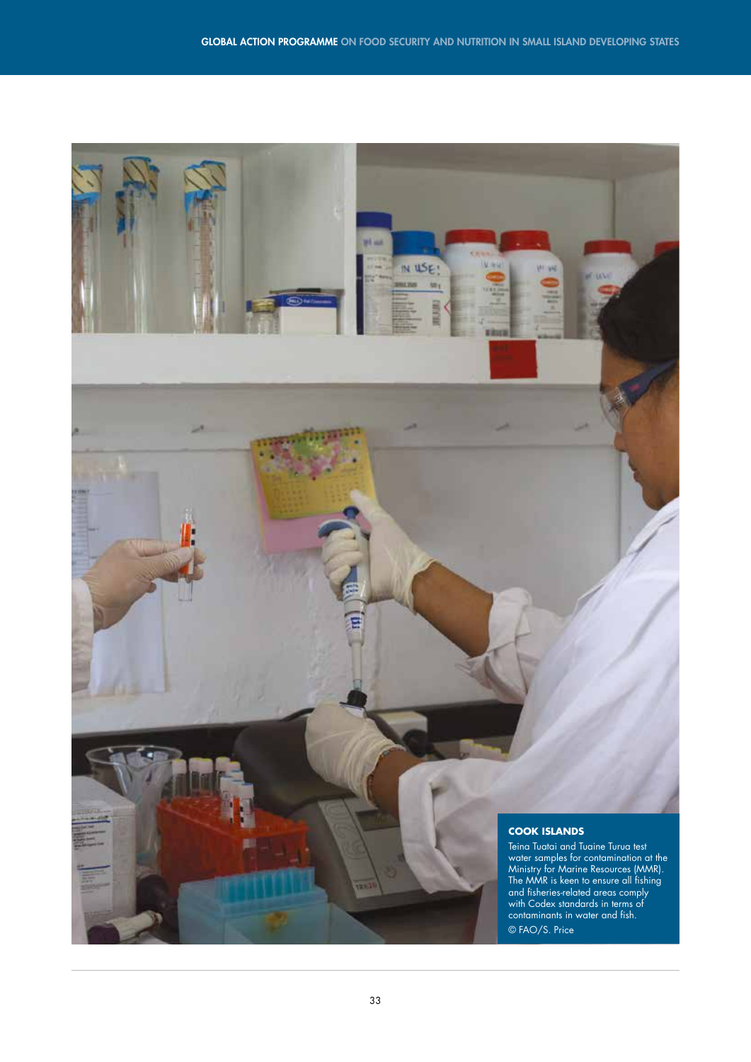**COOK ISLANDS**

Teina Tuatai and Tuaine Turua test water samples for contamination at the Ministry for Marine Resources (MMR). The MMR is keen to ensure all fishing and fisheries-related areas comply with Codex standards in terms of contaminants in water and fish.

© FAO/S. Price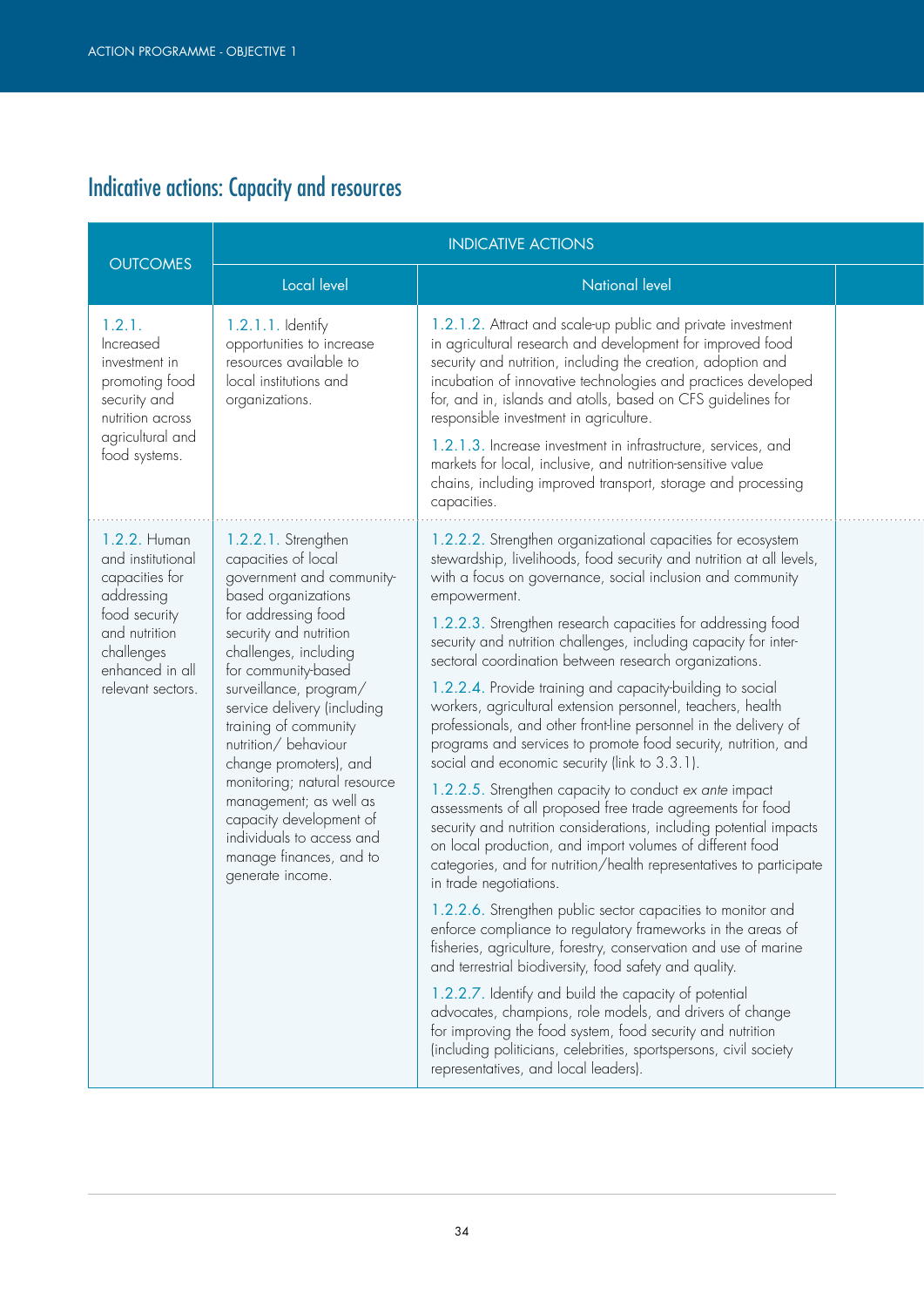## Indicative actions: Capacity and resources

| OUTCOMES | INDICATIVE ACTIONS | |
|---|---|---|
| | Local level | National level |
| 1.2.1. Increased investment in promoting food security and nutrition across agricultural and food systems. | 1.2.1.1. Identify opportunities to increase resources available to local institutions and organizations. | 1.2.1.2. Attract and scale-up public and private investment in agricultural research and development for improved food security and nutrition, including the creation, adoption and incubation of innovative technologies and practices developed for, and in, islands and atolls, based on CFS guidelines for responsible investment in agriculture.<br><br>1.2.1.3. Increase investment in infrastructure, services, and markets for local, inclusive, and nutrition-sensitive value chains, including improved transport, storage and processing capacities. |
| 1.2.2. Human and institutional capacities for addressing food security and nutrition challenges enhanced in all relevant sectors. | 1.2.2.1. Strengthen capacities of local government and community-based organizations for addressing food security and nutrition challenges, including for community-based surveillance, program/ service delivery (including training of community nutrition/ behaviour change promoters), and monitoring; natural resource management; as well as capacity development of individuals to access and manage finances, and to generate income. | 1.2.2.2. Strengthen organizational capacities for ecosystem stewardship, livelihoods, food security and nutrition at all levels, with a focus on governance, social inclusion and community empowerment.<br><br>1.2.2.3. Strengthen research capacities for addressing food security and nutrition challenges, including capacity for inter-sectoral coordination between research organizations.<br><br>1.2.2.4. Provide training and capacity-building to social workers, agricultural extension personnel, teachers, health professionals, and other front-line personnel in the delivery of programs and services to promote food security, nutrition, and social and economic security (link to 3.3.1).<br><br>1.2.2.5. Strengthen capacity to conduct *ex ante* impact assessments of all proposed free trade agreements for food security and nutrition considerations, including potential impacts on local production, and import volumes of different food categories, and for nutrition/health representatives to participate in trade negotiations.<br><br>1.2.2.6. Strengthen public sector capacities to monitor and enforce compliance to regulatory frameworks in the areas of fisheries, agriculture, forestry, conservation and use of marine and terrestrial biodiversity, food safety and quality.<br><br>1.2.2.7. Identify and build the capacity of potential advocates, champions, role models, and drivers of change for improving the food system, food security and nutrition (including politicians, celebrities, sportspersons, civil society representatives, and local leaders). |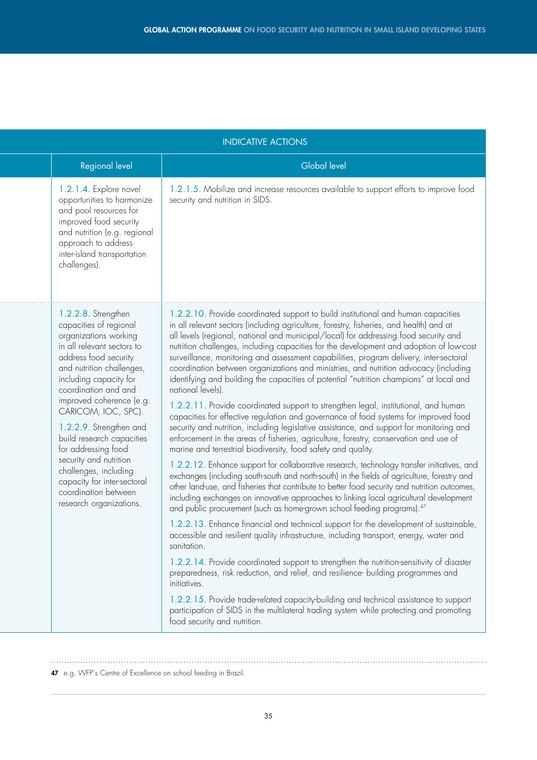| INDICATIVE ACTIONS | |
|---|---|
| Regional level | Global level |
| 1.2.1.4. Explore novel opportunities to harmonize and pool resources for improved food security and nutrition (e.g. regional approach to address inter-island transportation challenges). | 1.2.1.5. Mobilize and increase resources available to support efforts to improve food security and nutrition in SIDS. |
| 1.2.2.8. Strengthen capacities of regional organizations working in all relevant sectors to address food security and nutrition challenges, including capacity for coordination and and improved coherence (e.g. CARICOM, IOC, SPC).<br><br>1.2.2.9. Strengthen and build research capacities for addressing food security and nutrition challenges, including capacity for inter-sectoral coordination between research organizations. | 1.2.2.10. Provide coordinated support to build institutional and human capacities in all relevant sectors (including agriculture, forestry, fisheries, and health) and at all levels (regional, national and municipal/local) for addressing food security and nutrition challenges, including capacities for the development and adoption of low-cost surveillance, monitoring and assessment capabilities, program delivery, inter-sectoral coordination between organizations and ministries, and nutrition advocacy (including identifying and building the capacities of potential "nutrition champions" at local and national levels).<br><br>1.2.2.11. Provide coordinated support to strengthen legal, institutional, and human capacities for effective regulation and governance of food systems for improved food security and nutrition, including legislative assistance, and support for monitoring and enforcement in the areas of fisheries, agriculture, forestry, conservation and use of marine and terrestrial biodiversity, food safety and quality.<br><br>1.2.2.12. Enhance support for collaborative research, technology transfer initiatives, and exchanges (including south-south and north-south) in the fields of agriculture, forestry and other land-use, and fisheries that contribute to better food security and nutrition outcomes, including exchanges on innovative approaches to linking local agricultural development and public procurement (such as home-grown school feeding programs).[47]<br><br>1.2.2.13. Enhance financial and technical support for the development of sustainable, accessible and resilient quality infrastructure, including transport, energy, water and sanitation.<br><br>1.2.2.14. Provide coordinated support to strengthen the nutrition-sensitivity of disaster preparedness, risk reduction, and relief, and resilience- building programmes and initiatives.<br><br>1.2.2.15. Provide trade-related capacity-building and technical assistance to support participation of SIDS in the multilateral trading system while protecting and promoting food security and nutrition. |

47 e.g. WFP's Centre of Excellence on school feeding in Brazil.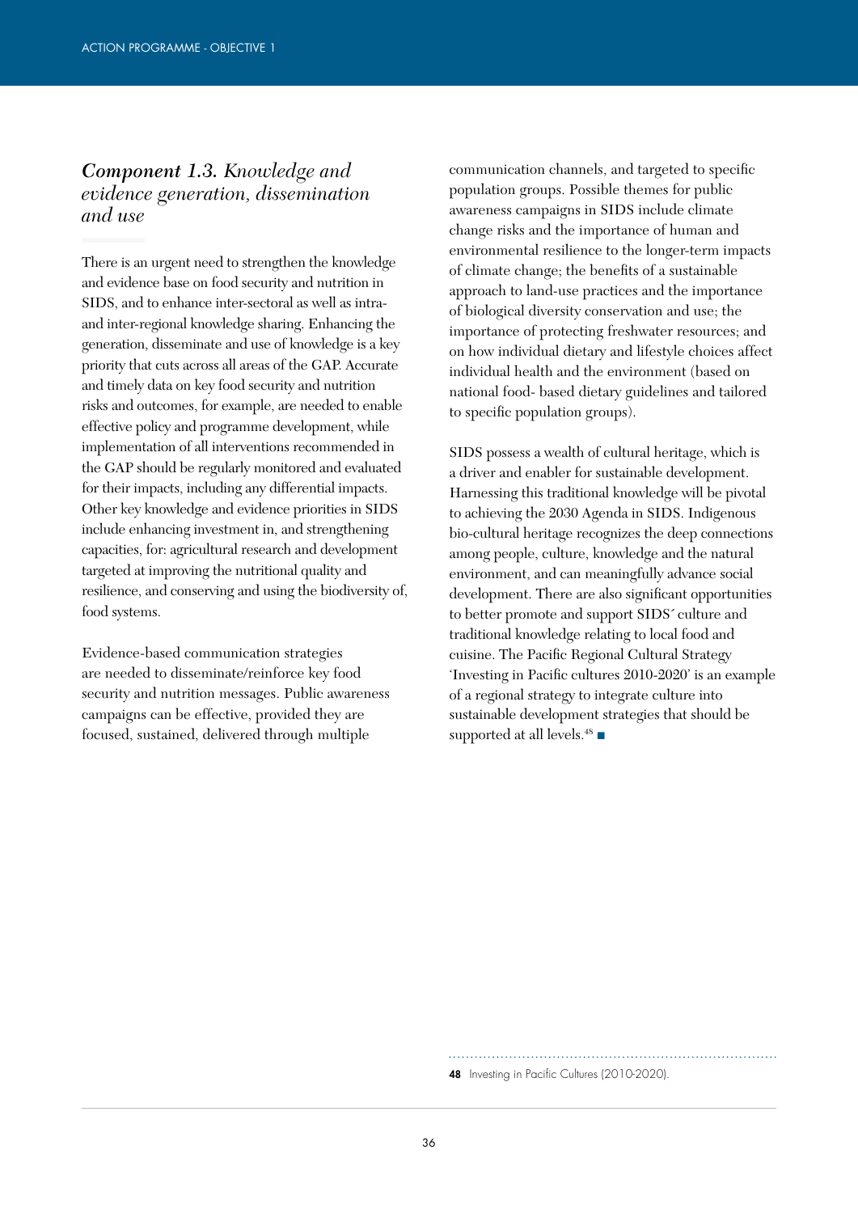## *Component 1.3. Knowledge and evidence generation, dissemination and use*

There is an urgent need to strengthen the knowledge and evidence base on food security and nutrition in SIDS, and to enhance inter-sectoral as well as intra- and inter-regional knowledge sharing. Enhancing the generation, disseminate and use of knowledge is a key priority that cuts across all areas of the GAP. Accurate and timely data on key food security and nutrition risks and outcomes, for example, are needed to enable effective policy and programme development, while implementation of all interventions recommended in the GAP should be regularly monitored and evaluated for their impacts, including any differential impacts. Other key knowledge and evidence priorities in SIDS include enhancing investment in, and strengthening capacities, for: agricultural research and development targeted at improving the nutritional quality and resilience, and conserving and using the biodiversity of, food systems.

Evidence-based communication strategies are needed to disseminate/reinforce key food security and nutrition messages. Public awareness campaigns can be effective, provided they are focused, sustained, delivered through multiple communication channels, and targeted to specific population groups. Possible themes for public awareness campaigns in SIDS include climate change risks and the importance of human and environmental resilience to the longer-term impacts of climate change; the benefits of a sustainable approach to land-use practices and the importance of biological diversity conservation and use; the importance of protecting freshwater resources; and on how individual dietary and lifestyle choices affect individual health and the environment (based on national food- based dietary guidelines and tailored to specific population groups).

SIDS possess a wealth of cultural heritage, which is a driver and enabler for sustainable development. Harnessing this traditional knowledge will be pivotal to achieving the 2030 Agenda in SIDS. Indigenous bio-cultural heritage recognizes the deep connections among people, culture, knowledge and the natural environment, and can meaningfully advance social development. There are also significant opportunities to better promote and support SIDS´ culture and traditional knowledge relating to local food and cuisine. The Pacific Regional Cultural Strategy 'Investing in Pacific cultures 2010-2020' is an example of a regional strategy to integrate culture into sustainable development strategies that should be supported at all levels.[48] ■

---

**48** Investing in Pacific Cultures (2010-2020).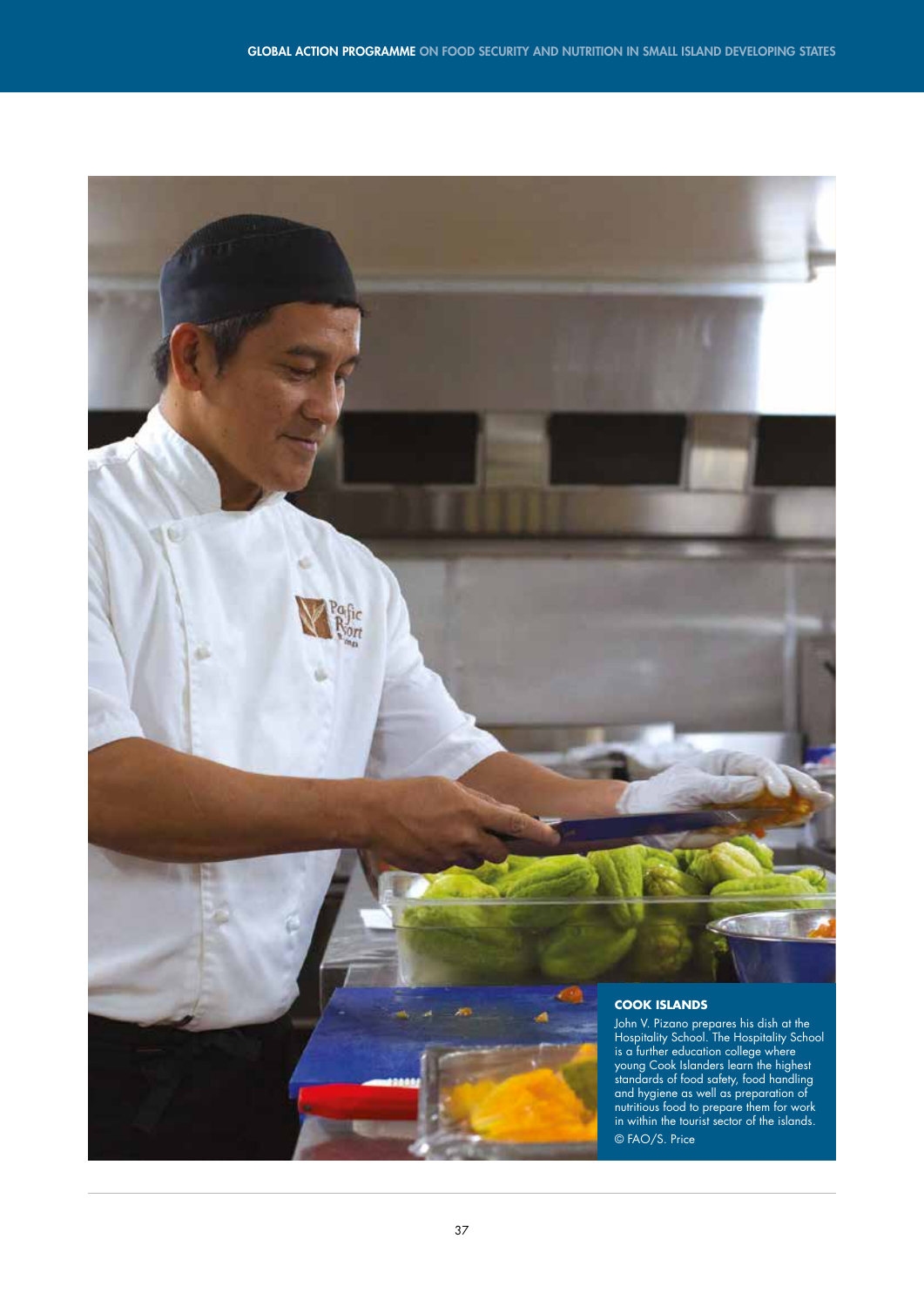**COOK ISLANDS**

John V. Pizano prepares his dish at the Hospitality School. The Hospitality School is a further education college where young Cook Islanders learn the highest standards of food safety, food handling and hygiene as well as preparation of nutritious food to prepare them for work in within the tourist sector of the islands.

© FAO/S. Price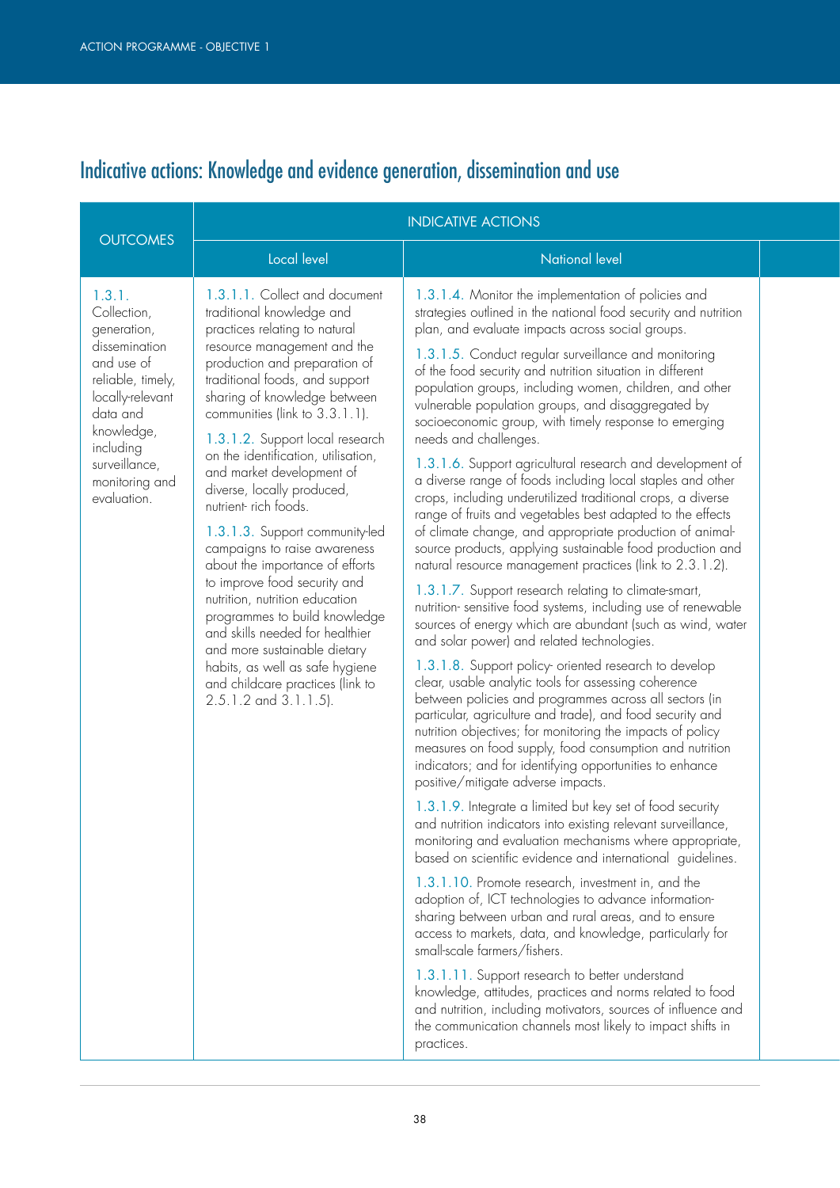## Indicative actions: Knowledge and evidence generation, dissemination and use

| OUTCOMES | INDICATIVE ACTIONS | |
|---|---|---|
| | Local level | National level |
| 1.3.1. Collection, generation, dissemination and use of reliable, timely, locally-relevant data and knowledge, including surveillance, monitoring and evaluation. | 1.3.1.1. Collect and document traditional knowledge and practices relating to natural resource management and the production and preparation of traditional foods, and support sharing of knowledge between communities (link to 3.3.1.1).<br><br>1.3.1.2. Support local research on the identification, utilisation, and market development of diverse, locally produced, nutrient- rich foods.<br><br>1.3.1.3. Support community-led campaigns to raise awareness about the importance of efforts to improve food security and nutrition, nutrition education programmes to build knowledge and skills needed for healthier and more sustainable dietary habits, as well as safe hygiene and childcare practices (link to 2.5.1.2 and 3.1.1.5). | 1.3.1.4. Monitor the implementation of policies and strategies outlined in the national food security and nutrition plan, and evaluate impacts across social groups.<br><br>1.3.1.5. Conduct regular surveillance and monitoring of the food security and nutrition situation in different population groups, including women, children, and other vulnerable population groups, and disaggregated by socioeconomic group, with timely response to emerging needs and challenges.<br><br>1.3.1.6. Support agricultural research and development of a diverse range of foods including local staples and other crops, including underutilized traditional crops, a diverse range of fruits and vegetables best adapted to the effects of climate change, and appropriate production of animal-source products, applying sustainable food production and natural resource management practices (link to 2.3.1.2).<br><br>1.3.1.7. Support research relating to climate-smart, nutrition- sensitive food systems, including use of renewable sources of energy which are abundant (such as wind, water and solar power) and related technologies.<br><br>1.3.1.8. Support policy- oriented research to develop clear, usable analytic tools for assessing coherence between policies and programmes across all sectors (in particular, agriculture and trade), and food security and nutrition objectives; for monitoring the impacts of policy measures on food supply, food consumption and nutrition indicators; and for identifying opportunities to enhance positive/mitigate adverse impacts.<br><br>1.3.1.9. Integrate a limited but key set of food security and nutrition indicators into existing relevant surveillance, monitoring and evaluation mechanisms where appropriate, based on scientific evidence and international guidelines.<br><br>1.3.1.10. Promote research, investment in, and the adoption of, ICT technologies to advance information-sharing between urban and rural areas, and to ensure access to markets, data, and knowledge, particularly for small-scale farmers/fishers.<br><br>1.3.1.11. Support research to better understand knowledge, attitudes, practices and norms related to food and nutrition, including motivators, sources of influence and the communication channels most likely to impact shifts in practices. |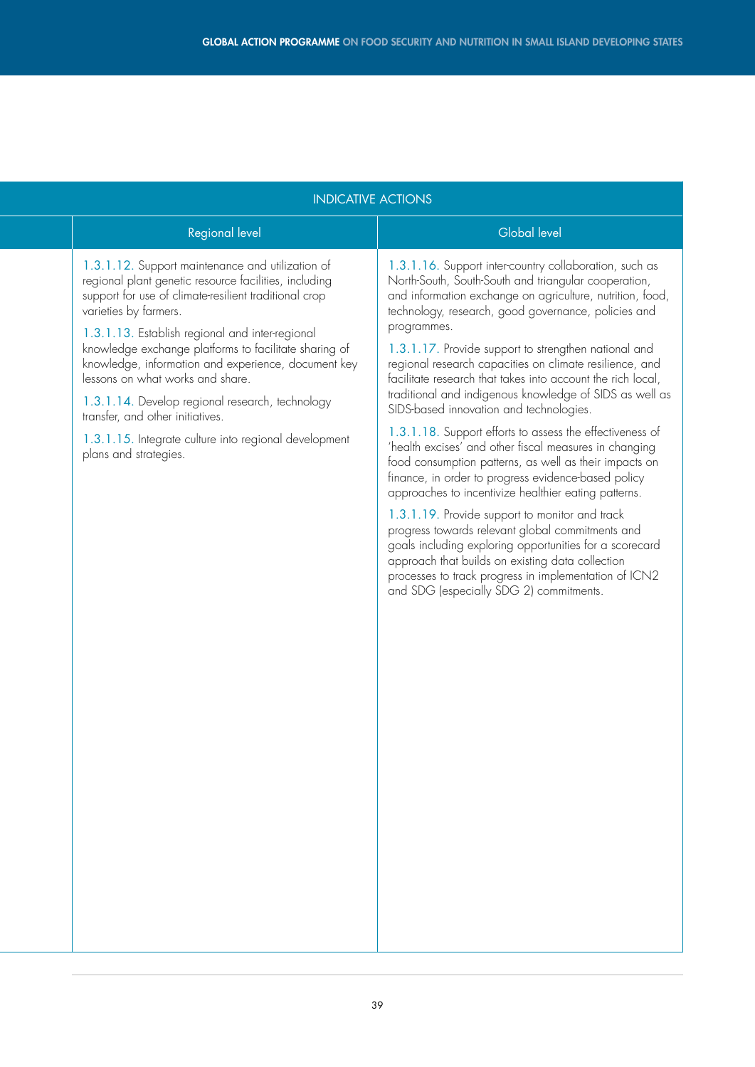| INDICATIVE ACTIONS | | |
| --- | --- | --- |
| | Regional level | Global level |
| | 1.3.1.12. Support maintenance and utilization of regional plant genetic resource facilities, including support for use of climate-resilient traditional crop varieties by farmers.<br><br>1.3.1.13. Establish regional and inter-regional knowledge exchange platforms to facilitate sharing of knowledge, information and experience, document key lessons on what works and share.<br><br>1.3.1.14. Develop regional research, technology transfer, and other initiatives.<br><br>1.3.1.15. Integrate culture into regional development plans and strategies. | 1.3.1.16. Support inter-country collaboration, such as North-South, South-South and triangular cooperation, and information exchange on agriculture, nutrition, food, technology, research, good governance, policies and programmes.<br><br>1.3.1.17. Provide support to strengthen national and regional research capacities on climate resilience, and facilitate research that takes into account the rich local, traditional and indigenous knowledge of SIDS as well as SIDS-based innovation and technologies.<br><br>1.3.1.18. Support efforts to assess the effectiveness of 'health excises' and other fiscal measures in changing food consumption patterns, as well as their impacts on finance, in order to progress evidence-based policy approaches to incentivize healthier eating patterns.<br><br>1.3.1.19. Provide support to monitor and track progress towards relevant global commitments and goals including exploring opportunities for a scorecard approach that builds on existing data collection processes to track progress in implementation of ICN2 and SDG (especially SDG 2) commitments. |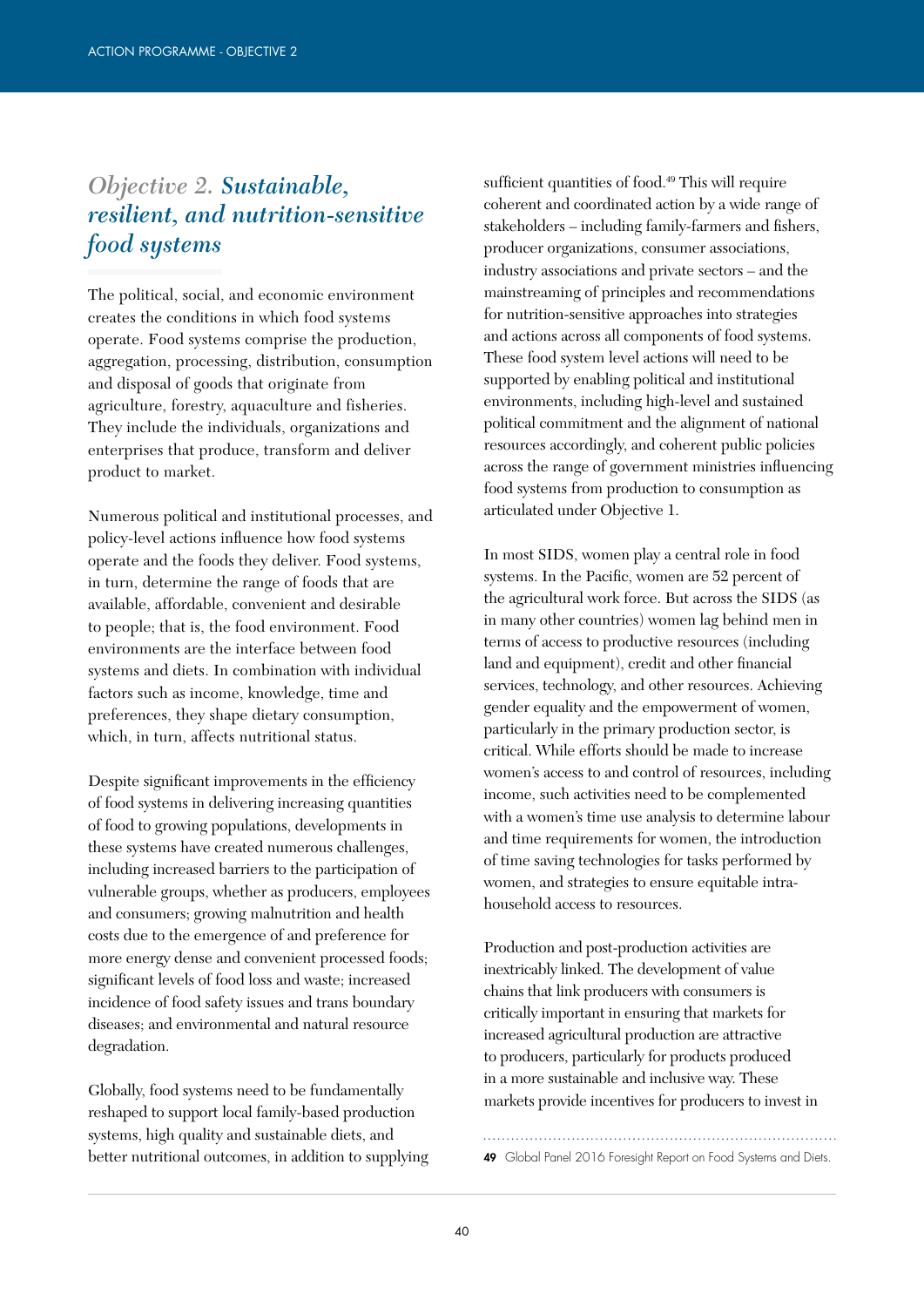# *Objective 2. Sustainable, resilient, and nutrition-sensitive food systems*

The political, social, and economic environment creates the conditions in which food systems operate. Food systems comprise the production, aggregation, processing, distribution, consumption and disposal of goods that originate from agriculture, forestry, aquaculture and fisheries. They include the individuals, organizations and enterprises that produce, transform and deliver product to market.

Numerous political and institutional processes, and policy-level actions influence how food systems operate and the foods they deliver. Food systems, in turn, determine the range of foods that are available, affordable, convenient and desirable to people; that is, the food environment. Food environments are the interface between food systems and diets. In combination with individual factors such as income, knowledge, time and preferences, they shape dietary consumption, which, in turn, affects nutritional status.

Despite significant improvements in the efficiency of food systems in delivering increasing quantities of food to growing populations, developments in these systems have created numerous challenges, including increased barriers to the participation of vulnerable groups, whether as producers, employees and consumers; growing malnutrition and health costs due to the emergence of and preference for more energy dense and convenient processed foods; significant levels of food loss and waste; increased incidence of food safety issues and trans boundary diseases; and environmental and natural resource degradation.

Globally, food systems need to be fundamentally reshaped to support local family-based production systems, high quality and sustainable diets, and better nutritional outcomes, in addition to supplying sufficient quantities of food.[49] This will require coherent and coordinated action by a wide range of stakeholders – including family-farmers and fishers, producer organizations, consumer associations, industry associations and private sectors – and the mainstreaming of principles and recommendations for nutrition-sensitive approaches into strategies and actions across all components of food systems. These food system level actions will need to be supported by enabling political and institutional environments, including high-level and sustained political commitment and the alignment of national resources accordingly, and coherent public policies across the range of government ministries influencing food systems from production to consumption as articulated under Objective 1.

In most SIDS, women play a central role in food systems. In the Pacific, women are 52 percent of the agricultural work force. But across the SIDS (as in many other countries) women lag behind men in terms of access to productive resources (including land and equipment), credit and other financial services, technology, and other resources. Achieving gender equality and the empowerment of women, particularly in the primary production sector, is critical. While efforts should be made to increase women's access to and control of resources, including income, such activities need to be complemented with a women's time use analysis to determine labour and time requirements for women, the introduction of time saving technologies for tasks performed by women, and strategies to ensure equitable intra-household access to resources.

Production and post-production activities are inextricably linked. The development of value chains that link producers with consumers is critically important in ensuring that markets for increased agricultural production are attractive to producers, particularly for products produced in a more sustainable and inclusive way. These markets provide incentives for producers to invest in

**49** Global Panel 2016 Foresight Report on Food Systems and Diets.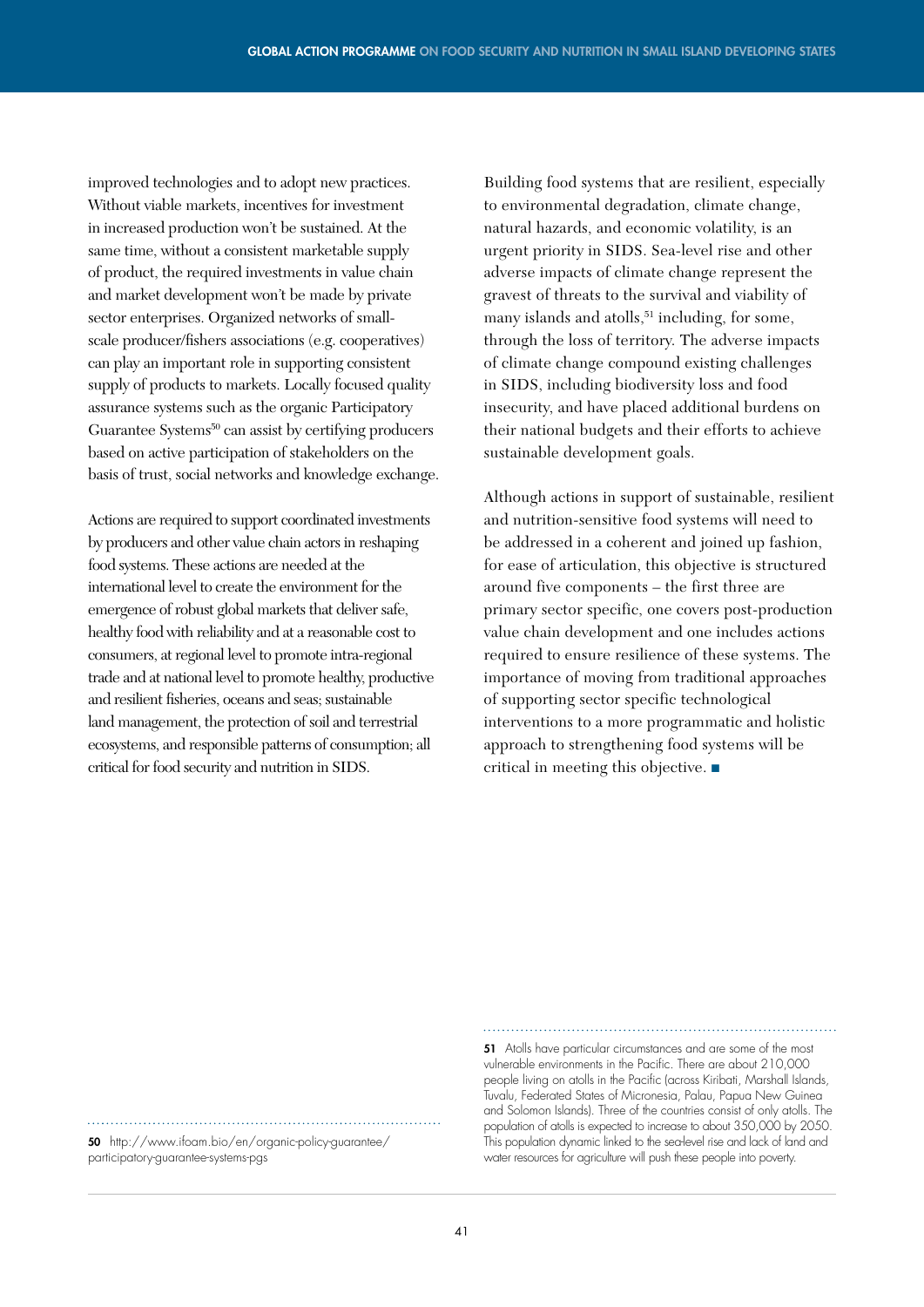improved technologies and to adopt new practices. Without viable markets, incentives for investment in increased production won't be sustained. At the same time, without a consistent marketable supply of product, the required investments in value chain and market development won't be made by private sector enterprises. Organized networks of small-scale producer/fishers associations (e.g. cooperatives) can play an important role in supporting consistent supply of products to markets. Locally focused quality assurance systems such as the organic Participatory Guarantee Systems[50] can assist by certifying producers based on active participation of stakeholders on the basis of trust, social networks and knowledge exchange.

Actions are required to support coordinated investments by producers and other value chain actors in reshaping food systems. These actions are needed at the international level to create the environment for the emergence of robust global markets that deliver safe, healthy food with reliability and at a reasonable cost to consumers, at regional level to promote intra-regional trade and at national level to promote healthy, productive and resilient fisheries, oceans and seas; sustainable land management, the protection of soil and terrestrial ecosystems, and responsible patterns of consumption; all critical for food security and nutrition in SIDS.

Building food systems that are resilient, especially to environmental degradation, climate change, natural hazards, and economic volatility, is an urgent priority in SIDS. Sea-level rise and other adverse impacts of climate change represent the gravest of threats to the survival and viability of many islands and atolls,[51] including, for some, through the loss of territory. The adverse impacts of climate change compound existing challenges in SIDS, including biodiversity loss and food insecurity, and have placed additional burdens on their national budgets and their efforts to achieve sustainable development goals.

Although actions in support of sustainable, resilient and nutrition-sensitive food systems will need to be addressed in a coherent and joined up fashion, for ease of articulation, this objective is structured around five components – the first three are primary sector specific, one covers post-production value chain development and one includes actions required to ensure resilience of these systems. The importance of moving from traditional approaches of supporting sector specific technological interventions to a more programmatic and holistic approach to strengthening food systems will be critical in meeting this objective. ■

---

**50** http://www.ifoam.bio/en/organic-policy-guarantee/participatory-guarantee-systems-pgs

**51** Atolls have particular circumstances and are some of the most vulnerable environments in the Pacific. There are about 210,000 people living on atolls in the Pacific (across Kiribati, Marshall Islands, Tuvalu, Federated States of Micronesia, Palau, Papua New Guinea and Solomon Islands). Three of the countries consist of only atolls. The population of atolls is expected to increase to about 350,000 by 2050. This population dynamic linked to the sea-level rise and lack of land and water resources for agriculture will push these people into poverty.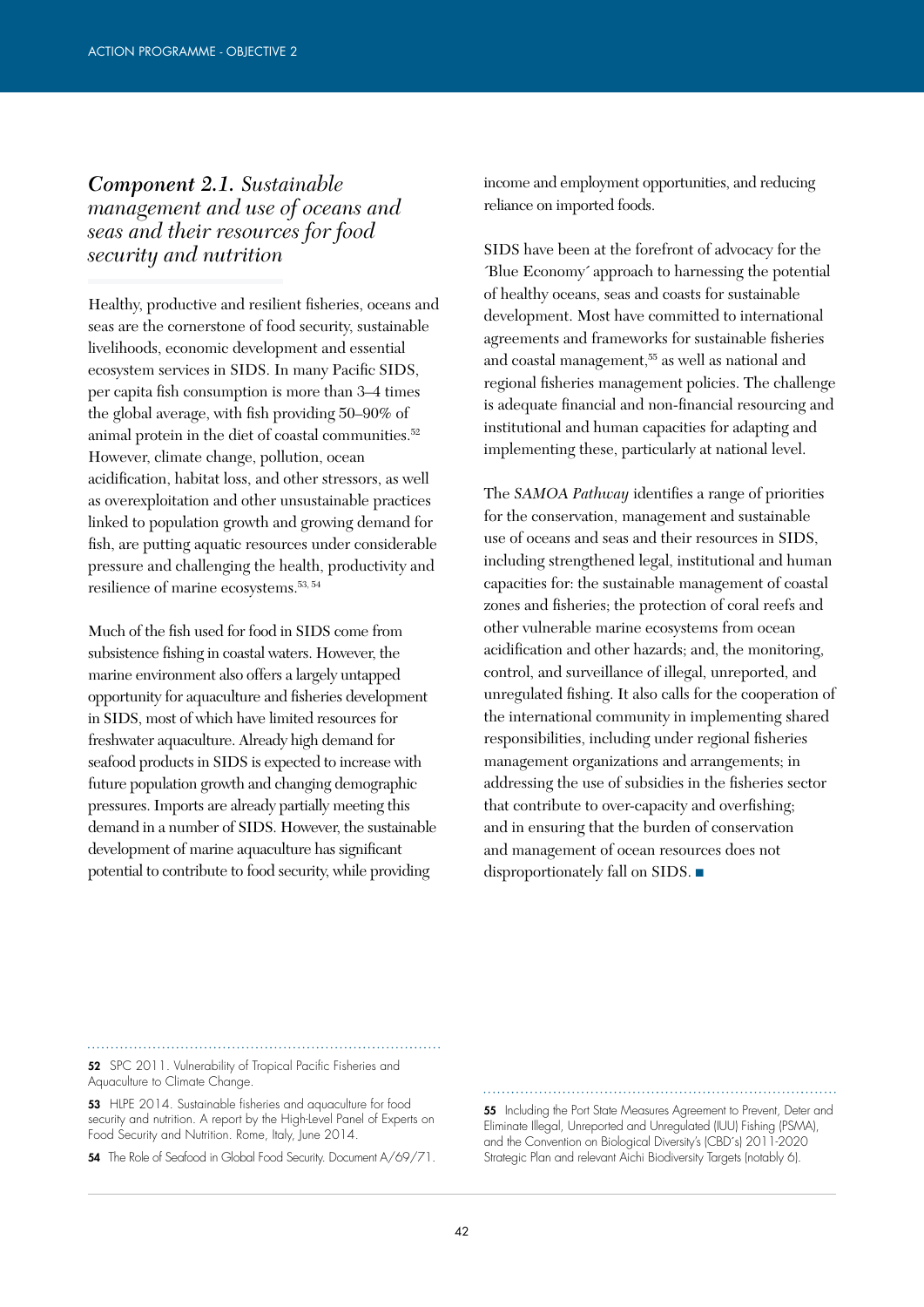## *Component 2.1. Sustainable management and use of oceans and seas and their resources for food security and nutrition*

Healthy, productive and resilient fisheries, oceans and seas are the cornerstone of food security, sustainable livelihoods, economic development and essential ecosystem services in SIDS. In many Pacific SIDS, per capita fish consumption is more than 3–4 times the global average, with fish providing 50–90% of animal protein in the diet of coastal communities.[52] However, climate change, pollution, ocean acidification, habitat loss, and other stressors, as well as overexploitation and other unsustainable practices linked to population growth and growing demand for fish, are putting aquatic resources under considerable pressure and challenging the health, productivity and resilience of marine ecosystems.[53, 54]

Much of the fish used for food in SIDS come from subsistence fishing in coastal waters. However, the marine environment also offers a largely untapped opportunity for aquaculture and fisheries development in SIDS, most of which have limited resources for freshwater aquaculture. Already high demand for seafood products in SIDS is expected to increase with future population growth and changing demographic pressures. Imports are already partially meeting this demand in a number of SIDS. However, the sustainable development of marine aquaculture has significant potential to contribute to food security, while providing income and employment opportunities, and reducing reliance on imported foods.

SIDS have been at the forefront of advocacy for the ´Blue Economy´ approach to harnessing the potential of healthy oceans, seas and coasts for sustainable development. Most have committed to international agreements and frameworks for sustainable fisheries and coastal management,[55] as well as national and regional fisheries management policies. The challenge is adequate financial and non-financial resourcing and institutional and human capacities for adapting and implementing these, particularly at national level.

The *SAMOA Pathway* identifies a range of priorities for the conservation, management and sustainable use of oceans and seas and their resources in SIDS, including strengthened legal, institutional and human capacities for: the sustainable management of coastal zones and fisheries; the protection of coral reefs and other vulnerable marine ecosystems from ocean acidification and other hazards; and, the monitoring, control, and surveillance of illegal, unreported, and unregulated fishing. It also calls for the cooperation of the international community in implementing shared responsibilities, including under regional fisheries management organizations and arrangements; in addressing the use of subsidies in the fisheries sector that contribute to over-capacity and overfishing; and in ensuring that the burden of conservation and management of ocean resources does not disproportionately fall on SIDS. ■

---

**52** SPC 2011. Vulnerability of Tropical Pacific Fisheries and Aquaculture to Climate Change.

**53** HLPE 2014. Sustainable fisheries and aquaculture for food security and nutrition. A report by the High-Level Panel of Experts on Food Security and Nutrition. Rome, Italy, June 2014.

**54** The Role of Seafood in Global Food Security. Document A/69/71.

**55** Including the Port State Measures Agreement to Prevent, Deter and Eliminate Illegal, Unreported and Unregulated (IUU) Fishing (PSMA), and the Convention on Biological Diversity's (CBD's) 2011-2020 Strategic Plan and relevant Aichi Biodiversity Targets (notably 6).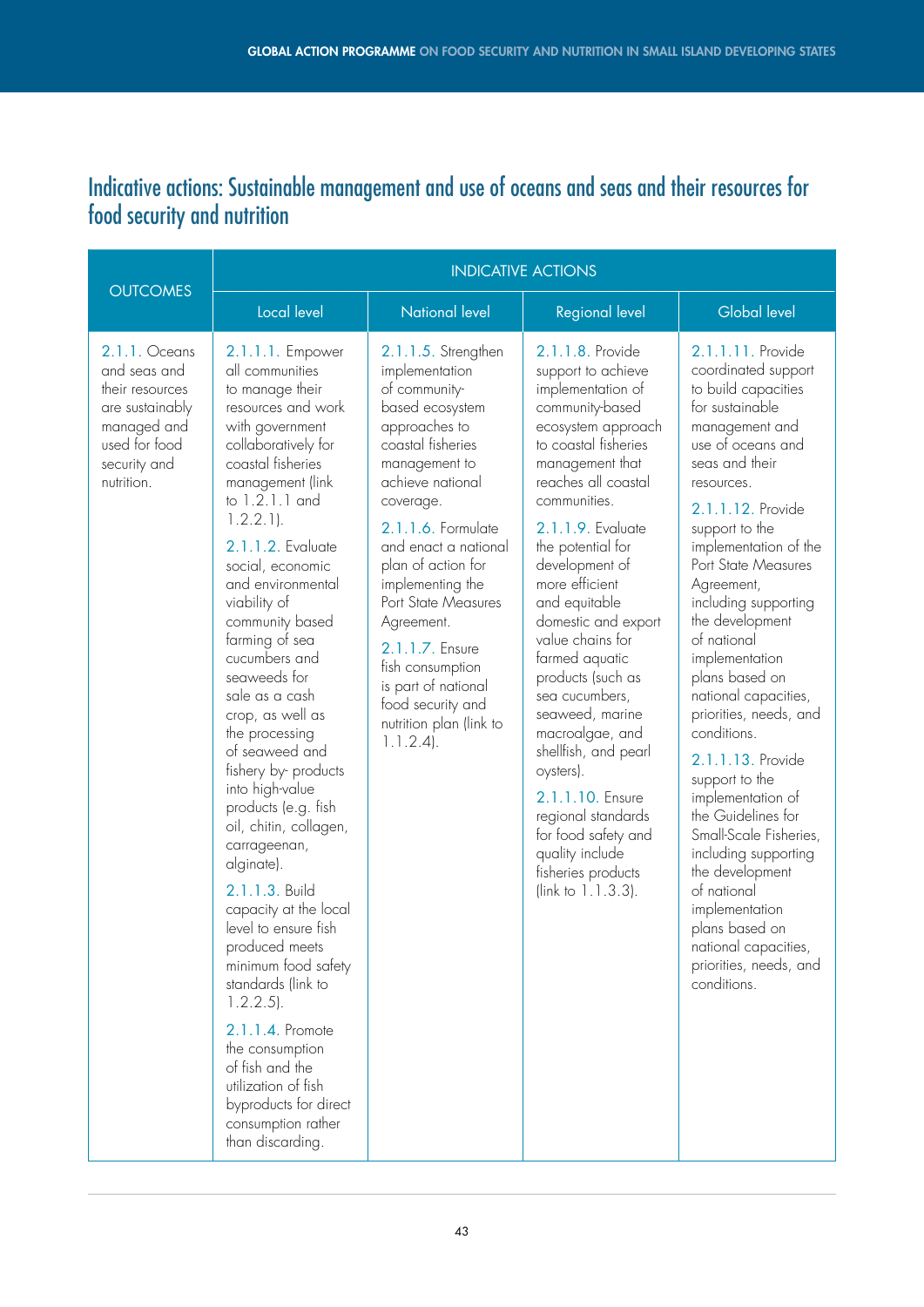## Indicative actions: Sustainable management and use of oceans and seas and their resources for food security and nutrition

| OUTCOMES | INDICATIVE ACTIONS | | | |
|---|---|---|---|---|
| | Local level | National level | Regional level | Global level |
| 2.1.1. Oceans and seas and their resources are sustainably managed and used for food security and nutrition. | 2.1.1.1. Empower all communities to manage their resources and work with government collaboratively for coastal fisheries management (link to 1.2.1.1 and 1.2.2.1).<br><br>2.1.1.2. Evaluate social, economic and environmental viability of community based farming of sea cucumbers and seaweeds for sale as a cash crop, as well as the processing of seaweed and fishery by- products into high-value products (e.g. fish oil, chitin, collagen, carrageenan, alginate).<br><br>2.1.1.3. Build capacity at the local level to ensure fish produced meets minimum food safety standards (link to 1.2.2.5).<br><br>2.1.1.4. Promote the consumption of fish and the utilization of fish byproducts for direct consumption rather than discarding. | 2.1.1.5. Strengthen implementation of community-based ecosystem approaches to coastal fisheries management to achieve national coverage.<br><br>2.1.1.6. Formulate and enact a national plan of action for implementing the Port State Measures Agreement.<br><br>2.1.1.7. Ensure fish consumption is part of national food security and nutrition plan (link to 1.1.2.4). | 2.1.1.8. Provide support to achieve implementation of community-based ecosystem approach to coastal fisheries management that reaches all coastal communities.<br><br>2.1.1.9. Evaluate the potential for development of more efficient and equitable domestic and export value chains for farmed aquatic products (such as sea cucumbers, seaweed, marine macroalgae, and shellfish, and pearl oysters).<br><br>2.1.1.10. Ensure regional standards for food safety and quality include fisheries products (link to 1.1.3.3). | 2.1.1.11. Provide coordinated support to build capacities for sustainable management and use of oceans and seas and their resources.<br><br>2.1.1.12. Provide support to the implementation of the Port State Measures Agreement, including supporting the development of national implementation plans based on national capacities, priorities, needs, and conditions.<br><br>2.1.1.13. Provide support to the implementation of the Guidelines for Small-Scale Fisheries, including supporting the development of national implementation plans based on national capacities, priorities, needs, and conditions. |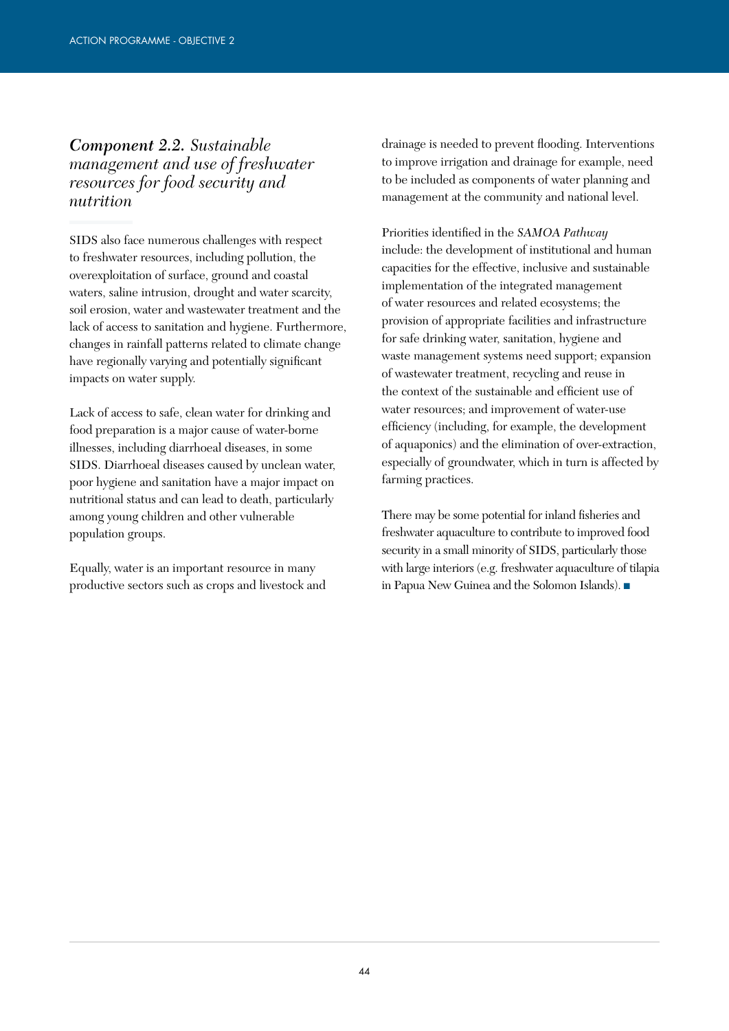### *Component 2.2. Sustainable management and use of freshwater resources for food security and nutrition*

SIDS also face numerous challenges with respect to freshwater resources, including pollution, the overexploitation of surface, ground and coastal waters, saline intrusion, drought and water scarcity, soil erosion, water and wastewater treatment and the lack of access to sanitation and hygiene. Furthermore, changes in rainfall patterns related to climate change have regionally varying and potentially significant impacts on water supply.

Lack of access to safe, clean water for drinking and food preparation is a major cause of water-borne illnesses, including diarrhoeal diseases, in some SIDS. Diarrhoeal diseases caused by unclean water, poor hygiene and sanitation have a major impact on nutritional status and can lead to death, particularly among young children and other vulnerable population groups.

Equally, water is an important resource in many productive sectors such as crops and livestock and drainage is needed to prevent flooding. Interventions to improve irrigation and drainage for example, need to be included as components of water planning and management at the community and national level.

Priorities identified in the *SAMOA Pathway* include: the development of institutional and human capacities for the effective, inclusive and sustainable implementation of the integrated management of water resources and related ecosystems; the provision of appropriate facilities and infrastructure for safe drinking water, sanitation, hygiene and waste management systems need support; expansion of wastewater treatment, recycling and reuse in the context of the sustainable and efficient use of water resources; and improvement of water-use efficiency (including, for example, the development of aquaponics) and the elimination of over-extraction, especially of groundwater, which in turn is affected by farming practices.

There may be some potential for inland fisheries and freshwater aquaculture to contribute to improved food security in a small minority of SIDS, particularly those with large interiors (e.g. freshwater aquaculture of tilapia in Papua New Guinea and the Solomon Islands). ■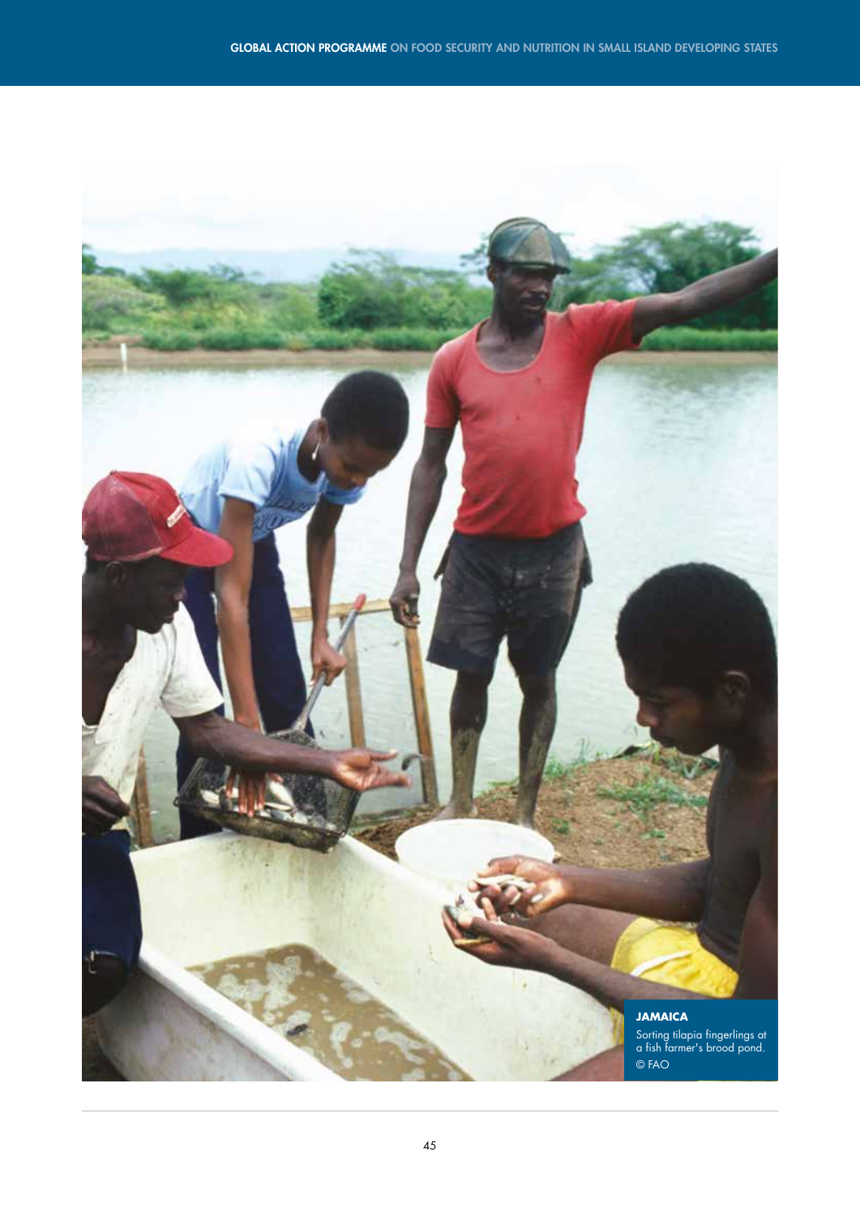**JAMAICA**

Sorting tilapia fingerlings at a fish farmer's brood pond.
© FAO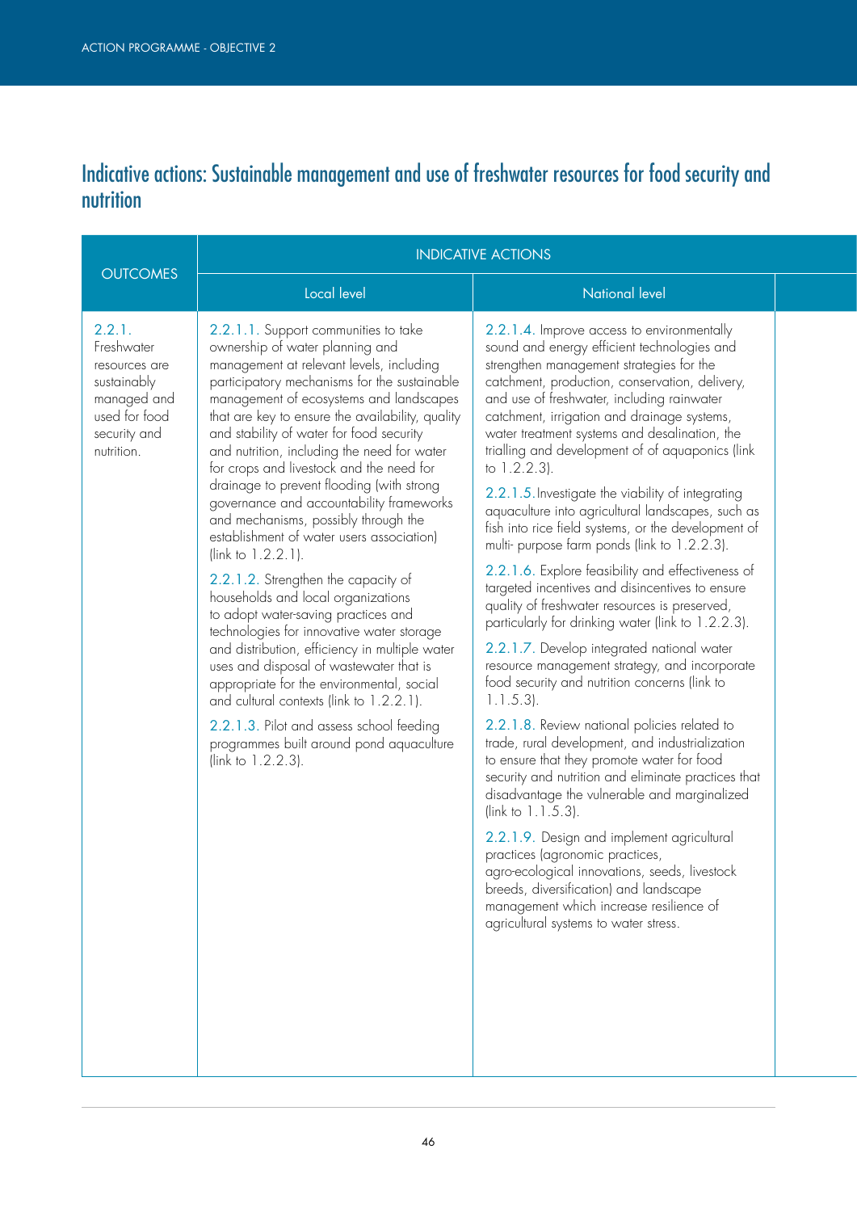# Indicative actions: Sustainable management and use of freshwater resources for food security and nutrition

| OUTCOMES | INDICATIVE ACTIONS | |
|---|---|---|
| | Local level | National level |
| 2.2.1. Freshwater resources are sustainably managed and used for food security and nutrition. | 2.2.1.1. Support communities to take ownership of water planning and management at relevant levels, including participatory mechanisms for the sustainable management of ecosystems and landscapes that are key to ensure the availability, quality and stability of water for food security and nutrition, including the need for water for crops and livestock and the need for drainage to prevent flooding (with strong governance and accountability frameworks and mechanisms, possibly through the establishment of water users association) (link to 1.2.2.1).<br><br>2.2.1.2. Strengthen the capacity of households and local organizations to adopt water-saving practices and technologies for innovative water storage and distribution, efficiency in multiple water uses and disposal of wastewater that is appropriate for the environmental, social and cultural contexts (link to 1.2.2.1).<br><br>2.2.1.3. Pilot and assess school feeding programmes built around pond aquaculture (link to 1.2.2.3). | 2.2.1.4. Improve access to environmentally sound and energy efficient technologies and strengthen management strategies for the catchment, production, conservation, delivery, and use of freshwater, including rainwater catchment, irrigation and drainage systems, water treatment systems and desalination, the trialling and development of of aquaponics (link to 1.2.2.3).<br><br>2.2.1.5. Investigate the viability of integrating aquaculture into agricultural landscapes, such as fish into rice field systems, or the development of multi- purpose farm ponds (link to 1.2.2.3).<br><br>2.2.1.6. Explore feasibility and effectiveness of targeted incentives and disincentives to ensure quality of freshwater resources is preserved, particularly for drinking water (link to 1.2.2.3).<br><br>2.2.1.7. Develop integrated national water resource management strategy, and incorporate food security and nutrition concerns (link to 1.1.5.3).<br><br>2.2.1.8. Review national policies related to trade, rural development, and industrialization to ensure that they promote water for food security and nutrition and eliminate practices that disadvantage the vulnerable and marginalized (link to 1.1.5.3).<br><br>2.2.1.9. Design and implement agricultural practices (agronomic practices, agro-ecological innovations, seeds, livestock breeds, diversification) and landscape management which increase resilience of agricultural systems to water stress. |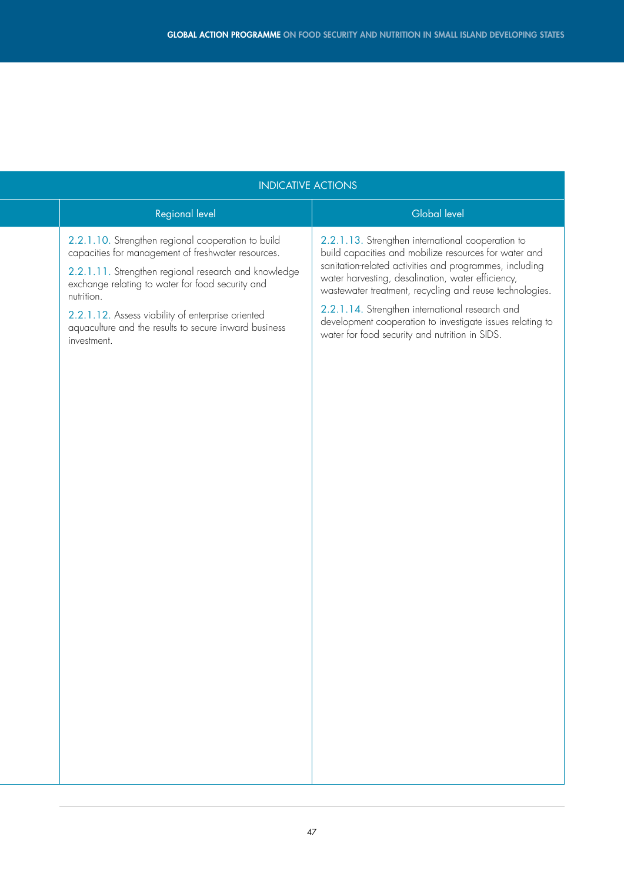| INDICATIVE ACTIONS | | |
|---|---|---|
| | Regional level | Global level |
| | 2.2.1.10. Strengthen regional cooperation to build capacities for management of freshwater resources.<br><br>2.2.1.11. Strengthen regional research and knowledge exchange relating to water for food security and nutrition.<br><br>2.2.1.12. Assess viability of enterprise oriented aquaculture and the results to secure inward business investment. | 2.2.1.13. Strengthen international cooperation to build capacities and mobilize resources for water and sanitation-related activities and programmes, including water harvesting, desalination, water efficiency, wastewater treatment, recycling and reuse technologies.<br><br>2.2.1.14. Strengthen international research and development cooperation to investigate issues relating to water for food security and nutrition in SIDS. |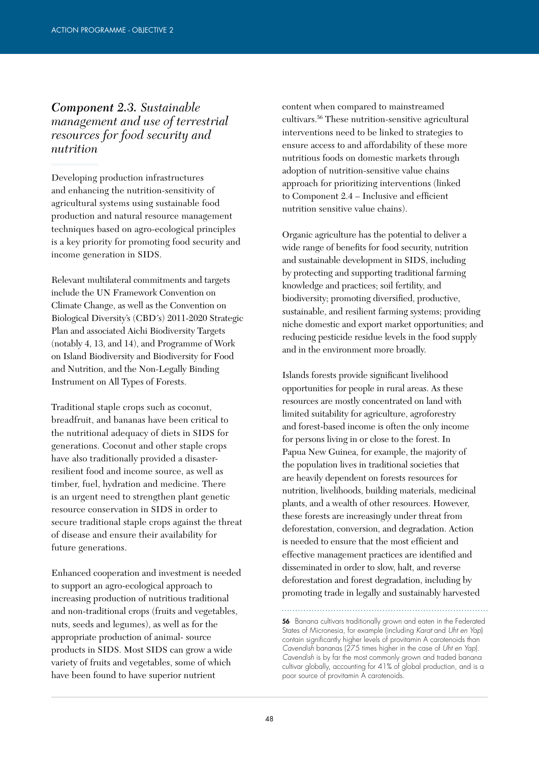## *Component 2.3. Sustainable management and use of terrestrial resources for food security and nutrition*

Developing production infrastructures and enhancing the nutrition-sensitivity of agricultural systems using sustainable food production and natural resource management techniques based on agro-ecological principles is a key priority for promoting food security and income generation in SIDS.

Relevant multilateral commitments and targets include the UN Framework Convention on Climate Change, as well as the Convention on Biological Diversity's (CBD´s) 2011-2020 Strategic Plan and associated Aichi Biodiversity Targets (notably 4, 13, and 14), and Programme of Work on Island Biodiversity and Biodiversity for Food and Nutrition, and the Non-Legally Binding Instrument on All Types of Forests.

Traditional staple crops such as coconut, breadfruit, and bananas have been critical to the nutritional adequacy of diets in SIDS for generations. Coconut and other staple crops have also traditionally provided a disaster-resilient food and income source, as well as timber, fuel, hydration and medicine. There is an urgent need to strengthen plant genetic resource conservation in SIDS in order to secure traditional staple crops against the threat of disease and ensure their availability for future generations.

Enhanced cooperation and investment is needed to support an agro-ecological approach to increasing production of nutritious traditional and non-traditional crops (fruits and vegetables, nuts, seeds and legumes), as well as for the appropriate production of animal- source products in SIDS. Most SIDS can grow a wide variety of fruits and vegetables, some of which have been found to have superior nutrient content when compared to mainstreamed cultivars.[56] These nutrition-sensitive agricultural interventions need to be linked to strategies to ensure access to and affordability of these more nutritious foods on domestic markets through adoption of nutrition-sensitive value chains approach for prioritizing interventions (linked to Component 2.4 – Inclusive and efficient nutrition sensitive value chains).

Organic agriculture has the potential to deliver a wide range of benefits for food security, nutrition and sustainable development in SIDS, including by protecting and supporting traditional farming knowledge and practices; soil fertility, and biodiversity; promoting diversified, productive, sustainable, and resilient farming systems; providing niche domestic and export market opportunities; and reducing pesticide residue levels in the food supply and in the environment more broadly.

Islands forests provide significant livelihood opportunities for people in rural areas. As these resources are mostly concentrated on land with limited suitability for agriculture, agroforestry and forest-based income is often the only income for persons living in or close to the forest. In Papua New Guinea, for example, the majority of the population lives in traditional societies that are heavily dependent on forests resources for nutrition, livelihoods, building materials, medicinal plants, and a wealth of other resources. However, these forests are increasingly under threat from deforestation, conversion, and degradation. Action is needed to ensure that the most efficient and effective management practices are identified and disseminated in order to slow, halt, and reverse deforestation and forest degradation, including by promoting trade in legally and sustainably harvested

---

**56** Banana cultivars traditionally grown and eaten in the Federated States of Micronesia, for example (including *Karat* and *Uht en Yap*) contain significantly higher levels of provitamin A carotenoids than *Cavendish* bananas (275 times higher in the case of *Uht en Yap*). *Cavendish* is by far the most commonly grown and traded banana cultivar globally, accounting for 41% of global production, and is a poor source of provitamin A carotenoids.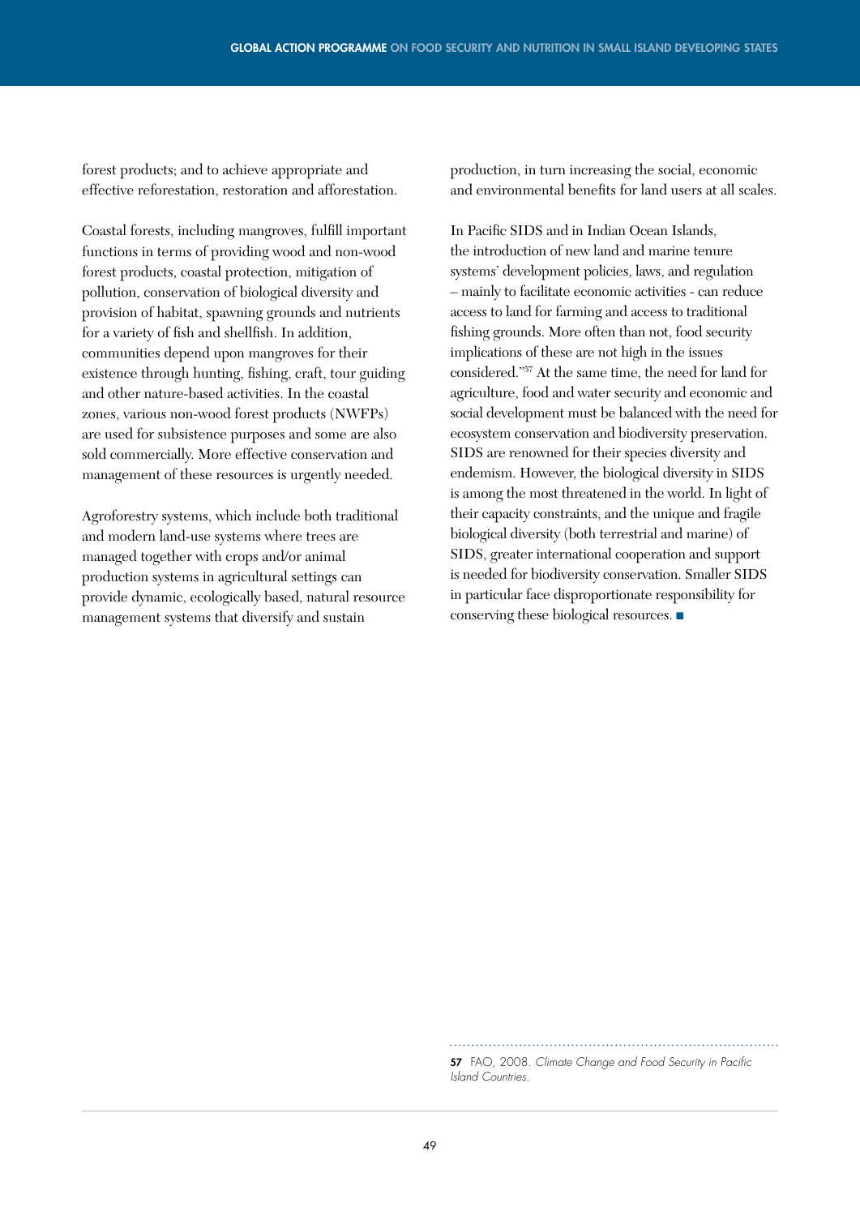forest products; and to achieve appropriate and effective reforestation, restoration and afforestation.

Coastal forests, including mangroves, fulfill important functions in terms of providing wood and non-wood forest products, coastal protection, mitigation of pollution, conservation of biological diversity and provision of habitat, spawning grounds and nutrients for a variety of fish and shellfish. In addition, communities depend upon mangroves for their existence through hunting, fishing, craft, tour guiding and other nature-based activities. In the coastal zones, various non-wood forest products (NWFPs) are used for subsistence purposes and some are also sold commercially. More effective conservation and management of these resources is urgently needed.

Agroforestry systems, which include both traditional and modern land-use systems where trees are managed together with crops and/or animal production systems in agricultural settings can provide dynamic, ecologically based, natural resource management systems that diversify and sustain production, in turn increasing the social, economic and environmental benefits for land users at all scales.

In Pacific SIDS and in Indian Ocean Islands, the introduction of new land and marine tenure systems' development policies, laws, and regulation – mainly to facilitate economic activities - can reduce access to land for farming and access to traditional fishing grounds. More often than not, food security implications of these are not high in the issues considered."[57] At the same time, the need for land for agriculture, food and water security and economic and social development must be balanced with the need for ecosystem conservation and biodiversity preservation. SIDS are renowned for their species diversity and endemism. However, the biological diversity in SIDS is among the most threatened in the world. In light of their capacity constraints, and the unique and fragile biological diversity (both terrestrial and marine) of SIDS, greater international cooperation and support is needed for biodiversity conservation. Smaller SIDS in particular face disproportionate responsibility for conserving these biological resources. ■

---

**57** FAO, 2008. *Climate Change and Food Security in Pacific Island Countries.*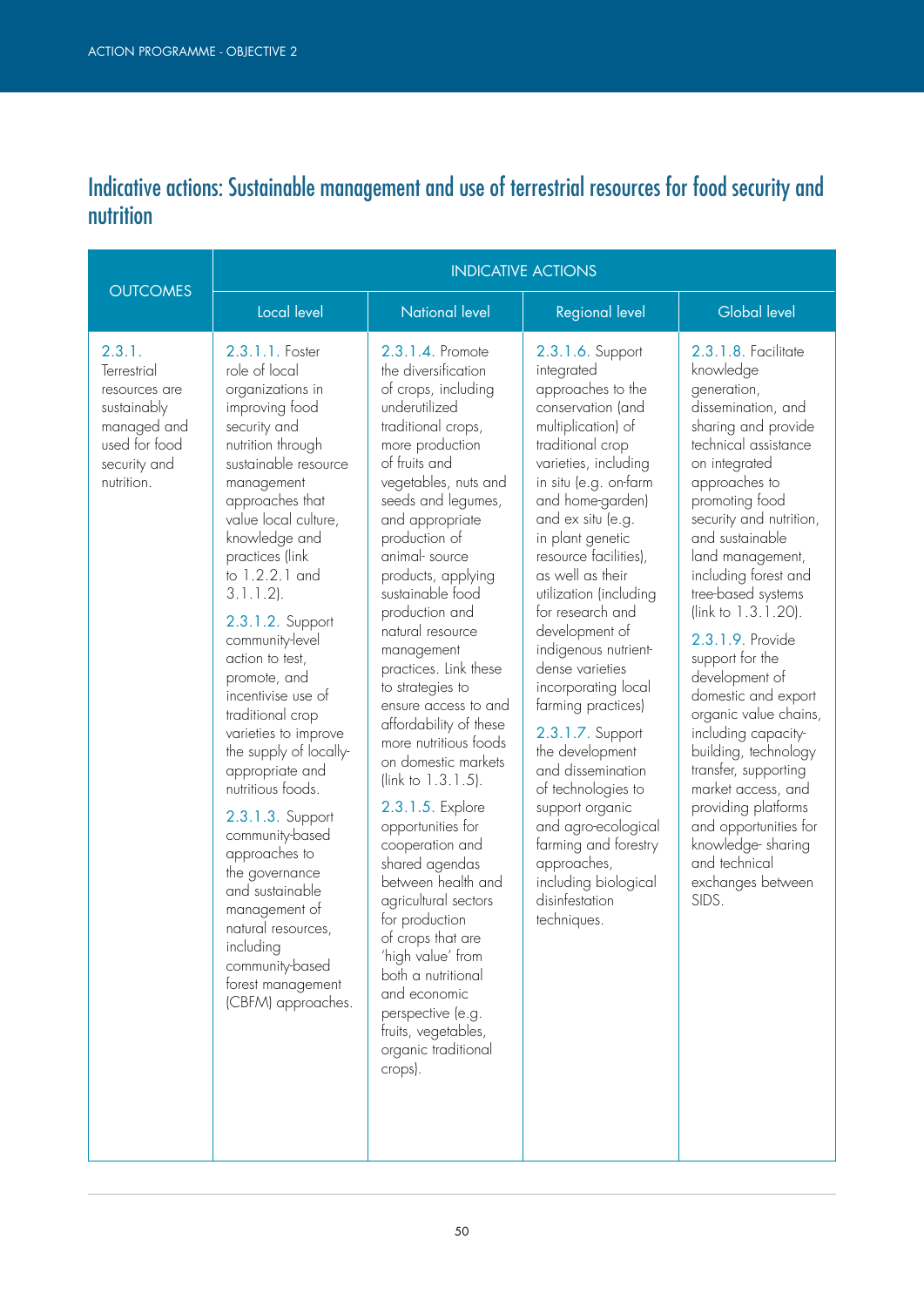# Indicative actions: Sustainable management and use of terrestrial resources for food security and nutrition

| OUTCOMES | INDICATIVE ACTIONS | | | |
|---|---|---|---|---|
| | Local level | National level | Regional level | Global level |
| 2.3.1. Terrestrial resources are sustainably managed and used for food security and nutrition. | 2.3.1.1. Foster role of local organizations in improving food security and nutrition through sustainable resource management approaches that value local culture, knowledge and practices (link to 1.2.2.1 and 3.1.1.2).<br><br>2.3.1.2. Support community-level action to test, promote, and incentivise use of traditional crop varieties to improve the supply of locally-appropriate and nutritious foods.<br><br>2.3.1.3. Support community-based approaches to the governance and sustainable management of natural resources, including community-based forest management (CBFM) approaches. | 2.3.1.4. Promote the diversification of crops, including underutilized traditional crops, more production of fruits and vegetables, nuts and seeds and legumes, and appropriate production of animal- source products, applying sustainable food production and natural resource management practices. Link these to strategies to ensure access to and affordability of these more nutritious foods on domestic markets (link to 1.3.1.5).<br><br>2.3.1.5. Explore opportunities for cooperation and shared agendas between health and agricultural sectors for production of crops that are 'high value' from both a nutritional and economic perspective (e.g. fruits, vegetables, organic traditional crops). | 2.3.1.6. Support integrated approaches to the conservation (and multiplication) of traditional crop varieties, including in situ (e.g. on-farm and home-garden) and ex situ (e.g. in plant genetic resource facilities), as well as their utilization (including for research and development of indigenous nutrient-dense varieties incorporating local farming practices)<br><br>2.3.1.7. Support the development and dissemination of technologies to support organic and agro-ecological farming and forestry approaches, including biological disinfestation techniques. | 2.3.1.8. Facilitate knowledge generation, dissemination, and sharing and provide technical assistance on integrated approaches to promoting food security and nutrition, and sustainable land management, including forest and tree-based systems (link to 1.3.1.20).<br><br>2.3.1.9. Provide support for the development of domestic and export organic value chains, including capacity-building, technology transfer, supporting market access, and providing platforms and opportunities for knowledge- sharing and technical exchanges between SIDS. |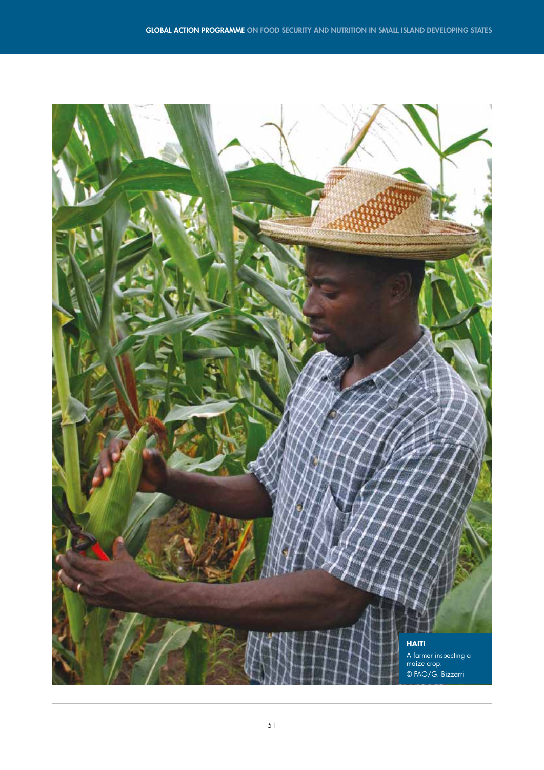**HAITI**

A farmer inspecting a maize crop.

© FAO/G. Bizzarri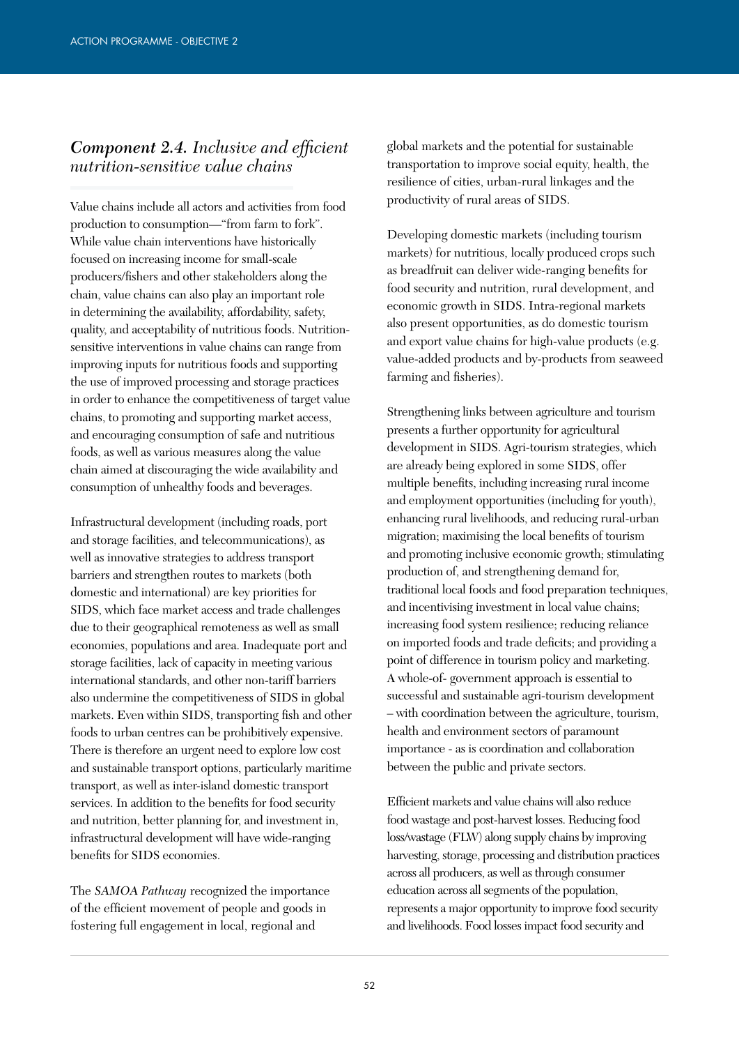## *Component 2.4. Inclusive and efficient nutrition-sensitive value chains*

Value chains include all actors and activities from food production to consumption—"from farm to fork". While value chain interventions have historically focused on increasing income for small-scale producers/fishers and other stakeholders along the chain, value chains can also play an important role in determining the availability, affordability, safety, quality, and acceptability of nutritious foods. Nutrition-sensitive interventions in value chains can range from improving inputs for nutritious foods and supporting the use of improved processing and storage practices in order to enhance the competitiveness of target value chains, to promoting and supporting market access, and encouraging consumption of safe and nutritious foods, as well as various measures along the value chain aimed at discouraging the wide availability and consumption of unhealthy foods and beverages.

Infrastructural development (including roads, port and storage facilities, and telecommunications), as well as innovative strategies to address transport barriers and strengthen routes to markets (both domestic and international) are key priorities for SIDS, which face market access and trade challenges due to their geographical remoteness as well as small economies, populations and area. Inadequate port and storage facilities, lack of capacity in meeting various international standards, and other non-tariff barriers also undermine the competitiveness of SIDS in global markets. Even within SIDS, transporting fish and other foods to urban centres can be prohibitively expensive. There is therefore an urgent need to explore low cost and sustainable transport options, particularly maritime transport, as well as inter-island domestic transport services. In addition to the benefits for food security and nutrition, better planning for, and investment in, infrastructural development will have wide-ranging benefits for SIDS economies.

The *SAMOA Pathway* recognized the importance of the efficient movement of people and goods in fostering full engagement in local, regional and global markets and the potential for sustainable transportation to improve social equity, health, the resilience of cities, urban-rural linkages and the productivity of rural areas of SIDS.

Developing domestic markets (including tourism markets) for nutritious, locally produced crops such as breadfruit can deliver wide-ranging benefits for food security and nutrition, rural development, and economic growth in SIDS. Intra-regional markets also present opportunities, as do domestic tourism and export value chains for high-value products (e.g. value-added products and by-products from seaweed farming and fisheries).

Strengthening links between agriculture and tourism presents a further opportunity for agricultural development in SIDS. Agri-tourism strategies, which are already being explored in some SIDS, offer multiple benefits, including increasing rural income and employment opportunities (including for youth), enhancing rural livelihoods, and reducing rural-urban migration; maximising the local benefits of tourism and promoting inclusive economic growth; stimulating production of, and strengthening demand for, traditional local foods and food preparation techniques, and incentivising investment in local value chains; increasing food system resilience; reducing reliance on imported foods and trade deficits; and providing a point of difference in tourism policy and marketing. A whole-of- government approach is essential to successful and sustainable agri-tourism development – with coordination between the agriculture, tourism, health and environment sectors of paramount importance - as is coordination and collaboration between the public and private sectors.

Efficient markets and value chains will also reduce food wastage and post-harvest losses. Reducing food loss/wastage (FLW) along supply chains by improving harvesting, storage, processing and distribution practices across all producers, as well as through consumer education across all segments of the population, represents a major opportunity to improve food security and livelihoods. Food losses impact food security and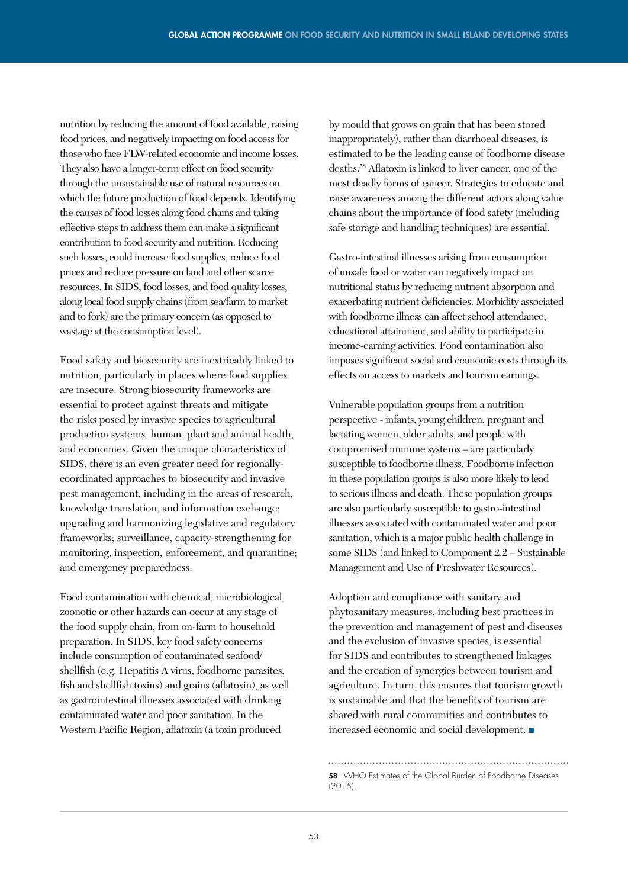nutrition by reducing the amount of food available, raising food prices, and negatively impacting on food access for those who face FLW-related economic and income losses. They also have a longer-term effect on food security through the unsustainable use of natural resources on which the future production of food depends. Identifying the causes of food losses along food chains and taking effective steps to address them can make a significant contribution to food security and nutrition. Reducing such losses, could increase food supplies, reduce food prices and reduce pressure on land and other scarce resources. In SIDS, food losses, and food quality losses, along local food supply chains (from sea/farm to market and to fork) are the primary concern (as opposed to wastage at the consumption level).

Food safety and biosecurity are inextricably linked to nutrition, particularly in places where food supplies are insecure. Strong biosecurity frameworks are essential to protect against threats and mitigate the risks posed by invasive species to agricultural production systems, human, plant and animal health, and economies. Given the unique characteristics of SIDS, there is an even greater need for regionally-coordinated approaches to biosecurity and invasive pest management, including in the areas of research, knowledge translation, and information exchange; upgrading and harmonizing legislative and regulatory frameworks; surveillance, capacity-strengthening for monitoring, inspection, enforcement, and quarantine; and emergency preparedness.

Food contamination with chemical, microbiological, zoonotic or other hazards can occur at any stage of the food supply chain, from on-farm to household preparation. In SIDS, key food safety concerns include consumption of contaminated seafood/shellfish (e.g. Hepatitis A virus, foodborne parasites, fish and shellfish toxins) and grains (aflatoxin), as well as gastrointestinal illnesses associated with drinking contaminated water and poor sanitation. In the Western Pacific Region, aflatoxin (a toxin produced by mould that grows on grain that has been stored inappropriately), rather than diarrhoeal diseases, is estimated to be the leading cause of foodborne disease deaths.[58] Aflatoxin is linked to liver cancer, one of the most deadly forms of cancer. Strategies to educate and raise awareness among the different actors along value chains about the importance of food safety (including safe storage and handling techniques) are essential.

Gastro-intestinal illnesses arising from consumption of unsafe food or water can negatively impact on nutritional status by reducing nutrient absorption and exacerbating nutrient deficiencies. Morbidity associated with foodborne illness can affect school attendance, educational attainment, and ability to participate in income-earning activities. Food contamination also imposes significant social and economic costs through its effects on access to markets and tourism earnings.

Vulnerable population groups from a nutrition perspective - infants, young children, pregnant and lactating women, older adults, and people with compromised immune systems – are particularly susceptible to foodborne illness. Foodborne infection in these population groups is also more likely to lead to serious illness and death. These population groups are also particularly susceptible to gastro-intestinal illnesses associated with contaminated water and poor sanitation, which is a major public health challenge in some SIDS (and linked to Component 2.2 – Sustainable Management and Use of Freshwater Resources).

Adoption and compliance with sanitary and phytosanitary measures, including best practices in the prevention and management of pest and diseases and the exclusion of invasive species, is essential for SIDS and contributes to strengthened linkages and the creation of synergies between tourism and agriculture. In turn, this ensures that tourism growth is sustainable and that the benefits of tourism are shared with rural communities and contributes to increased economic and social development. ■

---

**58** WHO Estimates of the Global Burden of Foodborne Diseases (2015).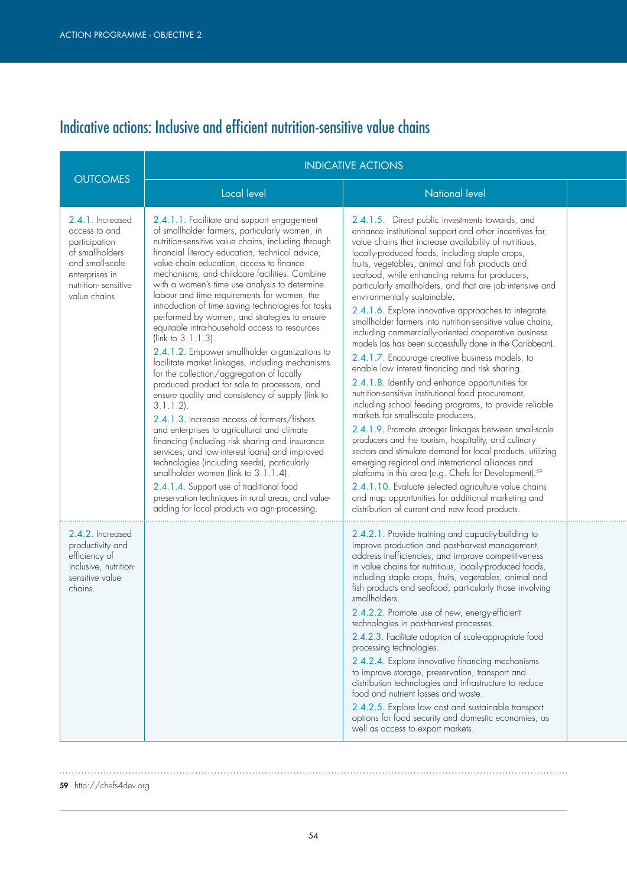## Indicative actions: Inclusive and efficient nutrition-sensitive value chains

| OUTCOMES | INDICATIVE ACTIONS | |
|---|---|---|
| | Local level | National level |
| 2.4.1. Increased access to and participation of smallholders and small-scale enterprises in nutrition- sensitive value chains. | 2.4.1.1. Facilitate and support engagement of smallholder farmers, particularly women, in nutrition-sensitive value chains, including through financial literacy education, technical advice, value chain education, access to finance mechanisms; and childcare facilities. Combine with a women's time use analysis to determine labour and time requirements for women, the introduction of time saving technologies for tasks performed by women, and strategies to ensure equitable intra-household access to resources (link to 3.1.1.3).<br>2.4.1.2. Empower smallholder organizations to facilitate market linkages, including mechanisms for the collection/aggregation of locally produced product for sale to processors, and ensure quality and consistency of supply (link to 3.1.1.2).<br>2.4.1.3. Increase access of farmers/fishers and enterprises to agricultural and climate financing (including risk sharing and insurance services, and low-interest loans) and improved technologies (including seeds), particularly smallholder women (link to 3.1.1.4).<br>2.4.1.4. Support use of traditional food preservation techniques in rural areas, and value-adding for local products via agri-processing. | 2.4.1.5. Direct public investments towards, and enhance institutional support and other incentives for, value chains that increase availability of nutritious, locally-produced foods, including staple crops, fruits, vegetables, animal and fish products and seafood, while enhancing returns for producers, particularly smallholders, and that are job-intensive and environmentally sustainable.<br>2.4.1.6. Explore innovative approaches to integrate smallholder farmers into nutrition-sensitive value chains, including commercially-oriented cooperative business models (as has been successfully done in the Caribbean).<br>2.4.1.7. Encourage creative business models, to enable low interest financing and risk sharing.<br>2.4.1.8. Identify and enhance opportunities for nutrition-sensitive institutional food procurement, including school feeding programs, to provide reliable markets for small-scale producers.<br>2.4.1.9. Promote stronger linkages between small-scale producers and the tourism, hospitality, and culinary sectors and stimulate demand for local products, utilizing emerging regional and international alliances and platforms in this area (e.g. Chefs for Development).[59]<br>2.4.1.10. Evaluate selected agriculture value chains and map opportunities for additional marketing and distribution of current and new food products. |
| 2.4.2. Increased productivity and efficiency of inclusive, nutrition-sensitive value chains. | | 2.4.2.1. Provide training and capacity-building to improve production and post-harvest management, address inefficiencies, and improve competitiveness in value chains for nutritious, locally-produced foods, including staple crops, fruits, vegetables, animal and fish products and seafood, particularly those involving smallholders.<br>2.4.2.2. Promote use of new, energy-efficient technologies in post-harvest processes.<br>2.4.2.3. Facilitate adoption of scale-appropriate food processing technologies.<br>2.4.2.4. Explore innovative financing mechanisms to improve storage, preservation, transport and distribution technologies and infrastructure to reduce food and nutrient losses and waste.<br>2.4.2.5. Explore low cost and sustainable transport options for food security and domestic economies, as well as access to export markets. |

59 http://chefs4dev.org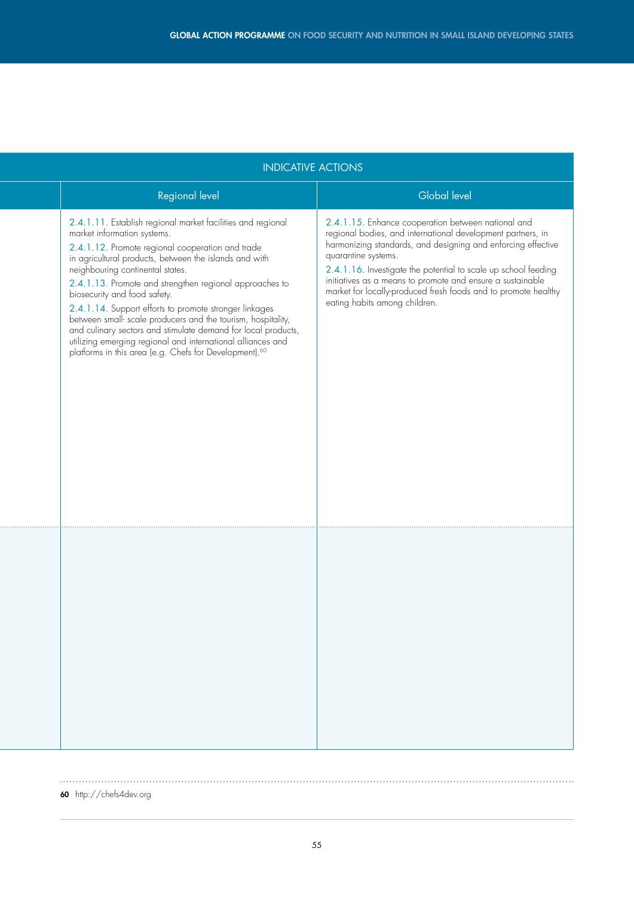| | INDICATIVE ACTIONS | |
|---|---|---|
| | Regional level | Global level |
| | 2.4.1.11. Establish regional market facilities and regional market information systems.<br>2.4.1.12. Promote regional cooperation and trade in agricultural products, between the islands and with neighbouring continental states.<br>2.4.1.13. Promote and strengthen regional approaches to biosecurity and food safety.<br>2.4.1.14. Support efforts to promote stronger linkages between small- scale producers and the tourism, hospitality, and culinary sectors and stimulate demand for local products, utilizing emerging regional and international alliances and platforms in this area (e.g. Chefs for Development).[60] | 2.4.1.15. Enhance cooperation between national and regional bodies, and international development partners, in harmonizing standards, and designing and enforcing effective quarantine systems.<br>2.4.1.16. Investigate the potential to scale up school feeding initiatives as a means to promote and ensure a sustainable market for locally-produced fresh foods and to promote healthy eating habits among children. |
| | | |

60 http://chefs4dev.org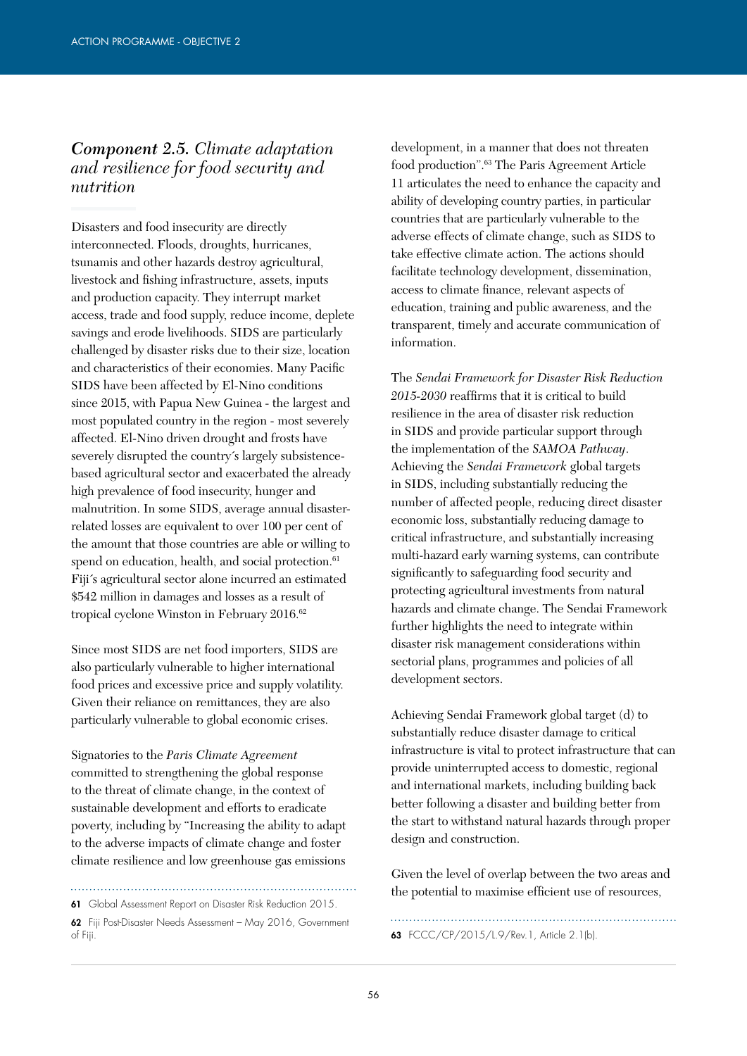## *Component 2.5.* *Climate adaptation and resilience for food security and nutrition*

Disasters and food insecurity are directly interconnected. Floods, droughts, hurricanes, tsunamis and other hazards destroy agricultural, livestock and fishing infrastructure, assets, inputs and production capacity. They interrupt market access, trade and food supply, reduce income, deplete savings and erode livelihoods. SIDS are particularly challenged by disaster risks due to their size, location and characteristics of their economies. Many Pacific SIDS have been affected by El-Nino conditions since 2015, with Papua New Guinea - the largest and most populated country in the region - most severely affected. El-Nino driven drought and frosts have severely disrupted the country´s largely subsistence-based agricultural sector and exacerbated the already high prevalence of food insecurity, hunger and malnutrition. In some SIDS, average annual disaster-related losses are equivalent to over 100 per cent of the amount that those countries are able or willing to spend on education, health, and social protection.[61] Fiji´s agricultural sector alone incurred an estimated $542 million in damages and losses as a result of tropical cyclone Winston in February 2016.[62]

Since most SIDS are net food importers, SIDS are also particularly vulnerable to higher international food prices and excessive price and supply volatility. Given their reliance on remittances, they are also particularly vulnerable to global economic crises.

Signatories to the *Paris Climate Agreement* committed to strengthening the global response to the threat of climate change, in the context of sustainable development and efforts to eradicate poverty, including by "Increasing the ability to adapt to the adverse impacts of climate change and foster climate resilience and low greenhouse gas emissions development, in a manner that does not threaten food production".[63] The Paris Agreement Article 11 articulates the need to enhance the capacity and ability of developing country parties, in particular countries that are particularly vulnerable to the adverse effects of climate change, such as SIDS to take effective climate action. The actions should facilitate technology development, dissemination, access to climate finance, relevant aspects of education, training and public awareness, and the transparent, timely and accurate communication of information.

The *Sendai Framework for Disaster Risk Reduction 2015-2030* reaffirms that it is critical to build resilience in the area of disaster risk reduction in SIDS and provide particular support through the implementation of the *SAMOA Pathway*. Achieving the *Sendai Framework* global targets in SIDS, including substantially reducing the number of affected people, reducing direct disaster economic loss, substantially reducing damage to critical infrastructure, and substantially increasing multi-hazard early warning systems, can contribute significantly to safeguarding food security and protecting agricultural investments from natural hazards and climate change. The Sendai Framework further highlights the need to integrate within disaster risk management considerations within sectorial plans, programmes and policies of all development sectors.

Achieving Sendai Framework global target (d) to substantially reduce disaster damage to critical infrastructure is vital to protect infrastructure that can provide uninterrupted access to domestic, regional and international markets, including building back better following a disaster and building better from the start to withstand natural hazards through proper design and construction.

Given the level of overlap between the two areas and the potential to maximise efficient use of resources,

---

61 Global Assessment Report on Disaster Risk Reduction 2015.

62 Fiji Post-Disaster Needs Assessment – May 2016, Government of Fiji.

63 FCCC/CP/2015/L.9/Rev.1, Article 2.1(b).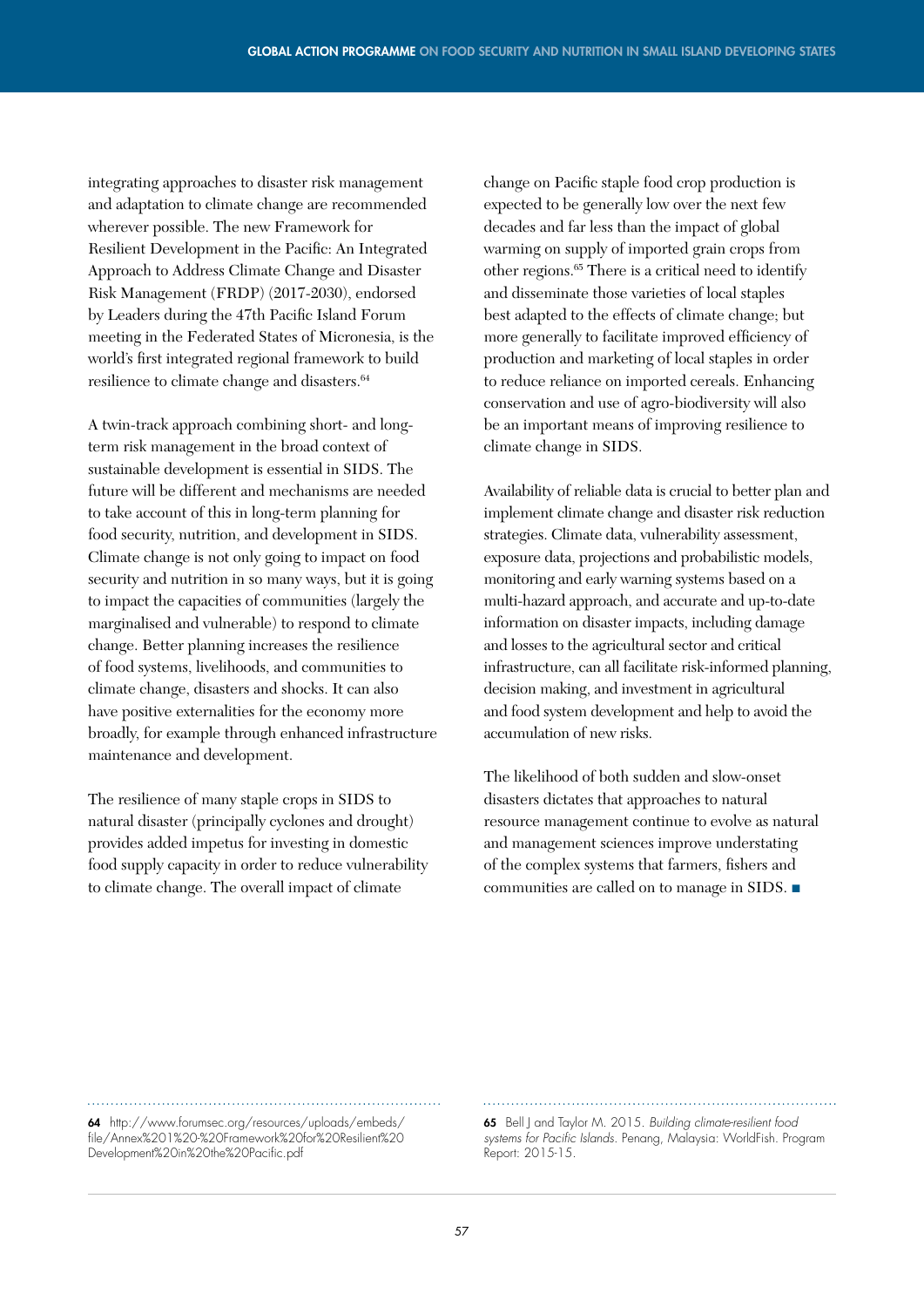integrating approaches to disaster risk management and adaptation to climate change are recommended wherever possible. The new Framework for Resilient Development in the Pacific: An Integrated Approach to Address Climate Change and Disaster Risk Management (FRDP) (2017-2030), endorsed by Leaders during the 47th Pacific Island Forum meeting in the Federated States of Micronesia, is the world's first integrated regional framework to build resilience to climate change and disasters.[64]

A twin-track approach combining short- and long-term risk management in the broad context of sustainable development is essential in SIDS. The future will be different and mechanisms are needed to take account of this in long-term planning for food security, nutrition, and development in SIDS. Climate change is not only going to impact on food security and nutrition in so many ways, but it is going to impact the capacities of communities (largely the marginalised and vulnerable) to respond to climate change. Better planning increases the resilience of food systems, livelihoods, and communities to climate change, disasters and shocks. It can also have positive externalities for the economy more broadly, for example through enhanced infrastructure maintenance and development.

The resilience of many staple crops in SIDS to natural disaster (principally cyclones and drought) provides added impetus for investing in domestic food supply capacity in order to reduce vulnerability to climate change. The overall impact of climate change on Pacific staple food crop production is expected to be generally low over the next few decades and far less than the impact of global warming on supply of imported grain crops from other regions.[65] There is a critical need to identify and disseminate those varieties of local staples best adapted to the effects of climate change; but more generally to facilitate improved efficiency of production and marketing of local staples in order to reduce reliance on imported cereals. Enhancing conservation and use of agro-biodiversity will also be an important means of improving resilience to climate change in SIDS.

Availability of reliable data is crucial to better plan and implement climate change and disaster risk reduction strategies. Climate data, vulnerability assessment, exposure data, projections and probabilistic models, monitoring and early warning systems based on a multi-hazard approach, and accurate and up-to-date information on disaster impacts, including damage and losses to the agricultural sector and critical infrastructure, can all facilitate risk-informed planning, decision making, and investment in agricultural and food system development and help to avoid the accumulation of new risks.

The likelihood of both sudden and slow-onset disasters dictates that approaches to natural resource management continue to evolve as natural and management sciences improve understating of the complex systems that farmers, fishers and communities are called on to manage in SIDS. ■

---

**64** http://www.forumsec.org/resources/uploads/embeds/file/Annex%201%20-%20Framework%20for%20Resilient%20Development%20in%20the%20Pacific.pdf

**65** Bell J and Taylor M. 2015. *Building climate-resilient food systems for Pacific Islands*. Penang, Malaysia: WorldFish. Program Report: 2015-15.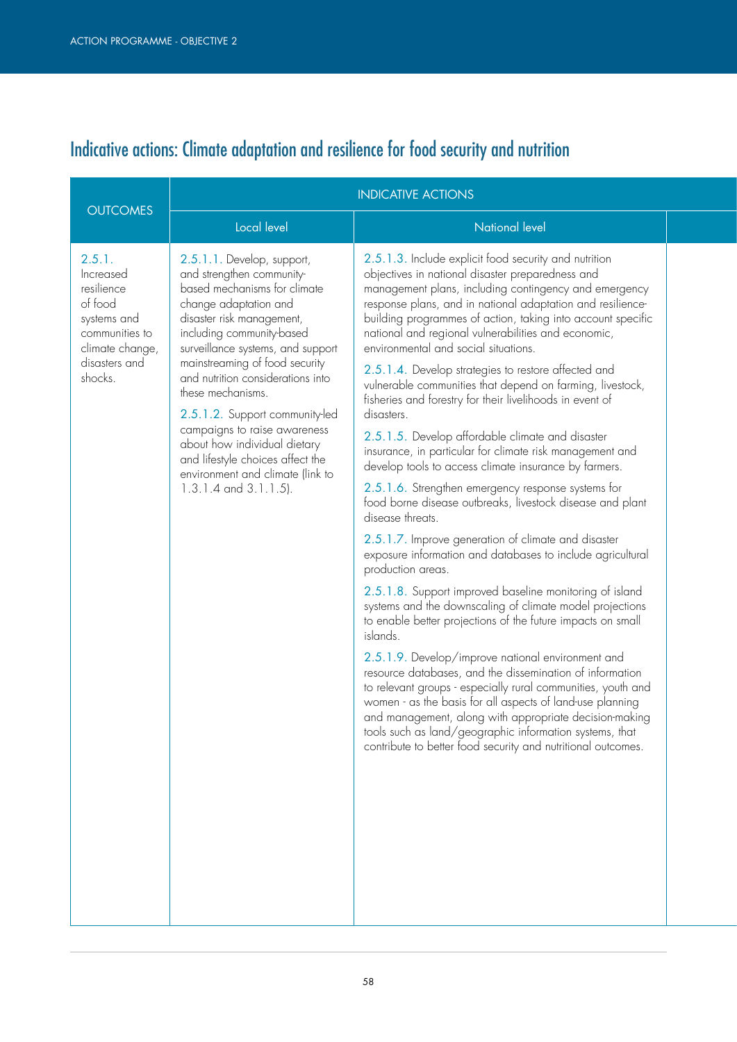# Indicative actions: Climate adaptation and resilience for food security and nutrition

| OUTCOMES | INDICATIVE ACTIONS | |
|---|---|---|
| | Local level | National level |
| 2.5.1. Increased resilience of food systems and communities to climate change, disasters and shocks. | 2.5.1.1. Develop, support, and strengthen community-based mechanisms for climate change adaptation and disaster risk management, including community-based surveillance systems, and support mainstreaming of food security and nutrition considerations into these mechanisms.<br><br>2.5.1.2. Support community-led campaigns to raise awareness about how individual dietary and lifestyle choices affect the environment and climate (link to 1.3.1.4 and 3.1.1.5). | 2.5.1.3. Include explicit food security and nutrition objectives in national disaster preparedness and management plans, including contingency and emergency response plans, and in national adaptation and resilience-building programmes of action, taking into account specific national and regional vulnerabilities and economic, environmental and social situations.<br><br>2.5.1.4. Develop strategies to restore affected and vulnerable communities that depend on farming, livestock, fisheries and forestry for their livelihoods in event of disasters.<br><br>2.5.1.5. Develop affordable climate and disaster insurance, in particular for climate risk management and develop tools to access climate insurance by farmers.<br><br>2.5.1.6. Strengthen emergency response systems for food borne disease outbreaks, livestock disease and plant disease threats.<br><br>2.5.1.7. Improve generation of climate and disaster exposure information and databases to include agricultural production areas.<br><br>2.5.1.8. Support improved baseline monitoring of island systems and the downscaling of climate model projections to enable better projections of the future impacts on small islands.<br><br>2.5.1.9. Develop/improve national environment and resource databases, and the dissemination of information to relevant groups - especially rural communities, youth and women - as the basis for all aspects of land-use planning and management, along with appropriate decision-making tools such as land/geographic information systems, that contribute to better food security and nutritional outcomes. |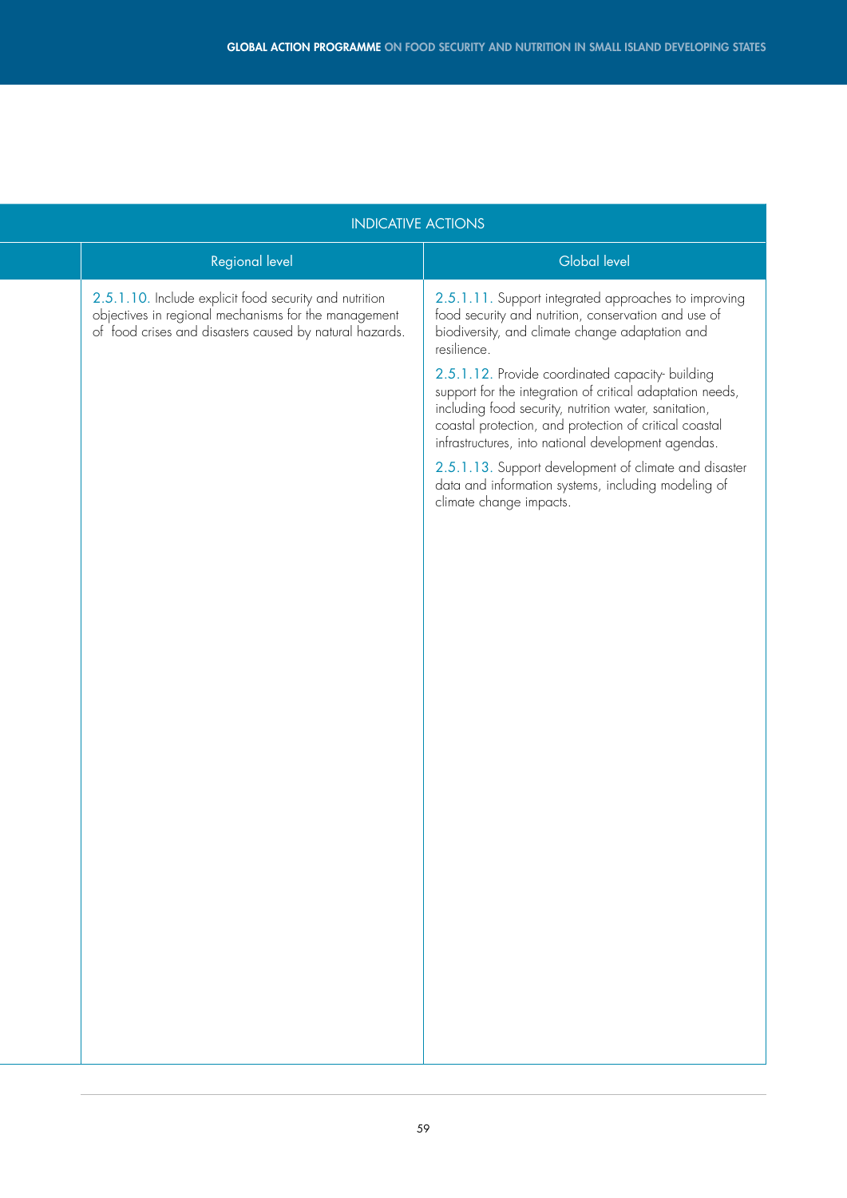| INDICATIVE ACTIONS | | |
|---|---|---|
| | Regional level | Global level |
| | 2.5.1.10. Include explicit food security and nutrition objectives in regional mechanisms for the management of food crises and disasters caused by natural hazards. | 2.5.1.11. Support integrated approaches to improving food security and nutrition, conservation and use of biodiversity, and climate change adaptation and resilience.<br><br>2.5.1.12. Provide coordinated capacity- building support for the integration of critical adaptation needs, including food security, nutrition water, sanitation, coastal protection, and protection of critical coastal infrastructures, into national development agendas.<br><br>2.5.1.13. Support development of climate and disaster data and information systems, including modeling of climate change impacts. |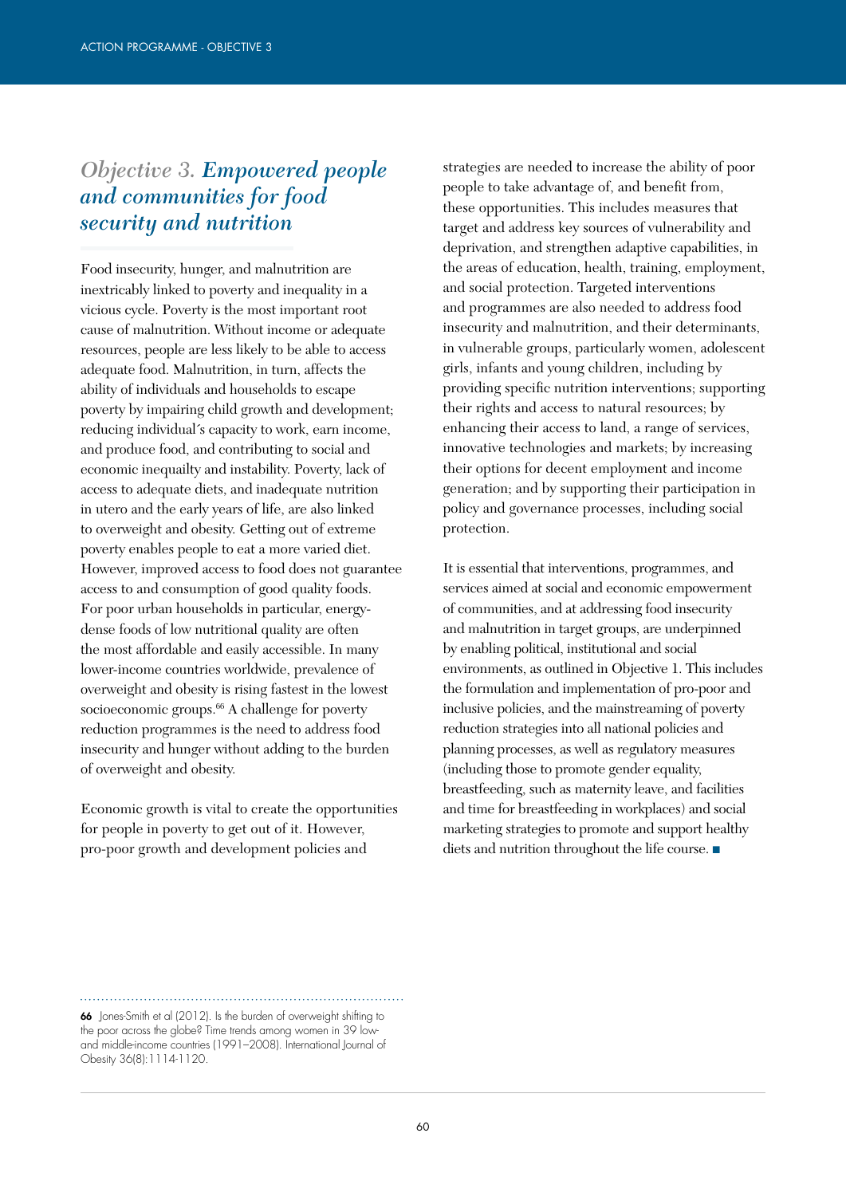## *Objective 3. Empowered people and communities for food security and nutrition*

Food insecurity, hunger, and malnutrition are inextricably linked to poverty and inequality in a vicious cycle. Poverty is the most important root cause of malnutrition. Without income or adequate resources, people are less likely to be able to access adequate food. Malnutrition, in turn, affects the ability of individuals and households to escape poverty by impairing child growth and development; reducing individual´s capacity to work, earn income, and produce food, and contributing to social and economic inequailty and instability. Poverty, lack of access to adequate diets, and inadequate nutrition in utero and the early years of life, are also linked to overweight and obesity. Getting out of extreme poverty enables people to eat a more varied diet. However, improved access to food does not guarantee access to and consumption of good quality foods. For poor urban households in particular, energy-dense foods of low nutritional quality are often the most affordable and easily accessible. In many lower-income countries worldwide, prevalence of overweight and obesity is rising fastest in the lowest socioeconomic groups.[66] A challenge for poverty reduction programmes is the need to address food insecurity and hunger without adding to the burden of overweight and obesity.

Economic growth is vital to create the opportunities for people in poverty to get out of it. However, pro-poor growth and development policies and strategies are needed to increase the ability of poor people to take advantage of, and benefit from, these opportunities. This includes measures that target and address key sources of vulnerability and deprivation, and strengthen adaptive capabilities, in the areas of education, health, training, employment, and social protection. Targeted interventions and programmes are also needed to address food insecurity and malnutrition, and their determinants, in vulnerable groups, particularly women, adolescent girls, infants and young children, including by providing specific nutrition interventions; supporting their rights and access to natural resources; by enhancing their access to land, a range of services, innovative technologies and markets; by increasing their options for decent employment and income generation; and by supporting their participation in policy and governance processes, including social protection.

It is essential that interventions, programmes, and services aimed at social and economic empowerment of communities, and at addressing food insecurity and malnutrition in target groups, are underpinned by enabling political, institutional and social environments, as outlined in Objective 1. This includes the formulation and implementation of pro-poor and inclusive policies, and the mainstreaming of poverty reduction strategies into all national policies and planning processes, as well as regulatory measures (including those to promote gender equality, breastfeeding, such as maternity leave, and facilities and time for breastfeeding in workplaces) and social marketing strategies to promote and support healthy diets and nutrition throughout the life course. ■

---

**66** Jones-Smith et al (2012). Is the burden of overweight shifting to the poor across the globe? Time trends among women in 39 low- and middle-income countries (1991–2008). International Journal of Obesity 36(8):1114-1120.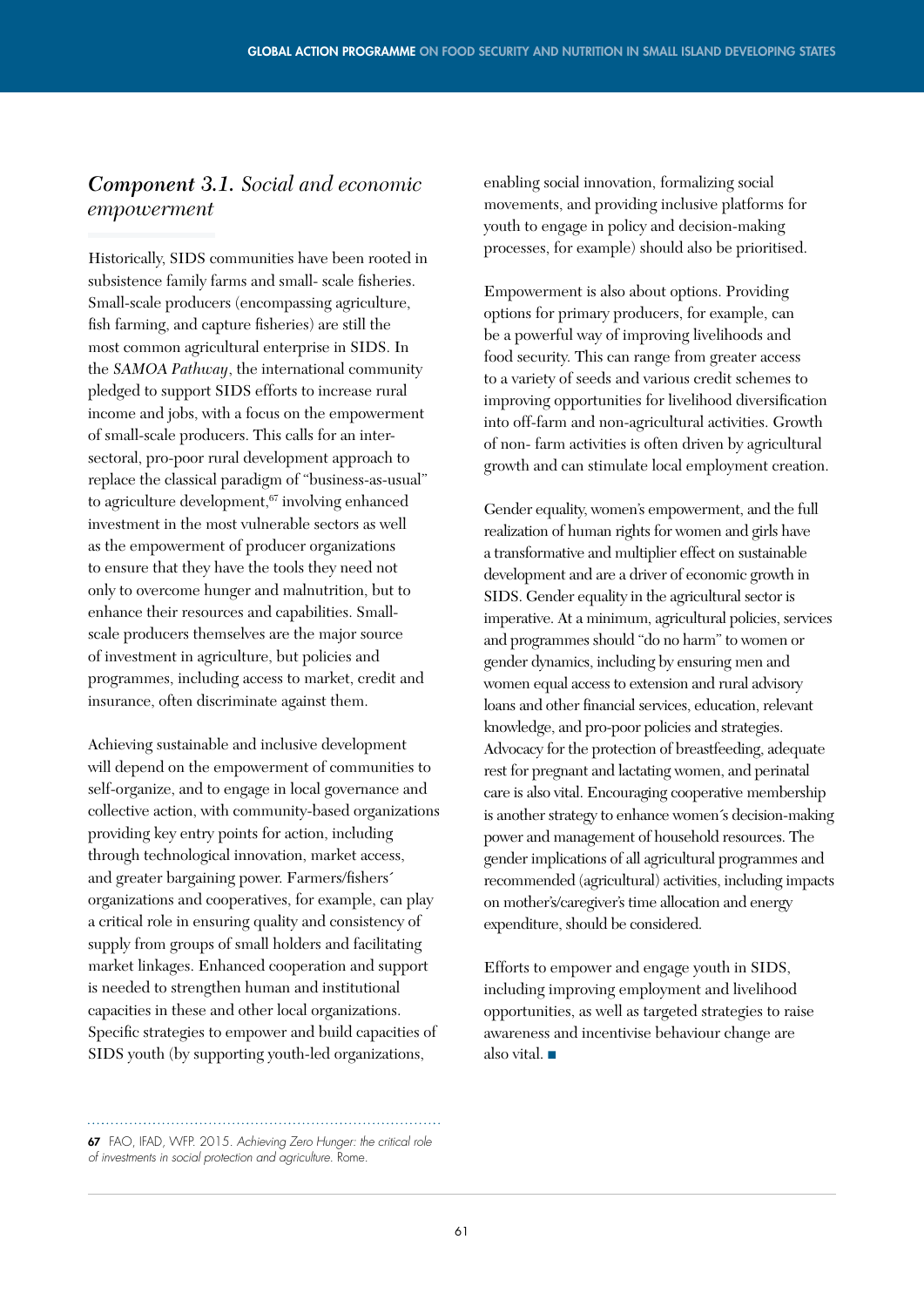## *Component 3.1. Social and economic empowerment*

Historically, SIDS communities have been rooted in subsistence family farms and small- scale fisheries. Small-scale producers (encompassing agriculture, fish farming, and capture fisheries) are still the most common agricultural enterprise in SIDS. In the *SAMOA Pathway*, the international community pledged to support SIDS efforts to increase rural income and jobs, with a focus on the empowerment of small-scale producers. This calls for an inter-sectoral, pro-poor rural development approach to replace the classical paradigm of "business-as-usual" to agriculture development,[67] involving enhanced investment in the most vulnerable sectors as well as the empowerment of producer organizations to ensure that they have the tools they need not only to overcome hunger and malnutrition, but to enhance their resources and capabilities. Small-scale producers themselves are the major source of investment in agriculture, but policies and programmes, including access to market, credit and insurance, often discriminate against them.

Achieving sustainable and inclusive development will depend on the empowerment of communities to self-organize, and to engage in local governance and collective action, with community-based organizations providing key entry points for action, including through technological innovation, market access, and greater bargaining power. Farmers/fishers´ organizations and cooperatives, for example, can play a critical role in ensuring quality and consistency of supply from groups of small holders and facilitating market linkages. Enhanced cooperation and support is needed to strengthen human and institutional capacities in these and other local organizations. Specific strategies to empower and build capacities of SIDS youth (by supporting youth-led organizations, enabling social innovation, formalizing social movements, and providing inclusive platforms for youth to engage in policy and decision-making processes, for example) should also be prioritised.

Empowerment is also about options. Providing options for primary producers, for example, can be a powerful way of improving livelihoods and food security. This can range from greater access to a variety of seeds and various credit schemes to improving opportunities for livelihood diversification into off-farm and non-agricultural activities. Growth of non- farm activities is often driven by agricultural growth and can stimulate local employment creation.

Gender equality, women's empowerment, and the full realization of human rights for women and girls have a transformative and multiplier effect on sustainable development and are a driver of economic growth in SIDS. Gender equality in the agricultural sector is imperative. At a minimum, agricultural policies, services and programmes should "do no harm" to women or gender dynamics, including by ensuring men and women equal access to extension and rural advisory loans and other financial services, education, relevant knowledge, and pro-poor policies and strategies. Advocacy for the protection of breastfeeding, adequate rest for pregnant and lactating women, and perinatal care is also vital. Encouraging cooperative membership is another strategy to enhance women´s decision-making power and management of household resources. The gender implications of all agricultural programmes and recommended (agricultural) activities, including impacts on mother's/caregiver's time allocation and energy expenditure, should be considered.

Efforts to empower and engage youth in SIDS, including improving employment and livelihood opportunities, as well as targeted strategies to raise awareness and incentivise behaviour change are also vital. ■

---

**67** FAO, IFAD, WFP. 2015. *Achieving Zero Hunger: the critical role of investments in social protection and agriculture.* Rome.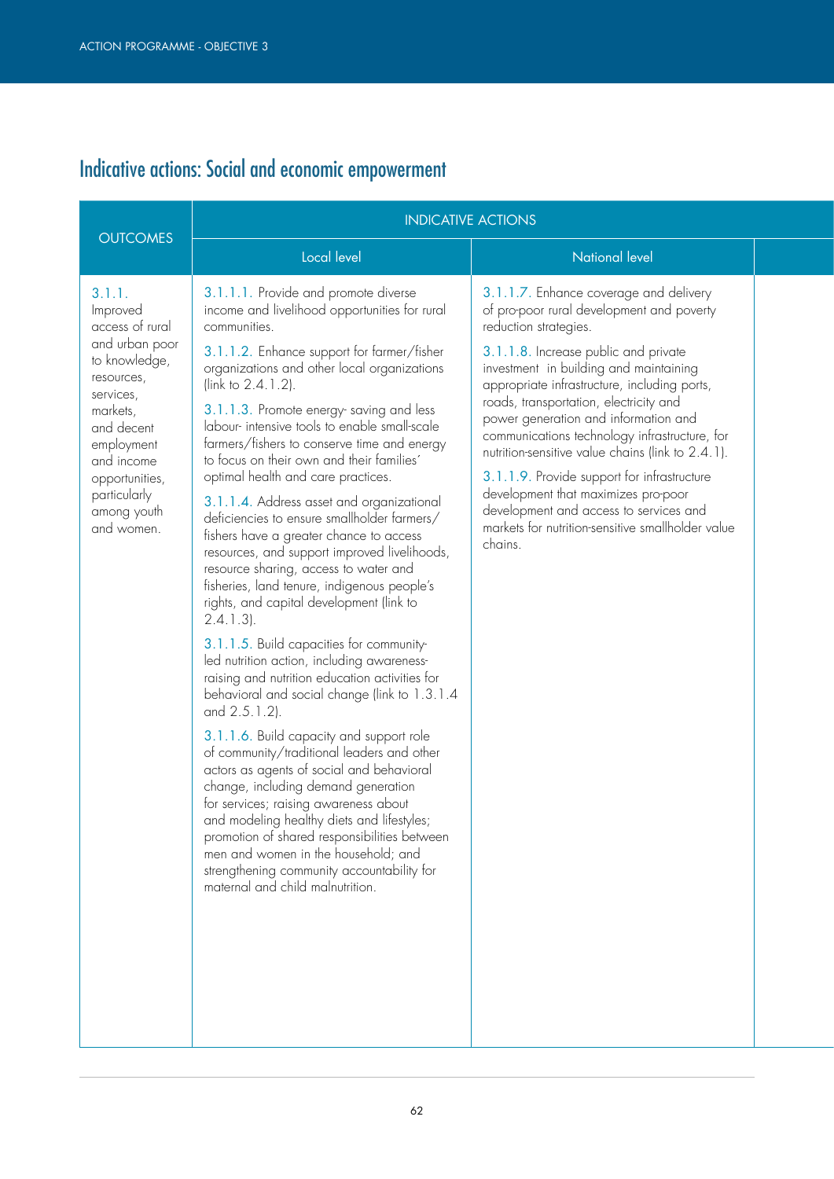## Indicative actions: Social and economic empowerment

| OUTCOMES | INDICATIVE ACTIONS | |
|---|---|---|
| | Local level | National level |
| 3.1.1. Improved access of rural and urban poor to knowledge, resources, services, markets, and decent employment and income opportunities, particularly among youth and women. | 3.1.1.1. Provide and promote diverse income and livelihood opportunities for rural communities.<br><br>3.1.1.2. Enhance support for farmer/fisher organizations and other local organizations (link to 2.4.1.2).<br><br>3.1.1.3. Promote energy- saving and less labour- intensive tools to enable small-scale farmers/fishers to conserve time and energy to focus on their own and their families' optimal health and care practices.<br><br>3.1.1.4. Address asset and organizational deficiencies to ensure smallholder farmers/fishers have a greater chance to access resources, and support improved livelihoods, resource sharing, access to water and fisheries, land tenure, indigenous people's rights, and capital development (link to 2.4.1.3).<br><br>3.1.1.5. Build capacities for community-led nutrition action, including awareness-raising and nutrition education activities for behavioral and social change (link to 1.3.1.4 and 2.5.1.2).<br><br>3.1.1.6. Build capacity and support role of community/traditional leaders and other actors as agents of social and behavioral change, including demand generation for services; raising awareness about and modeling healthy diets and lifestyles; promotion of shared responsibilities between men and women in the household; and strengthening community accountability for maternal and child malnutrition. | 3.1.1.7. Enhance coverage and delivery of pro-poor rural development and poverty reduction strategies.<br><br>3.1.1.8. Increase public and private investment in building and maintaining appropriate infrastructure, including ports, roads, transportation, electricity and power generation and information and communications technology infrastructure, for nutrition-sensitive value chains (link to 2.4.1).<br><br>3.1.1.9. Provide support for infrastructure development that maximizes pro-poor development and access to services and markets for nutrition-sensitive smallholder value chains. |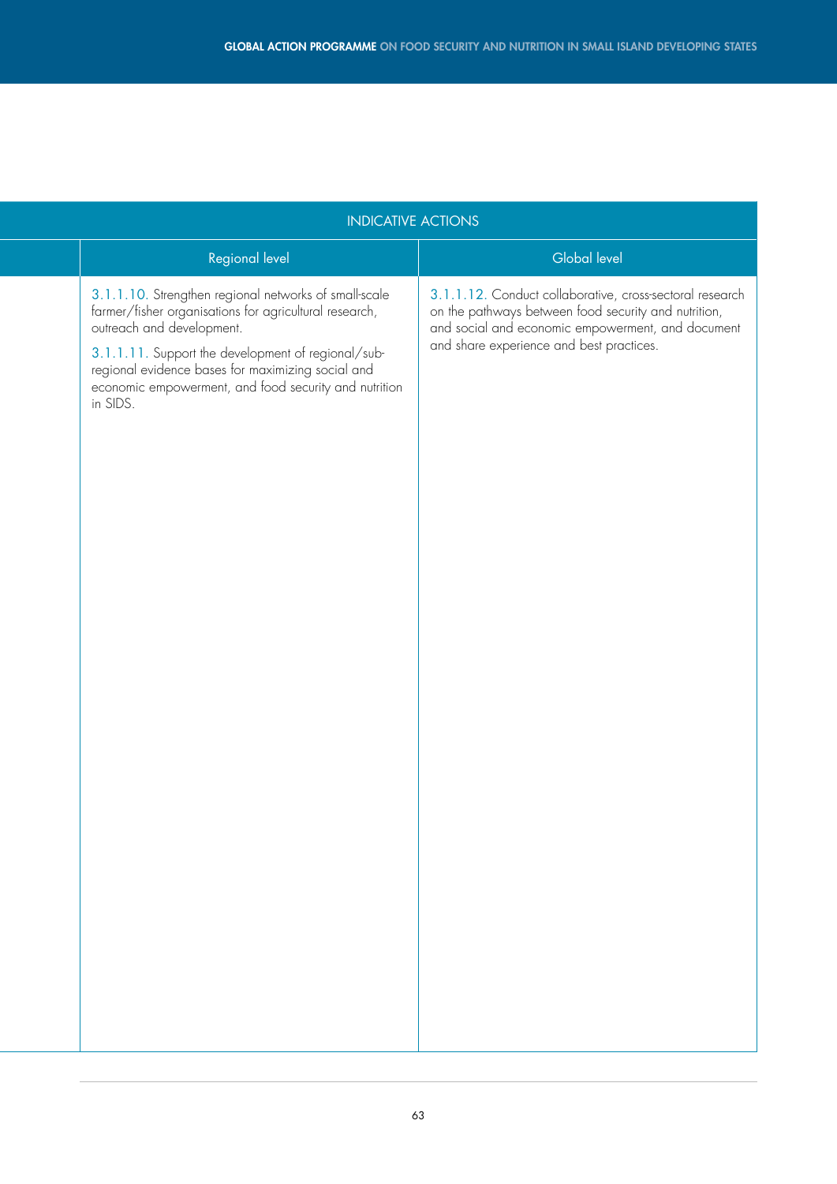| | INDICATIVE ACTIONS | |
|---|---|---|
| | Regional level | Global level |
| | 3.1.1.10. Strengthen regional networks of small-scale farmer/fisher organisations for agricultural research, outreach and development.<br><br>3.1.1.11. Support the development of regional/sub-regional evidence bases for maximizing social and economic empowerment, and food security and nutrition in SIDS. | 3.1.1.12. Conduct collaborative, cross-sectoral research on the pathways between food security and nutrition, and social and economic empowerment, and document and share experience and best practices. |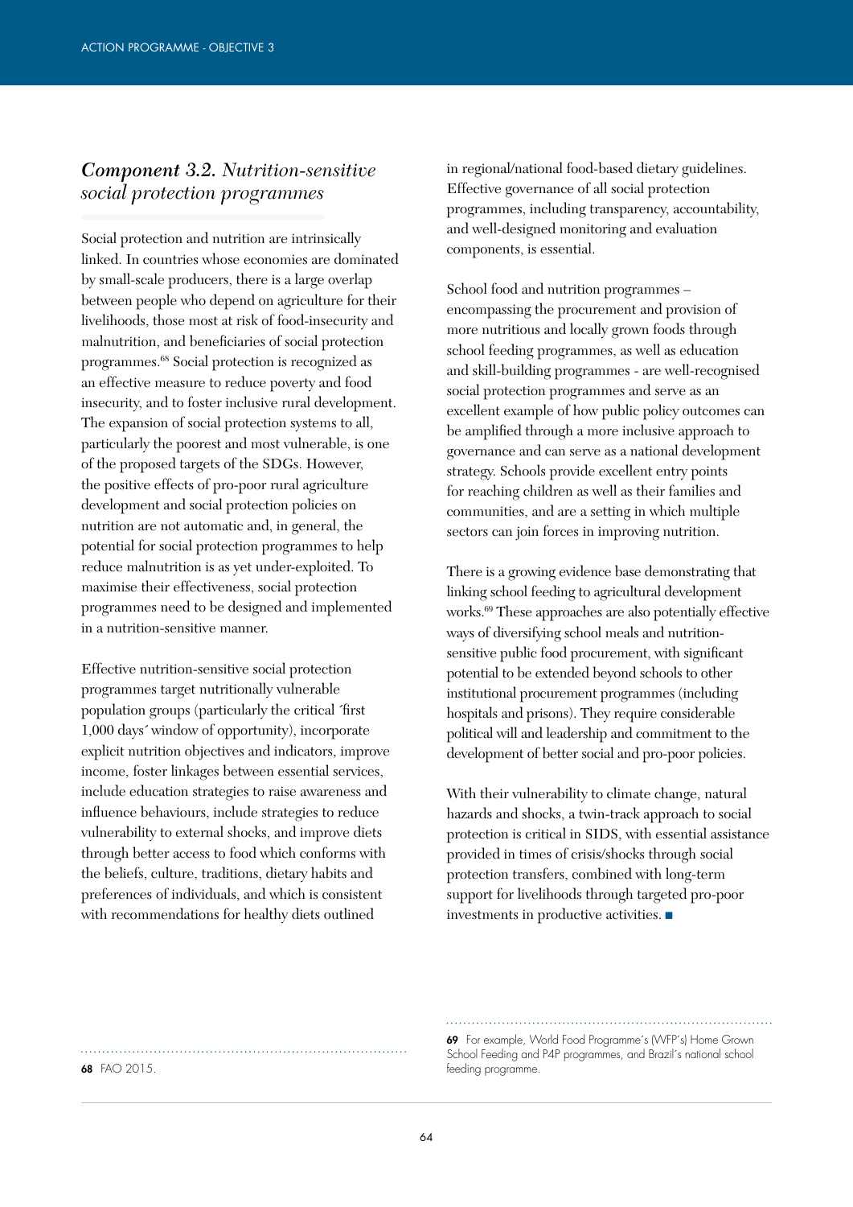## *Component 3.2. Nutrition-sensitive social protection programmes*

Social protection and nutrition are intrinsically linked. In countries whose economies are dominated by small-scale producers, there is a large overlap between people who depend on agriculture for their livelihoods, those most at risk of food-insecurity and malnutrition, and beneficiaries of social protection programmes.[68] Social protection is recognized as an effective measure to reduce poverty and food insecurity, and to foster inclusive rural development. The expansion of social protection systems to all, particularly the poorest and most vulnerable, is one of the proposed targets of the SDGs. However, the positive effects of pro-poor rural agriculture development and social protection policies on nutrition are not automatic and, in general, the potential for social protection programmes to help reduce malnutrition is as yet under-exploited. To maximise their effectiveness, social protection programmes need to be designed and implemented in a nutrition-sensitive manner.

Effective nutrition-sensitive social protection programmes target nutritionally vulnerable population groups (particularly the critical ´first 1,000 days´ window of opportunity), incorporate explicit nutrition objectives and indicators, improve income, foster linkages between essential services, include education strategies to raise awareness and influence behaviours, include strategies to reduce vulnerability to external shocks, and improve diets through better access to food which conforms with the beliefs, culture, traditions, dietary habits and preferences of individuals, and which is consistent with recommendations for healthy diets outlined in regional/national food-based dietary guidelines. Effective governance of all social protection programmes, including transparency, accountability, and well-designed monitoring and evaluation components, is essential.

School food and nutrition programmes – encompassing the procurement and provision of more nutritious and locally grown foods through school feeding programmes, as well as education and skill-building programmes - are well-recognised social protection programmes and serve as an excellent example of how public policy outcomes can be amplified through a more inclusive approach to governance and can serve as a national development strategy. Schools provide excellent entry points for reaching children as well as their families and communities, and are a setting in which multiple sectors can join forces in improving nutrition.

There is a growing evidence base demonstrating that linking school feeding to agricultural development works.[69] These approaches are also potentially effective ways of diversifying school meals and nutrition-sensitive public food procurement, with significant potential to be extended beyond schools to other institutional procurement programmes (including hospitals and prisons). They require considerable political will and leadership and commitment to the development of better social and pro-poor policies.

With their vulnerability to climate change, natural hazards and shocks, a twin-track approach to social protection is critical in SIDS, with essential assistance provided in times of crisis/shocks through social protection transfers, combined with long-term support for livelihoods through targeted pro-poor investments in productive activities. ■

---

**68** FAO 2015.

**69** For example, World Food Programme´s (WFP´s) Home Grown School Feeding and P4P programmes, and Brazil´s national school feeding programme.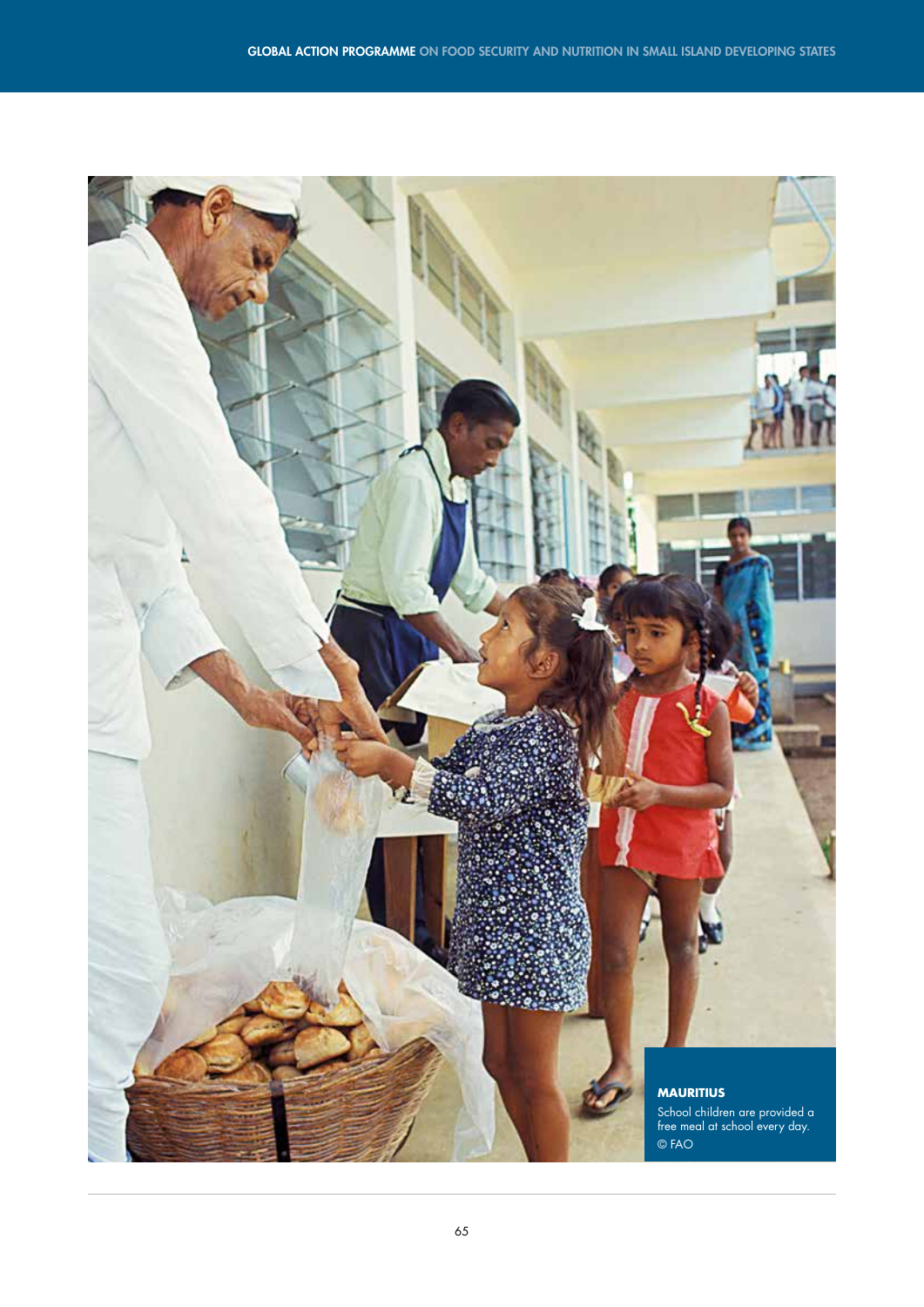**MAURITIUS**

School children are provided a free meal at school every day.

© FAO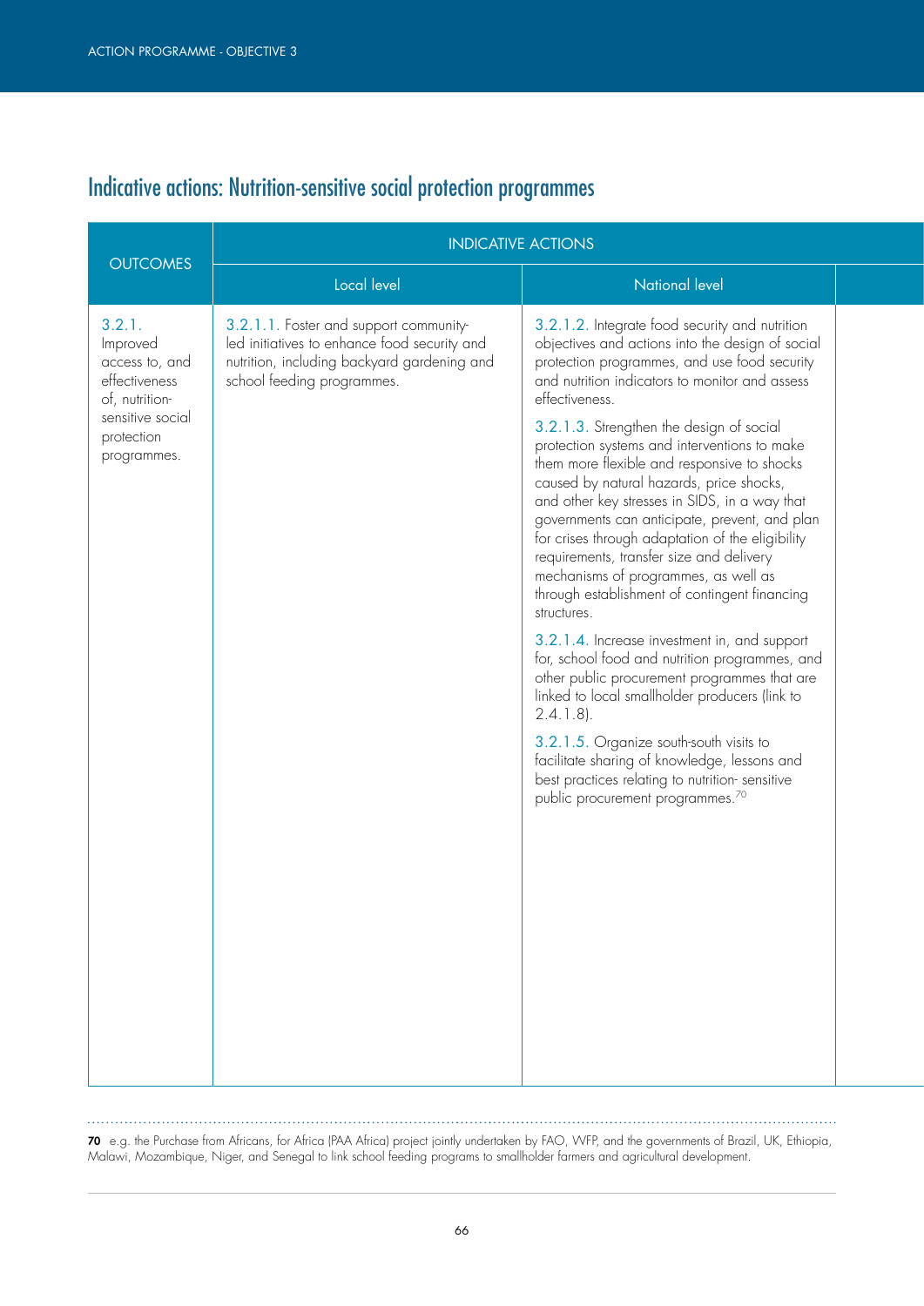## Indicative actions: Nutrition-sensitive social protection programmes

| OUTCOMES | INDICATIVE ACTIONS | |
|---|---|---|
| | Local level | National level |
| 3.2.1. Improved access to, and effectiveness of, nutrition-sensitive social protection programmes. | 3.2.1.1. Foster and support community-led initiatives to enhance food security and nutrition, including backyard gardening and school feeding programmes. | 3.2.1.2. Integrate food security and nutrition objectives and actions into the design of social protection programmes, and use food security and nutrition indicators to monitor and assess effectiveness.<br><br>3.2.1.3. Strengthen the design of social protection systems and interventions to make them more flexible and responsive to shocks caused by natural hazards, price shocks, and other key stresses in SIDS, in a way that governments can anticipate, prevent, and plan for crises through adaptation of the eligibility requirements, transfer size and delivery mechanisms of programmes, as well as through establishment of contingent financing structures.<br><br>3.2.1.4. Increase investment in, and support for, school food and nutrition programmes, and other public procurement programmes that are linked to local smallholder producers (link to 2.4.1.8).<br><br>3.2.1.5. Organize south-south visits to facilitate sharing of knowledge, lessons and best practices relating to nutrition- sensitive public procurement programmes.[70] |

**70** e.g. the Purchase from Africans, for Africa (PAA Africa) project jointly undertaken by FAO, WFP, and the governments of Brazil, UK, Ethiopia, Malawi, Mozambique, Niger, and Senegal to link school feeding programs to smallholder farmers and agricultural development.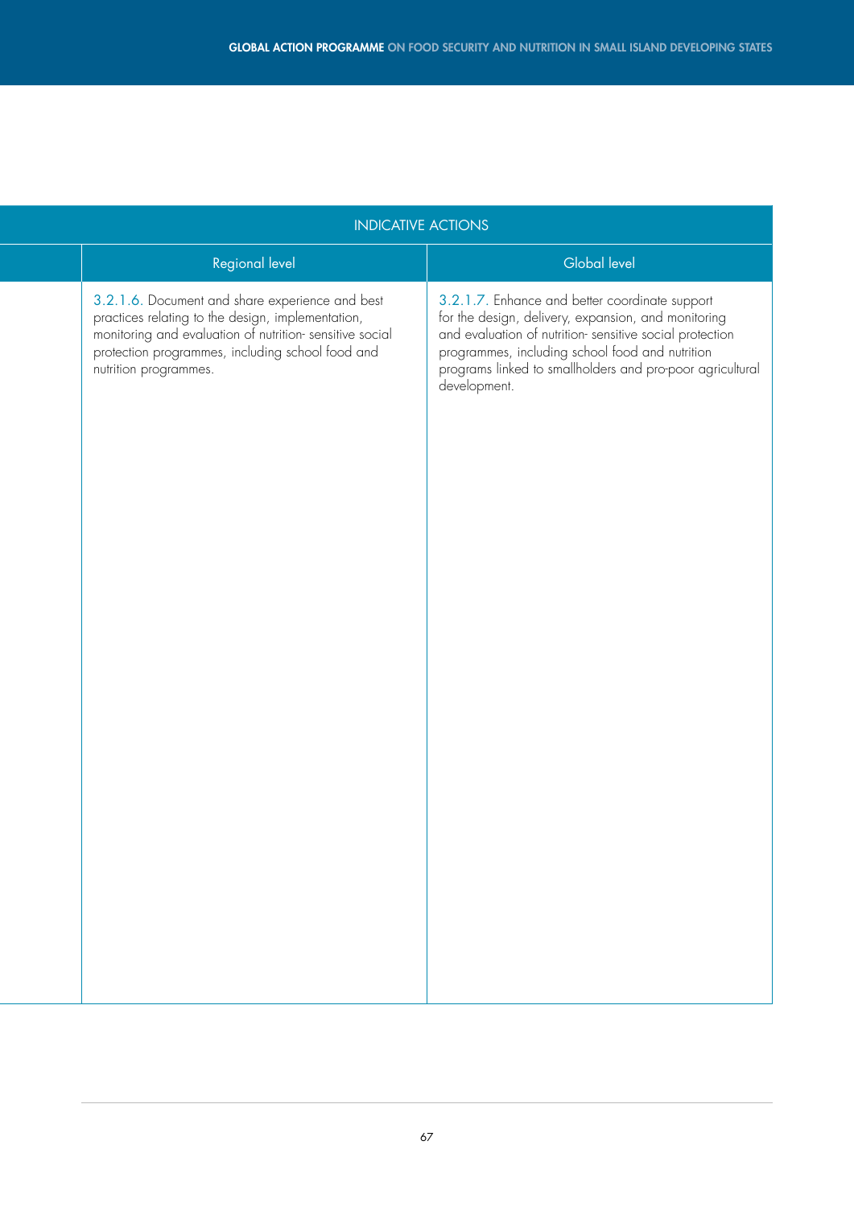| | INDICATIVE ACTIONS | |
|---|---|---|
| | Regional level | Global level |
| | 3.2.1.6. Document and share experience and best practices relating to the design, implementation, monitoring and evaluation of nutrition- sensitive social protection programmes, including school food and nutrition programmes. | 3.2.1.7. Enhance and better coordinate support for the design, delivery, expansion, and monitoring and evaluation of nutrition- sensitive social protection programmes, including school food and nutrition programs linked to smallholders and pro-poor agricultural development. |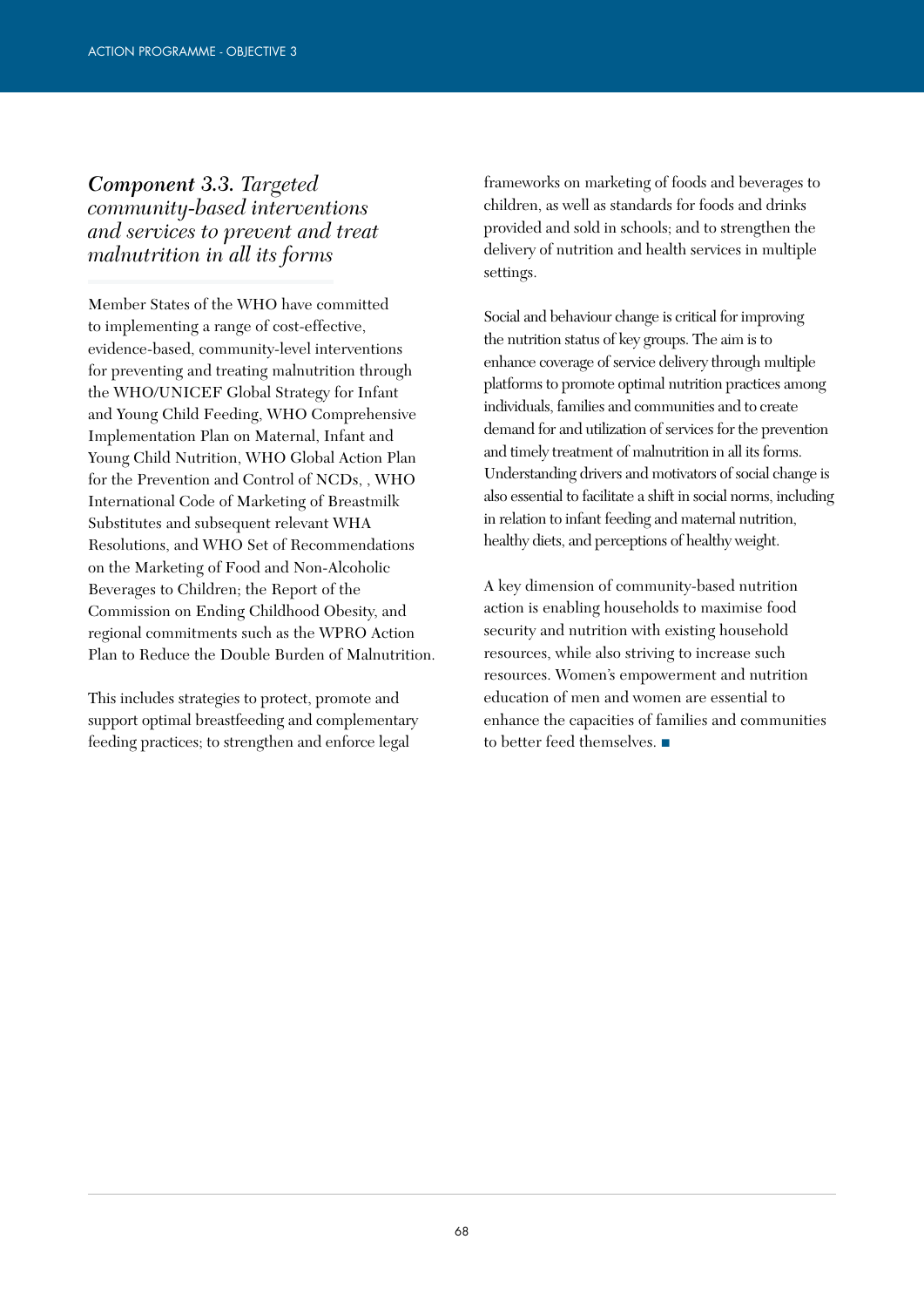## *Component 3.3. Targeted community-based interventions and services to prevent and treat malnutrition in all its forms*

Member States of the WHO have committed to implementing a range of cost-effective, evidence-based, community-level interventions for preventing and treating malnutrition through the WHO/UNICEF Global Strategy for Infant and Young Child Feeding, WHO Comprehensive Implementation Plan on Maternal, Infant and Young Child Nutrition, WHO Global Action Plan for the Prevention and Control of NCDs, , WHO International Code of Marketing of Breastmilk Substitutes and subsequent relevant WHA Resolutions, and WHO Set of Recommendations on the Marketing of Food and Non-Alcoholic Beverages to Children; the Report of the Commission on Ending Childhood Obesity, and regional commitments such as the WPRO Action Plan to Reduce the Double Burden of Malnutrition.

This includes strategies to protect, promote and support optimal breastfeeding and complementary feeding practices; to strengthen and enforce legal frameworks on marketing of foods and beverages to children, as well as standards for foods and drinks provided and sold in schools; and to strengthen the delivery of nutrition and health services in multiple settings.

Social and behaviour change is critical for improving the nutrition status of key groups. The aim is to enhance coverage of service delivery through multiple platforms to promote optimal nutrition practices among individuals, families and communities and to create demand for and utilization of services for the prevention and timely treatment of malnutrition in all its forms. Understanding drivers and motivators of social change is also essential to facilitate a shift in social norms, including in relation to infant feeding and maternal nutrition, healthy diets, and perceptions of healthy weight.

A key dimension of community-based nutrition action is enabling households to maximise food security and nutrition with existing household resources, while also striving to increase such resources. Women's empowerment and nutrition education of men and women are essential to enhance the capacities of families and communities to better feed themselves. ■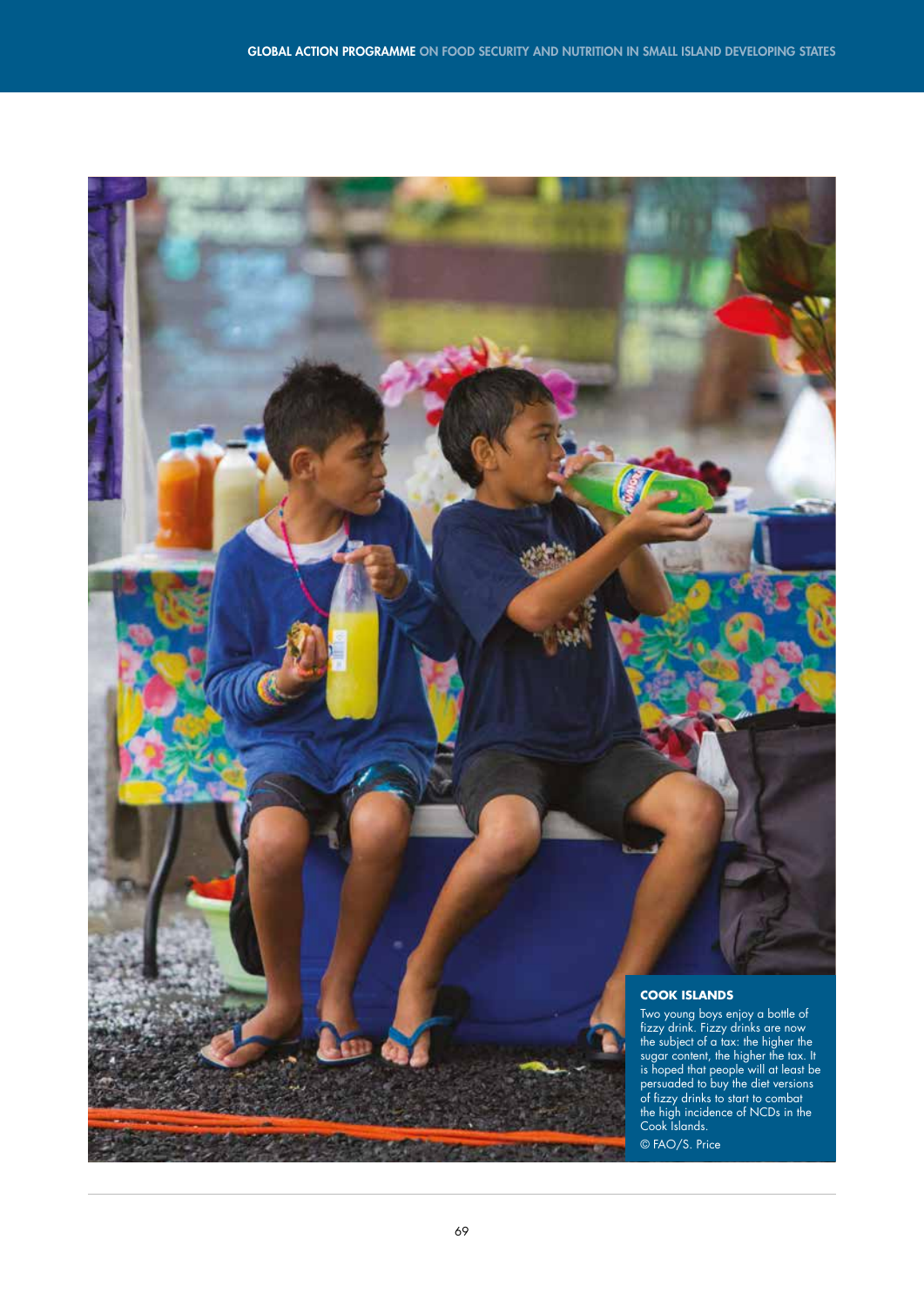**COOK ISLANDS**

Two young boys enjoy a bottle of fizzy drink. Fizzy drinks are now the subject of a tax: the higher the sugar content, the higher the tax. It is hoped that people will at least be persuaded to buy the diet versions of fizzy drinks to start to combat the high incidence of NCDs in the Cook Islands.

© FAO/S. Price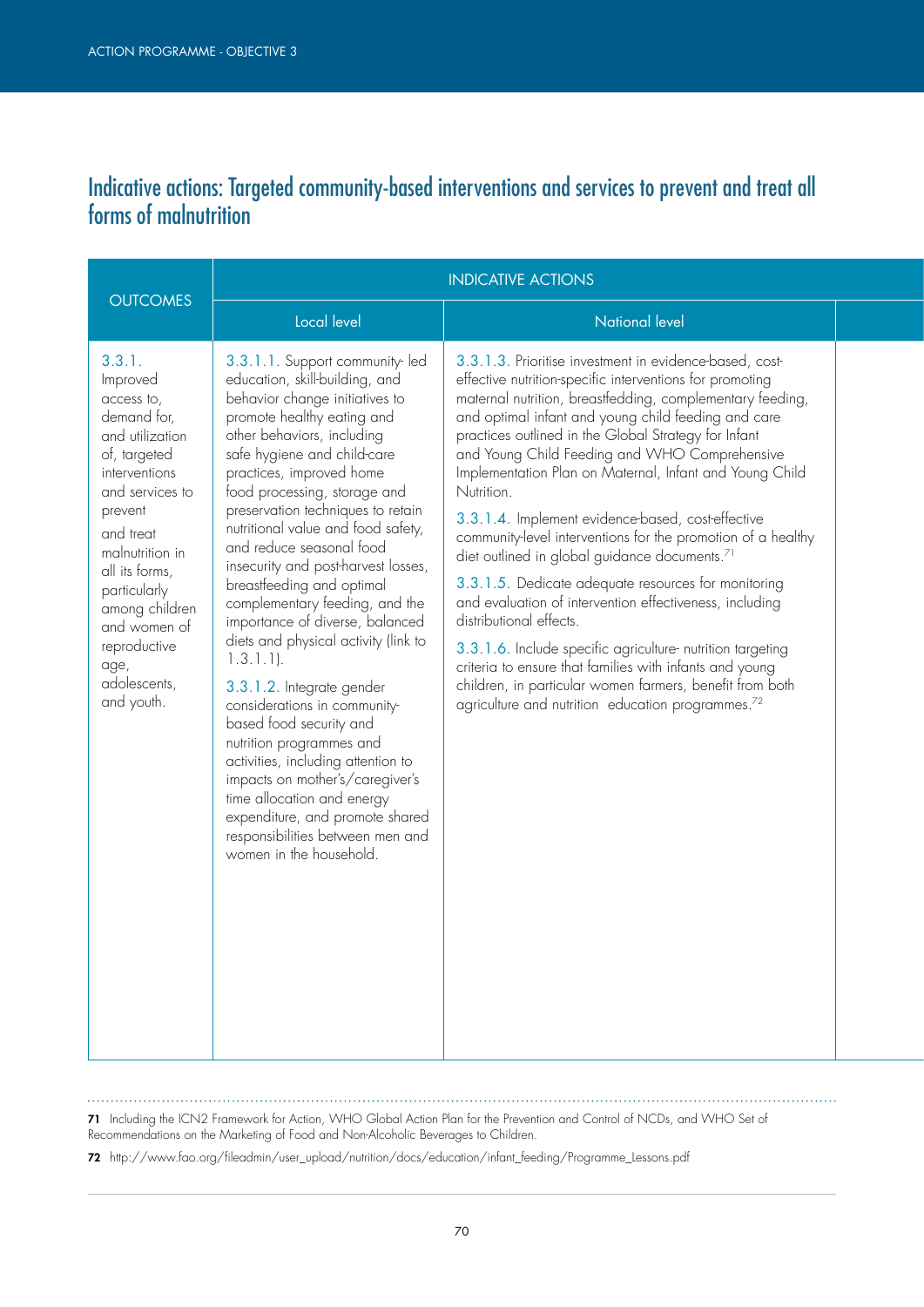## Indicative actions: Targeted community-based interventions and services to prevent and treat all forms of malnutrition

| OUTCOMES | INDICATIVE ACTIONS | |
|---|---|---|
| | Local level | National level |
| 3.3.1. Improved access to, demand for, and utilization of, targeted interventions and services to prevent and treat malnutrition in all its forms, particularly among children and women of reproductive age, adolescents, and youth. | 3.3.1.1. Support community- led education, skill-building, and behavior change initiatives to promote healthy eating and other behaviors, including safe hygiene and child-care practices, improved home food processing, storage and preservation techniques to retain nutritional value and food safety, and reduce seasonal food insecurity and post-harvest losses, breastfeeding and optimal complementary feeding, and the importance of diverse, balanced diets and physical activity (link to 1.3.1.1).<br><br>3.3.1.2. Integrate gender considerations in community-based food security and nutrition programmes and activities, including attention to impacts on mother's/caregiver's time allocation and energy expenditure, and promote shared responsibilities between men and women in the household. | 3.3.1.3. Prioritise investment in evidence-based, cost-effective nutrition-specific interventions for promoting maternal nutrition, breastfedding, complementary feeding, and optimal infant and young child feeding and care practices outlined in the Global Strategy for Infant and Young Child Feeding and WHO Comprehensive Implementation Plan on Maternal, Infant and Young Child Nutrition.<br><br>3.3.1.4. Implement evidence-based, cost-effective community-level interventions for the promotion of a healthy diet outlined in global guidance documents.[71]<br><br>3.3.1.5. Dedicate adequate resources for monitoring and evaluation of intervention effectiveness, including distributional effects.<br><br>3.3.1.6. Include specific agriculture- nutrition targeting criteria to ensure that families with infants and young children, in particular women farmers, benefit from both agriculture and nutrition education programmes.[72] |

**71** Including the ICN2 Framework for Action, WHO Global Action Plan for the Prevention and Control of NCDs, and WHO Set of Recommendations on the Marketing of Food and Non-Alcoholic Beverages to Children.

**72** http://www.fao.org/fileadmin/user_upload/nutrition/docs/education/infant_feeding/Programme_Lessons.pdf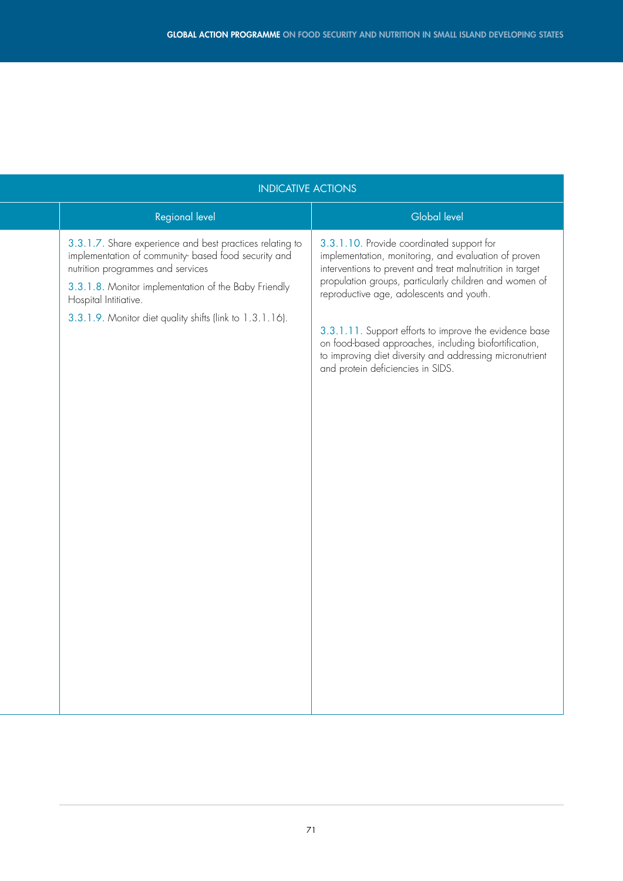| INDICATIVE ACTIONS | | |
|---|---|---|
| | Regional level | Global level |
| | 3.3.1.7. Share experience and best practices relating to implementation of community- based food security and nutrition programmes and services<br><br>3.3.1.8. Monitor implementation of the Baby Friendly Hospital Intitiative.<br><br>3.3.1.9. Monitor diet quality shifts (link to 1.3.1.16). | 3.3.1.10. Provide coordinated support for implementation, monitoring, and evaluation of proven interventions to prevent and treat malnutrition in target population groups, particularly children and women of reproductive age, adolescents and youth.<br><br>3.3.1.11. Support efforts to improve the evidence base on food-based approaches, including biofortification, to improving diet diversity and addressing micronutrient and protein deficiencies in SIDS. |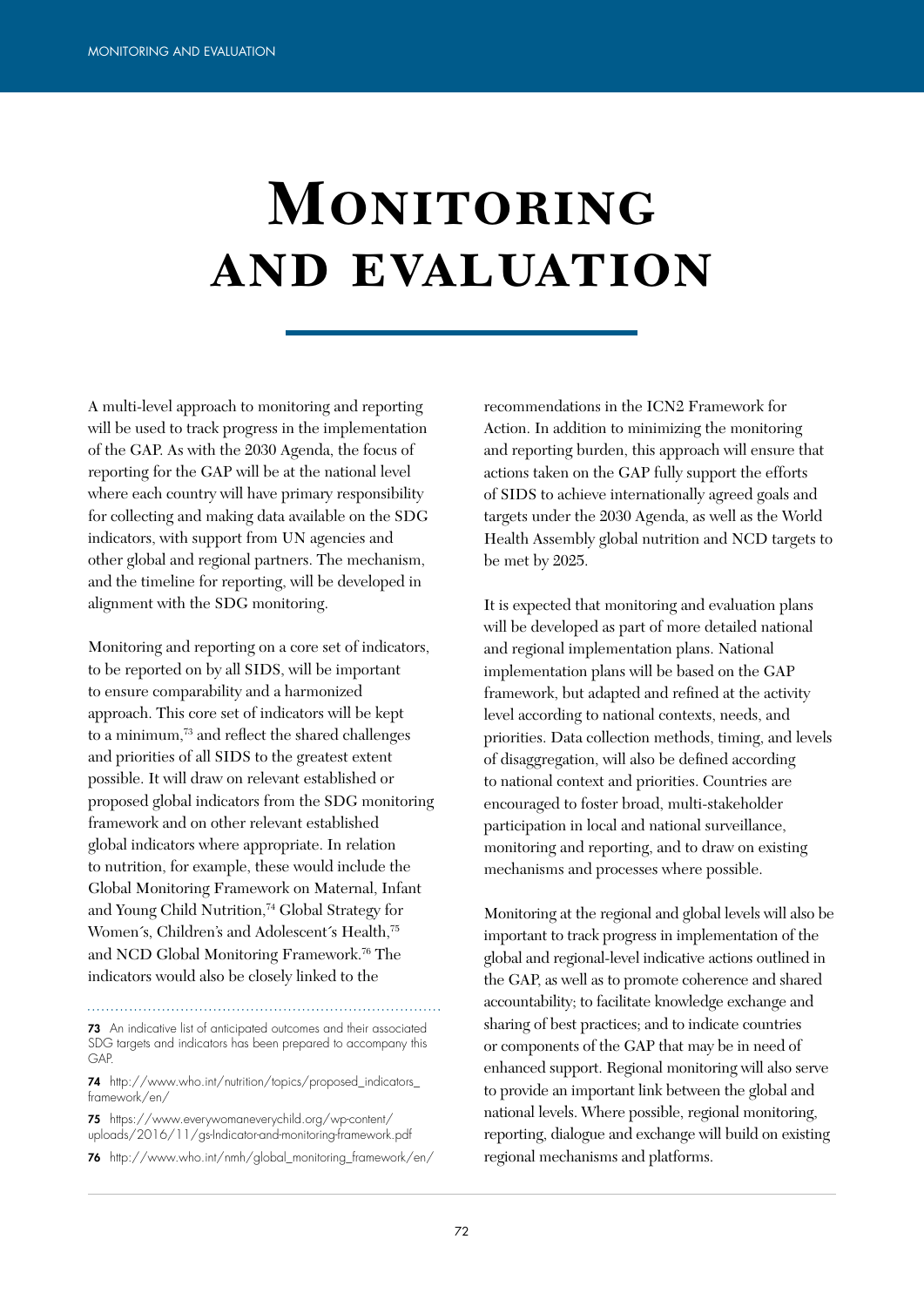# Monitoring and evaluation

A multi-level approach to monitoring and reporting will be used to track progress in the implementation of the GAP. As with the 2030 Agenda, the focus of reporting for the GAP will be at the national level where each country will have primary responsibility for collecting and making data available on the SDG indicators, with support from UN agencies and other global and regional partners. The mechanism, and the timeline for reporting, will be developed in alignment with the SDG monitoring.

Monitoring and reporting on a core set of indicators, to be reported on by all SIDS, will be important to ensure comparability and a harmonized approach. This core set of indicators will be kept to a minimum,[73] and reflect the shared challenges and priorities of all SIDS to the greatest extent possible. It will draw on relevant established or proposed global indicators from the SDG monitoring framework and on other relevant established global indicators where appropriate. In relation to nutrition, for example, these would include the Global Monitoring Framework on Maternal, Infant and Young Child Nutrition,[74] Global Strategy for Women´s, Children's and Adolescent´s Health,[75] and NCD Global Monitoring Framework.[76] The indicators would also be closely linked to the recommendations in the ICN2 Framework for Action. In addition to minimizing the monitoring and reporting burden, this approach will ensure that actions taken on the GAP fully support the efforts of SIDS to achieve internationally agreed goals and targets under the 2030 Agenda, as well as the World Health Assembly global nutrition and NCD targets to be met by 2025.

It is expected that monitoring and evaluation plans will be developed as part of more detailed national and regional implementation plans. National implementation plans will be based on the GAP framework, but adapted and refined at the activity level according to national contexts, needs, and priorities. Data collection methods, timing, and levels of disaggregation, will also be defined according to national context and priorities. Countries are encouraged to foster broad, multi-stakeholder participation in local and national surveillance, monitoring and reporting, and to draw on existing mechanisms and processes where possible.

Monitoring at the regional and global levels will also be important to track progress in implementation of the global and regional-level indicative actions outlined in the GAP, as well as to promote coherence and shared accountability; to facilitate knowledge exchange and sharing of best practices; and to indicate countries or components of the GAP that may be in need of enhanced support. Regional monitoring will also serve to provide an important link between the global and national levels. Where possible, regional monitoring, reporting, dialogue and exchange will build on existing regional mechanisms and platforms.

---

**73** An indicative list of anticipated outcomes and their associated SDG targets and indicators has been prepared to accompany this GAP.

**74** http://www.who.int/nutrition/topics/proposed_indicators_framework/en/

**75** https://www.everywomaneverychild.org/wp-content/uploads/2016/11/gs-Indicator-and-monitoring-framework.pdf

**76** http://www.who.int/nmh/global_monitoring_framework/en/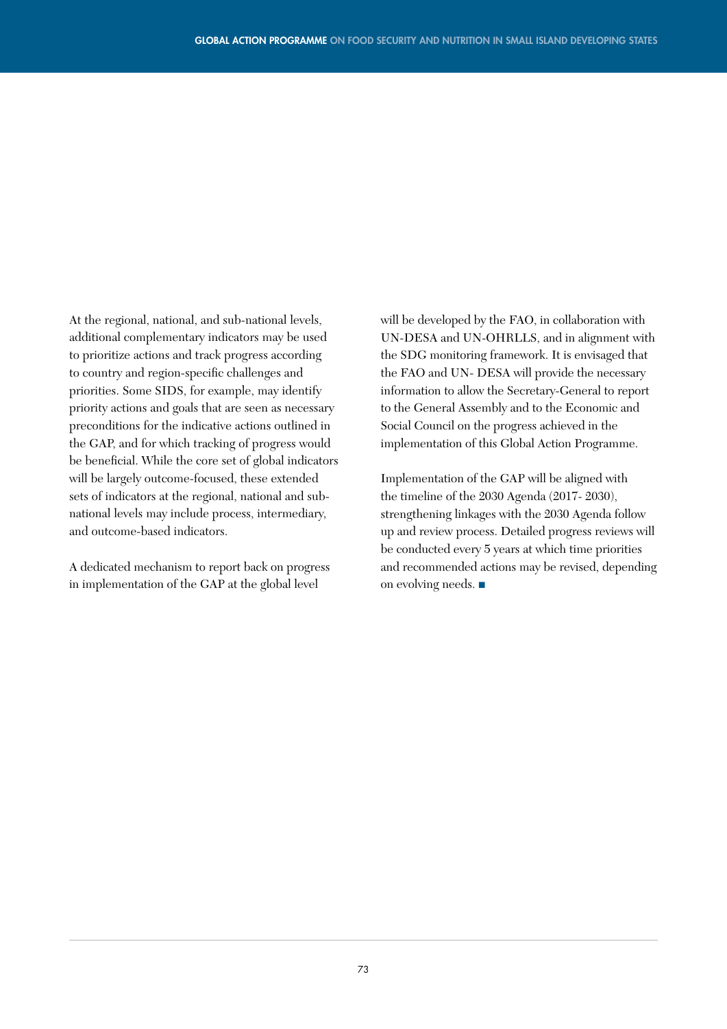At the regional, national, and sub-national levels, additional complementary indicators may be used to prioritize actions and track progress according to country and region-specific challenges and priorities. Some SIDS, for example, may identify priority actions and goals that are seen as necessary preconditions for the indicative actions outlined in the GAP, and for which tracking of progress would be beneficial. While the core set of global indicators will be largely outcome-focused, these extended sets of indicators at the regional, national and sub-national levels may include process, intermediary, and outcome-based indicators.

A dedicated mechanism to report back on progress in implementation of the GAP at the global level will be developed by the FAO, in collaboration with UN-DESA and UN-OHRLLS, and in alignment with the SDG monitoring framework. It is envisaged that the FAO and UN- DESA will provide the necessary information to allow the Secretary-General to report to the General Assembly and to the Economic and Social Council on the progress achieved in the implementation of this Global Action Programme.

Implementation of the GAP will be aligned with the timeline of the 2030 Agenda (2017- 2030), strengthening linkages with the 2030 Agenda follow up and review process. Detailed progress reviews will be conducted every 5 years at which time priorities and recommended actions may be revised, depending on evolving needs. ■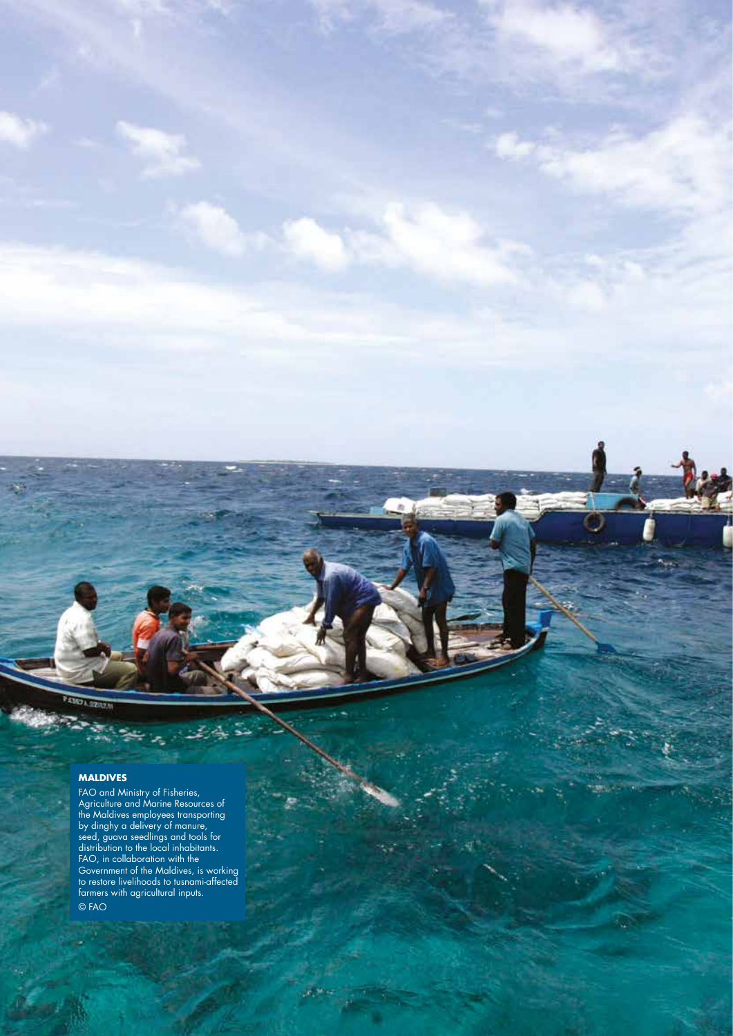**MALDIVES**

FAO and Ministry of Fisheries, Agriculture and Marine Resources of the Maldives employees transporting by dinghy a delivery of manure, seed, guava seedlings and tools for distribution to the local inhabitants. FAO, in collaboration with the Government of the Maldives, is working to restore livelihoods to tusnami-affected farmers with agricultural inputs.

© FAO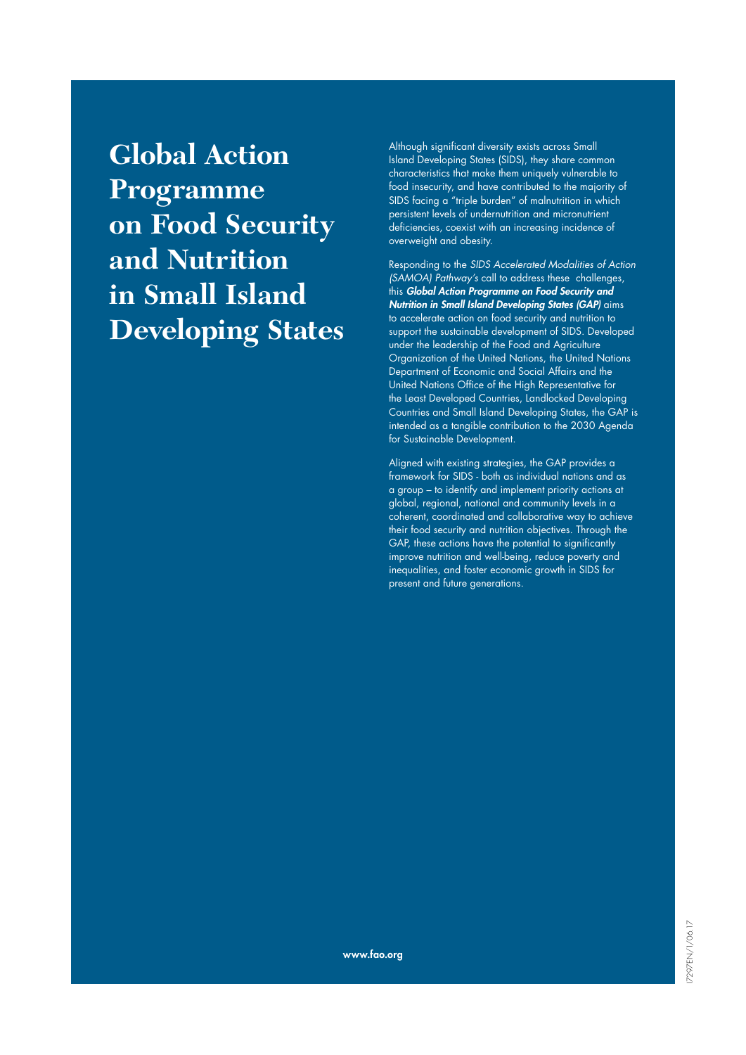# Global Action Programme on Food Security and Nutrition in Small Island Developing States

Although significant diversity exists across Small Island Developing States (SIDS), they share common characteristics that make them uniquely vulnerable to food insecurity, and have contributed to the majority of SIDS facing a "triple burden" of malnutrition in which persistent levels of undernutrition and micronutrient deficiencies, coexist with an increasing incidence of overweight and obesity.

Responding to the *SIDS Accelerated Modalities of Action (SAMOA) Pathway's* call to address these challenges, this ***Global Action Programme on Food Security and Nutrition in Small Island Developing States (GAP)*** aims to accelerate action on food security and nutrition to support the sustainable development of SIDS. Developed under the leadership of the Food and Agriculture Organization of the United Nations, the United Nations Department of Economic and Social Affairs and the United Nations Office of the High Representative for the Least Developed Countries, Landlocked Developing Countries and Small Island Developing States, the GAP is intended as a tangible contribution to the 2030 Agenda for Sustainable Development.

Aligned with existing strategies, the GAP provides a framework for SIDS - both as individual nations and as a group – to identify and implement priority actions at global, regional, national and community levels in a coherent, coordinated and collaborative way to achieve their food security and nutrition objectives. Through the GAP, these actions have the potential to significantly improve nutrition and well-being, reduce poverty and inequalities, and foster economic growth in SIDS for present and future generations.

**www.fao.org**

I7297EN/1/06.17